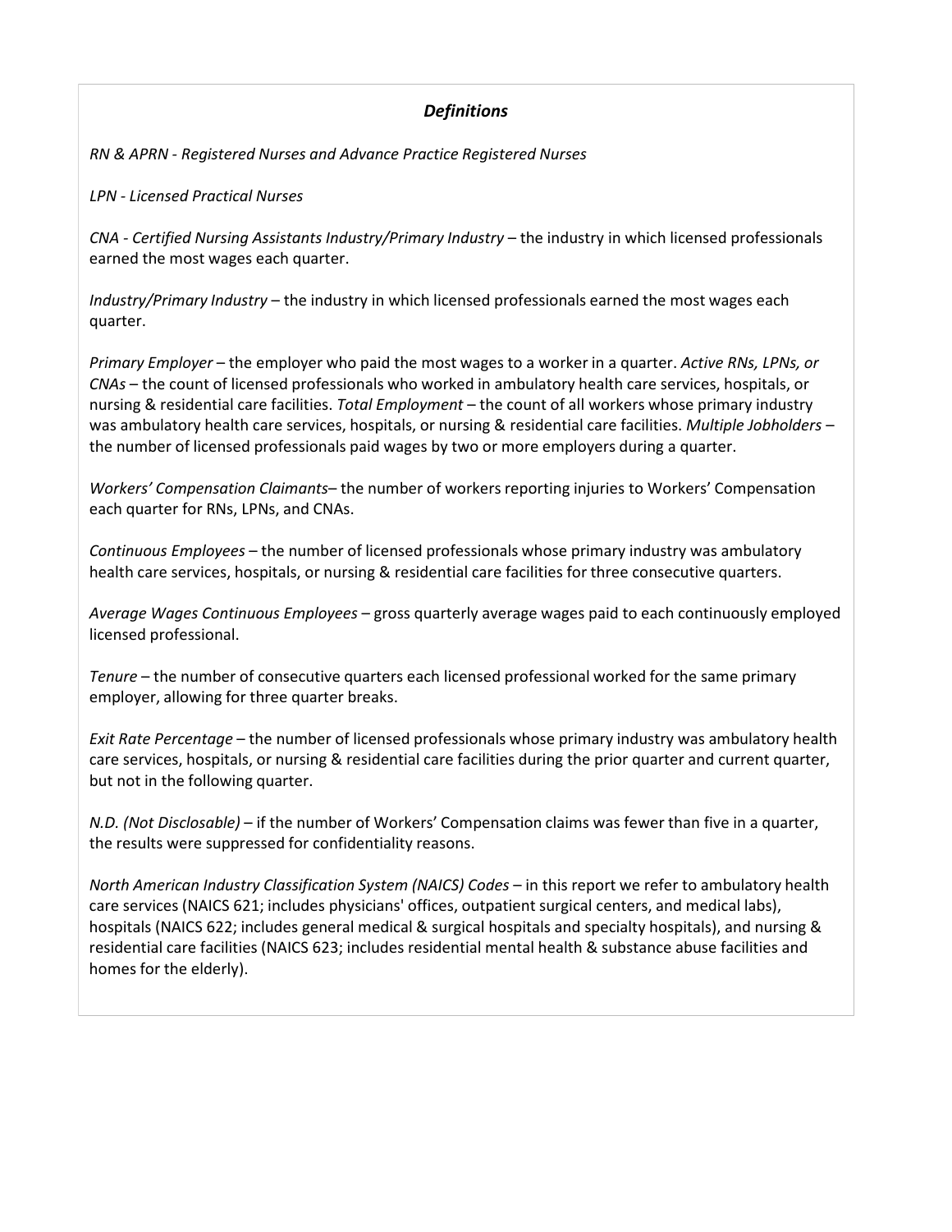## *Definitions*

*RN & APRN - Registered Nurses and Advance Practice Registered Nurses*

*LPN - Licensed Practical Nurses*

*CNA - Certified Nursing Assistants Industry/Primary Industry* – the industry in which licensed professionals earned the most wages each quarter.

*Industry/Primary Industry* – the industry in which licensed professionals earned the most wages each quarter.

*Primary Employer* – the employer who paid the most wages to a worker in a quarter. *Active RNs, LPNs, or CNAs* – the count of licensed professionals who worked in ambulatory health care services, hospitals, or nursing & residential care facilities. *Total Employment* – the count of all workers whose primary industry was ambulatory health care services, hospitals, or nursing & residential care facilities. *Multiple Jobholders* – the number of licensed professionals paid wages by two or more employers during a quarter.

*Workers' Compensation Claimants*– the number of workers reporting injuries to Workers' Compensation each quarter for RNs, LPNs, and CNAs.

*Continuous Employees* – the number of licensed professionals whose primary industry was ambulatory health care services, hospitals, or nursing & residential care facilities for three consecutive quarters.

*Average Wages Continuous Employees* – gross quarterly average wages paid to each continuously employed licensed professional.

*Tenure* – the number of consecutive quarters each licensed professional worked for the same primary employer, allowing for three quarter breaks.

*Exit Rate Percentage* – the number of licensed professionals whose primary industry was ambulatory health care services, hospitals, or nursing & residential care facilities during the prior quarter and current quarter, but not in the following quarter.

*N.D. (Not Disclosable)* – if the number of Workers' Compensation claims was fewer than five in a quarter, the results were suppressed for confidentiality reasons.

*North American Industry Classification System (NAICS) Codes* – in this report we refer to ambulatory health care services (NAICS 621; includes physicians' offices, outpatient surgical centers, and medical labs), hospitals (NAICS 622; includes general medical & surgical hospitals and specialty hospitals), and nursing & residential care facilities (NAICS 623; includes residential mental health & substance abuse facilities and homes for the elderly).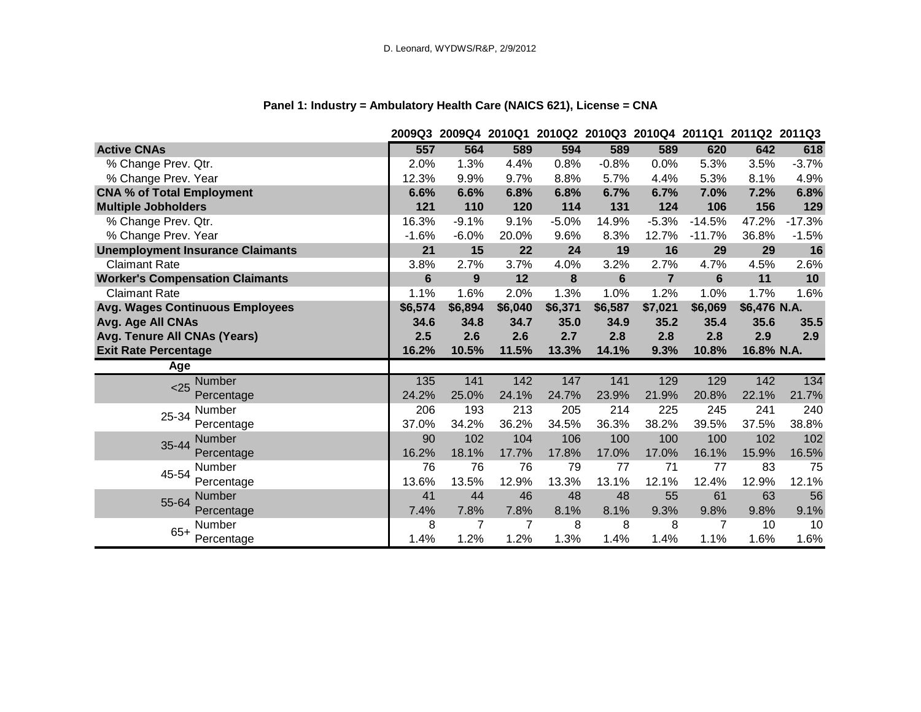D. Leonard, WYDWS/R&P, 2/9/2012

## Panel 1: Industry = Ambulatory Health Care (NAICS 621), License = CNA

| | | 2009Q3 | 2009Q4 | 2010Q1 | 2010Q2 | 2010Q3 | 2010Q4 | 2011Q1 | 2011Q2 | 2011Q3 |
|---|---|---|---|---|---|---|---|---|---|---|
| **Active CNAs** | | **557** | **564** | **589** | **594** | **589** | **589** | **620** | **642** | **618** |
| % Change Prev. Qtr. | | 2.0% | 1.3% | 4.4% | 0.8% | -0.8% | 0.0% | 5.3% | 3.5% | -3.7% |
| % Change Prev. Year | | 12.3% | 9.9% | 9.7% | 8.8% | 5.7% | 4.4% | 5.3% | 8.1% | 4.9% |
| **CNA % of Total Employment** | | **6.6%** | **6.6%** | **6.8%** | **6.8%** | **6.7%** | **6.7%** | **7.0%** | **7.2%** | **6.8%** |
| **Multiple Jobholders** | | **121** | **110** | **120** | **114** | **131** | **124** | **106** | **156** | **129** |
| % Change Prev. Qtr. | | 16.3% | -9.1% | 9.1% | -5.0% | 14.9% | -5.3% | -14.5% | 47.2% | -17.3% |
| % Change Prev. Year | | -1.6% | -6.0% | 20.0% | 9.6% | 8.3% | 12.7% | -11.7% | 36.8% | -1.5% |
| **Unemployment Insurance Claimants** | | **21** | **15** | **22** | **24** | **19** | **16** | **29** | **29** | **16** |
| Claimant Rate | | 3.8% | 2.7% | 3.7% | 4.0% | 3.2% | 2.7% | 4.7% | 4.5% | 2.6% |
| **Worker's Compensation Claimants** | | **6** | **9** | **12** | **8** | **6** | **7** | **6** | **11** | **10** |
| Claimant Rate | | 1.1% | 1.6% | 2.0% | 1.3% | 1.0% | 1.2% | 1.0% | 1.7% | 1.6% |
| **Avg. Wages Continuous Employees** | | **$6,574** | **$6,894** | **$6,040** | **$6,371** | **$6,587** | **$7,021** | **$6,069** | **$6,476** | **N.A.** |
| **Avg. Age All CNAs** | | **34.6** | **34.8** | **34.7** | **35.0** | **34.9** | **35.2** | **35.4** | **35.6** | **35.5** |
| **Avg. Tenure All CNAs (Years)** | | **2.5** | **2.6** | **2.6** | **2.7** | **2.8** | **2.8** | **2.8** | **2.9** | **2.9** |
| **Exit Rate Percentage** | | **16.2%** | **10.5%** | **11.5%** | **13.3%** | **14.1%** | **9.3%** | **10.8%** | **16.8%** | **N.A.** |
| **Age** | | | | | | | | | | |
| <25 | Number | 135 | 141 | 142 | 147 | 141 | 129 | 129 | 142 | 134 |
| | Percentage | 24.2% | 25.0% | 24.1% | 24.7% | 23.9% | 21.9% | 20.8% | 22.1% | 21.7% |
| 25-34 | Number | 206 | 193 | 213 | 205 | 214 | 225 | 245 | 241 | 240 |
| | Percentage | 37.0% | 34.2% | 36.2% | 34.5% | 36.3% | 38.2% | 39.5% | 37.5% | 38.8% |
| 35-44 | Number | 90 | 102 | 104 | 106 | 100 | 100 | 100 | 102 | 102 |
| | Percentage | 16.2% | 18.1% | 17.7% | 17.8% | 17.0% | 17.0% | 16.1% | 15.9% | 16.5% |
| 45-54 | Number | 76 | 76 | 76 | 79 | 77 | 71 | 77 | 83 | 75 |
| | Percentage | 13.6% | 13.5% | 12.9% | 13.3% | 13.1% | 12.1% | 12.4% | 12.9% | 12.1% |
| 55-64 | Number | 41 | 44 | 46 | 48 | 48 | 55 | 61 | 63 | 56 |
| | Percentage | 7.4% | 7.8% | 7.8% | 8.1% | 8.1% | 9.3% | 9.8% | 9.8% | 9.1% |
| 65+ | Number | 8 | 7 | 7 | 8 | 8 | 8 | 7 | 10 | 10 |
| | Percentage | 1.4% | 1.2% | 1.2% | 1.3% | 1.4% | 1.4% | 1.1% | 1.6% | 1.6% |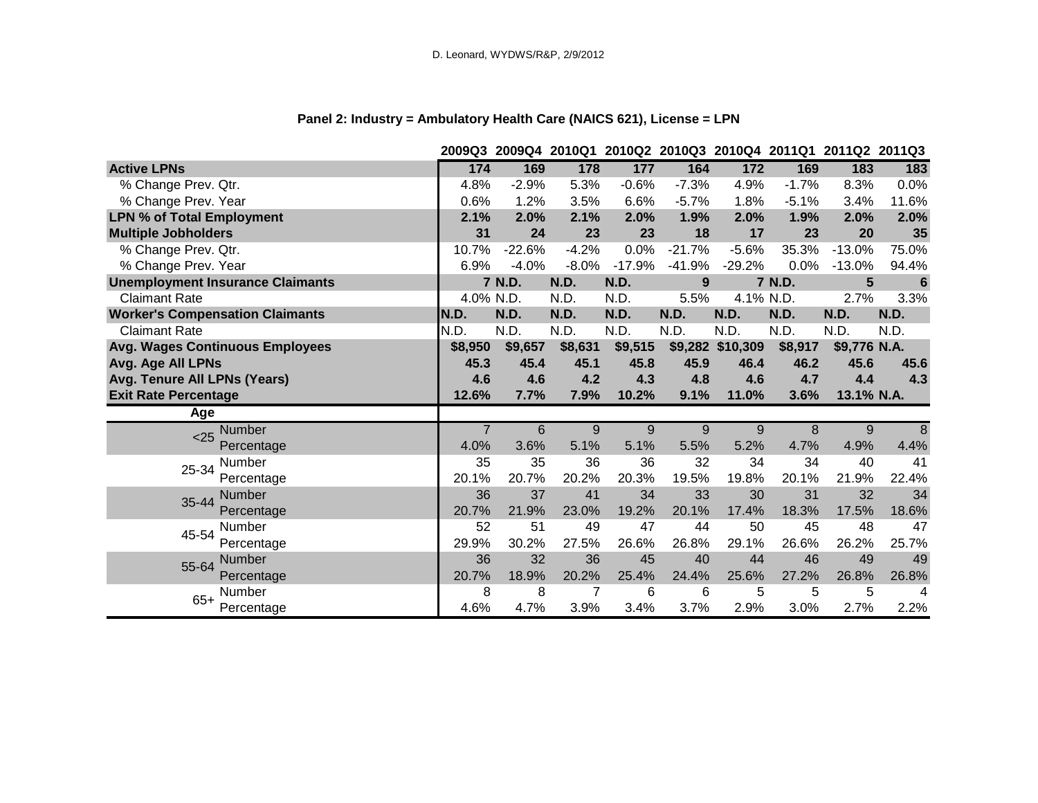D. Leonard, WYDWS/R&P, 2/9/2012

### Panel 2: Industry = Ambulatory Health Care (NAICS 621), License = LPN

| | | 2009Q3 | 2009Q4 | 2010Q1 | 2010Q2 | 2010Q3 | 2010Q4 | 2011Q1 | 2011Q2 | 2011Q3 |
|---|---|---|---|---|---|---|---|---|---|---|
| **Active LPNs** | | **174** | **169** | **178** | **177** | **164** | **172** | **169** | **183** | **183** |
| % Change Prev. Qtr. | | 4.8% | -2.9% | 5.3% | -0.6% | -7.3% | 4.9% | -1.7% | 8.3% | 0.0% |
| % Change Prev. Year | | 0.6% | 1.2% | 3.5% | 6.6% | -5.7% | 1.8% | -5.1% | 3.4% | 11.6% |
| **LPN % of Total Employment** | | **2.1%** | **2.0%** | **2.1%** | **2.0%** | **1.9%** | **2.0%** | **1.9%** | **2.0%** | **2.0%** |
| **Multiple Jobholders** | | **31** | **24** | **23** | **23** | **18** | **17** | **23** | **20** | **35** |
| % Change Prev. Qtr. | | 10.7% | -22.6% | -4.2% | 0.0% | -21.7% | -5.6% | 35.3% | -13.0% | 75.0% |
| % Change Prev. Year | | 6.9% | -4.0% | -8.0% | -17.9% | -41.9% | -29.2% | 0.0% | -13.0% | 94.4% |
| **Unemployment Insurance Claimants** | | **7** | **N.D.** | **N.D.** | **N.D.** | **9** | **7** | **N.D.** | **5** | **6** |
| Claimant Rate | | 4.0% | N.D. | N.D. | N.D. | 5.5% | 4.1% | N.D. | 2.7% | 3.3% |
| **Worker's Compensation Claimants** | | **N.D.** | **N.D.** | **N.D.** | **N.D.** | **N.D.** | **N.D.** | **N.D.** | **N.D.** | **N.D.** |
| Claimant Rate | | N.D. | N.D. | N.D. | N.D. | N.D. | N.D. | N.D. | N.D. | N.D. |
| **Avg. Wages Continuous Employees** | | **$8,950** | **$9,657** | **$8,631** | **$9,515** | **$9,282** | **$10,309** | **$8,917** | **$9,776** | **N.A.** |
| **Avg. Age All LPNs** | | **45.3** | **45.4** | **45.1** | **45.8** | **45.9** | **46.4** | **46.2** | **45.6** | **45.6** |
| **Avg. Tenure All LPNs (Years)** | | **4.6** | **4.6** | **4.2** | **4.3** | **4.8** | **4.6** | **4.7** | **4.4** | **4.3** |
| **Exit Rate Percentage** | | **12.6%** | **7.7%** | **7.9%** | **10.2%** | **9.1%** | **11.0%** | **3.6%** | **13.1%** | **N.A.** |
| **Age** | | | | | | | | | | |
| <25 | Number | 7 | 6 | 9 | 9 | 9 | 9 | 8 | 9 | 8 |
| | Percentage | 4.0% | 3.6% | 5.1% | 5.1% | 5.5% | 5.2% | 4.7% | 4.9% | 4.4% |
| 25-34 | Number | 35 | 35 | 36 | 36 | 32 | 34 | 34 | 40 | 41 |
| | Percentage | 20.1% | 20.7% | 20.2% | 20.3% | 19.5% | 19.8% | 20.1% | 21.9% | 22.4% |
| 35-44 | Number | 36 | 37 | 41 | 34 | 33 | 30 | 31 | 32 | 34 |
| | Percentage | 20.7% | 21.9% | 23.0% | 19.2% | 20.1% | 17.4% | 18.3% | 17.5% | 18.6% |
| 45-54 | Number | 52 | 51 | 49 | 47 | 44 | 50 | 45 | 48 | 47 |
| | Percentage | 29.9% | 30.2% | 27.5% | 26.6% | 26.8% | 29.1% | 26.6% | 26.2% | 25.7% |
| 55-64 | Number | 36 | 32 | 36 | 45 | 40 | 44 | 46 | 49 | 49 |
| | Percentage | 20.7% | 18.9% | 20.2% | 25.4% | 24.4% | 25.6% | 27.2% | 26.8% | 26.8% |
| 65+ | Number | 8 | 8 | 7 | 6 | 6 | 5 | 5 | 5 | 4 |
| | Percentage | 4.6% | 4.7% | 3.9% | 3.4% | 3.7% | 2.9% | 3.0% | 2.7% | 2.2% |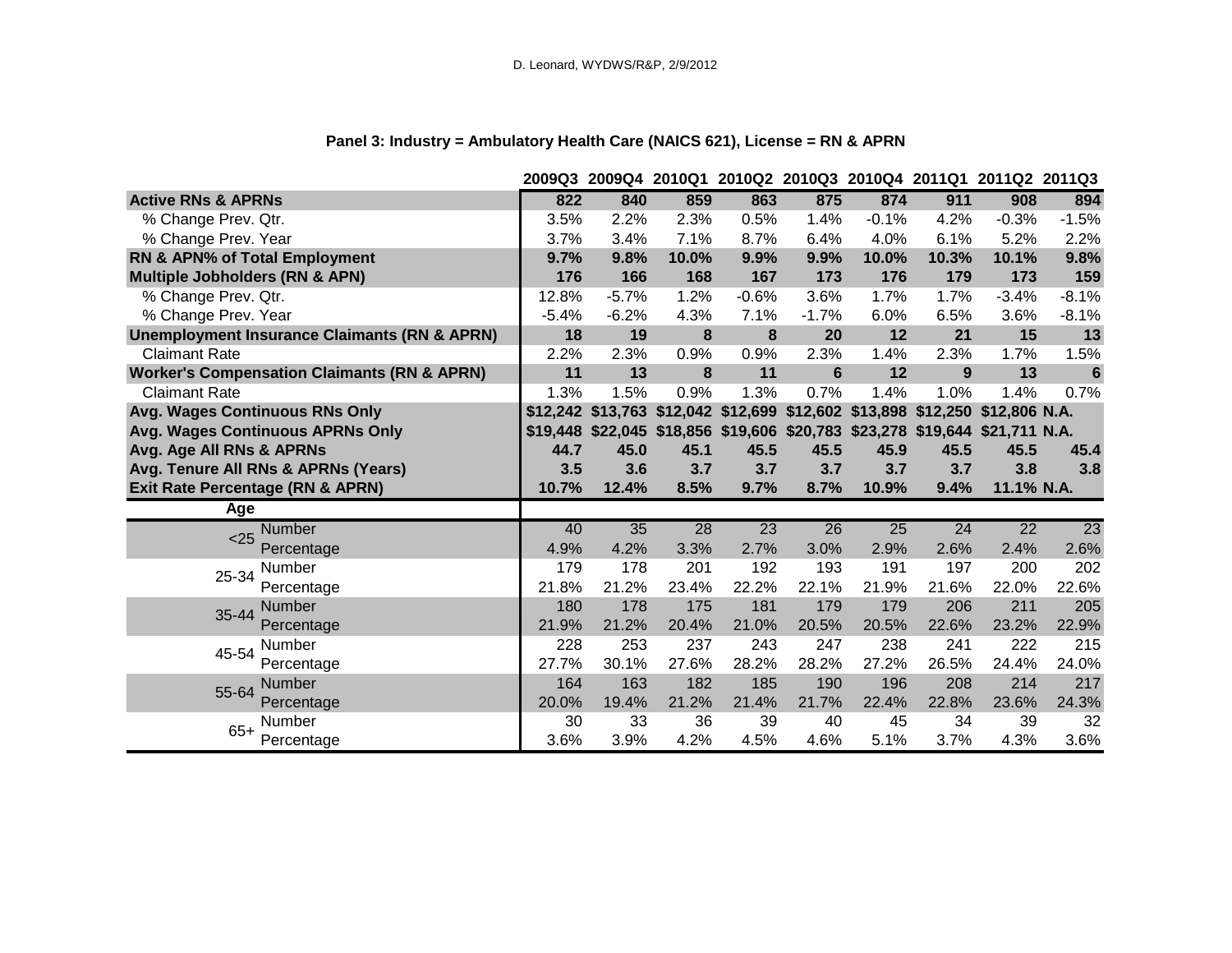D. Leonard, WYDWS/R&P, 2/9/2012

### Panel 3: Industry = Ambulatory Health Care (NAICS 621), License = RN & APRN

| | | 2009Q3 | 2009Q4 | 2010Q1 | 2010Q2 | 2010Q3 | 2010Q4 | 2011Q1 | 2011Q2 | 2011Q3 |
|---|---|---|---|---|---|---|---|---|---|---|
| **Active RNs & APRNs** | | **822** | **840** | **859** | **863** | **875** | **874** | **911** | **908** | **894** |
| % Change Prev. Qtr. | | 3.5% | 2.2% | 2.3% | 0.5% | 1.4% | -0.1% | 4.2% | -0.3% | -1.5% |
| % Change Prev. Year | | 3.7% | 3.4% | 7.1% | 8.7% | 6.4% | 4.0% | 6.1% | 5.2% | 2.2% |
| **RN & APN% of Total Employment** | | **9.7%** | **9.8%** | **10.0%** | **9.9%** | **9.9%** | **10.0%** | **10.3%** | **10.1%** | **9.8%** |
| **Multiple Jobholders (RN & APN)** | | **176** | **166** | **168** | **167** | **173** | **176** | **179** | **173** | **159** |
| % Change Prev. Qtr. | | 12.8% | -5.7% | 1.2% | -0.6% | 3.6% | 1.7% | 1.7% | -3.4% | -8.1% |
| % Change Prev. Year | | -5.4% | -6.2% | 4.3% | 7.1% | -1.7% | 6.0% | 6.5% | 3.6% | -8.1% |
| **Unemployment Insurance Claimants (RN & APRN)** | | **18** | **19** | **8** | **8** | **20** | **12** | **21** | **15** | **13** |
| Claimant Rate | | 2.2% | 2.3% | 0.9% | 0.9% | 2.3% | 1.4% | 2.3% | 1.7% | 1.5% |
| **Worker's Compensation Claimants (RN & APRN)** | | **11** | **13** | **8** | **11** | **6** | **12** | **9** | **13** | **6** |
| Claimant Rate | | 1.3% | 1.5% | 0.9% | 1.3% | 0.7% | 1.4% | 1.0% | 1.4% | 0.7% |
| **Avg. Wages Continuous RNs Only** | | **$12,242** | **$13,763** | **$12,042** | **$12,699** | **$12,602** | **$13,898** | **$12,250** | **$12,806** | **N.A.** |
| **Avg. Wages Continuous APRNs Only** | | **$19,448** | **$22,045** | **$18,856** | **$19,606** | **$20,783** | **$23,278** | **$19,644** | **$21,711** | **N.A.** |
| **Avg. Age All RNs & APRNs** | | **44.7** | **45.0** | **45.1** | **45.5** | **45.5** | **45.9** | **45.5** | **45.5** | **45.4** |
| **Avg. Tenure All RNs & APRNs (Years)** | | **3.5** | **3.6** | **3.7** | **3.7** | **3.7** | **3.7** | **3.7** | **3.8** | **3.8** |
| **Exit Rate Percentage (RN & APRN)** | | **10.7%** | **12.4%** | **8.5%** | **9.7%** | **8.7%** | **10.9%** | **9.4%** | **11.1%** | **N.A.** |
| **Age** | | | | | | | | | | |
| <25 | Number | 40 | 35 | 28 | 23 | 26 | 25 | 24 | 22 | 23 |
| | Percentage | 4.9% | 4.2% | 3.3% | 2.7% | 3.0% | 2.9% | 2.6% | 2.4% | 2.6% |
| 25-34 | Number | 179 | 178 | 201 | 192 | 193 | 191 | 197 | 200 | 202 |
| | Percentage | 21.8% | 21.2% | 23.4% | 22.2% | 22.1% | 21.9% | 21.6% | 22.0% | 22.6% |
| 35-44 | Number | 180 | 178 | 175 | 181 | 179 | 179 | 206 | 211 | 205 |
| | Percentage | 21.9% | 21.2% | 20.4% | 21.0% | 20.5% | 20.5% | 22.6% | 23.2% | 22.9% |
| 45-54 | Number | 228 | 253 | 237 | 243 | 247 | 238 | 241 | 222 | 215 |
| | Percentage | 27.7% | 30.1% | 27.6% | 28.2% | 28.2% | 27.2% | 26.5% | 24.4% | 24.0% |
| 55-64 | Number | 164 | 163 | 182 | 185 | 190 | 196 | 208 | 214 | 217 |
| | Percentage | 20.0% | 19.4% | 21.2% | 21.4% | 21.7% | 22.4% | 22.8% | 23.6% | 24.3% |
| 65+ | Number | 30 | 33 | 36 | 39 | 40 | 45 | 34 | 39 | 32 |
| | Percentage | 3.6% | 3.9% | 4.2% | 4.5% | 4.6% | 5.1% | 3.7% | 4.3% | 3.6% |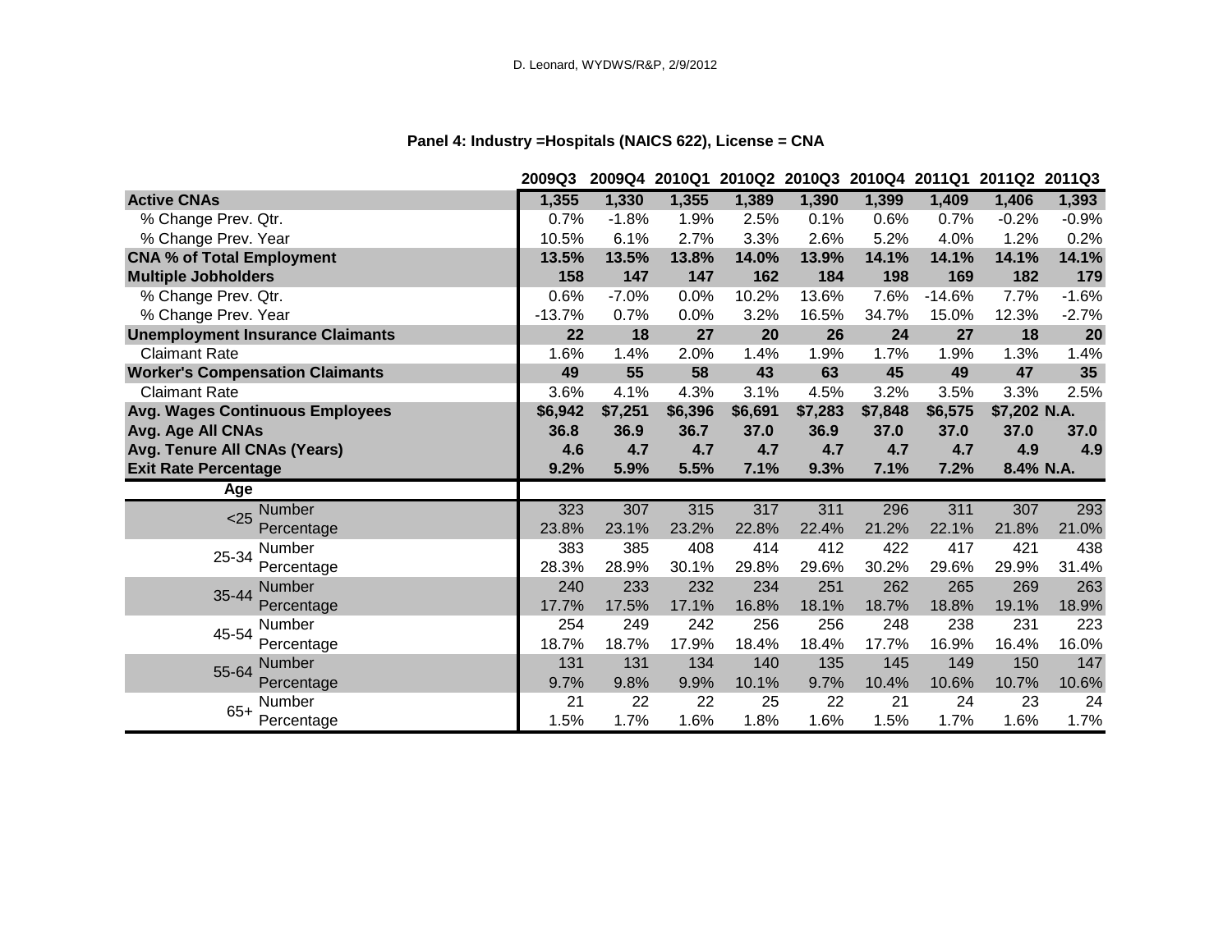D. Leonard, WYDWS/R&P, 2/9/2012

**Panel 4: Industry =Hospitals (NAICS 622), License = CNA**

| | | 2009Q3 | 2009Q4 | 2010Q1 | 2010Q2 | 2010Q3 | 2010Q4 | 2011Q1 | 2011Q2 | 2011Q3 |
|---|---|---|---|---|---|---|---|---|---|---|
| **Active CNAs** | | **1,355** | **1,330** | **1,355** | **1,389** | **1,390** | **1,399** | **1,409** | **1,406** | **1,393** |
| % Change Prev. Qtr. | | 0.7% | -1.8% | 1.9% | 2.5% | 0.1% | 0.6% | 0.7% | -0.2% | -0.9% |
| % Change Prev. Year | | 10.5% | 6.1% | 2.7% | 3.3% | 2.6% | 5.2% | 4.0% | 1.2% | 0.2% |
| **CNA % of Total Employment** | | **13.5%** | **13.5%** | **13.8%** | **14.0%** | **13.9%** | **14.1%** | **14.1%** | **14.1%** | **14.1%** |
| **Multiple Jobholders** | | **158** | **147** | **147** | **162** | **184** | **198** | **169** | **182** | **179** |
| % Change Prev. Qtr. | | 0.6% | -7.0% | 0.0% | 10.2% | 13.6% | 7.6% | -14.6% | 7.7% | -1.6% |
| % Change Prev. Year | | -13.7% | 0.7% | 0.0% | 3.2% | 16.5% | 34.7% | 15.0% | 12.3% | -2.7% |
| **Unemployment Insurance Claimants** | | **22** | **18** | **27** | **20** | **26** | **24** | **27** | **18** | **20** |
| Claimant Rate | | 1.6% | 1.4% | 2.0% | 1.4% | 1.9% | 1.7% | 1.9% | 1.3% | 1.4% |
| **Worker's Compensation Claimants** | | **49** | **55** | **58** | **43** | **63** | **45** | **49** | **47** | **35** |
| Claimant Rate | | 3.6% | 4.1% | 4.3% | 3.1% | 4.5% | 3.2% | 3.5% | 3.3% | 2.5% |
| **Avg. Wages Continuous Employees** | | **$6,942** | **$7,251** | **$6,396** | **$6,691** | **$7,283** | **$7,848** | **$6,575** | **$7,202** | **N.A.** |
| **Avg. Age All CNAs** | | **36.8** | **36.9** | **36.7** | **37.0** | **36.9** | **37.0** | **37.0** | **37.0** | **37.0** |
| **Avg. Tenure All CNAs (Years)** | | **4.6** | **4.7** | **4.7** | **4.7** | **4.7** | **4.7** | **4.7** | **4.9** | **4.9** |
| **Exit Rate Percentage** | | **9.2%** | **5.9%** | **5.5%** | **7.1%** | **9.3%** | **7.1%** | **7.2%** | **8.4%** | **N.A.** |
| **Age** | | | | | | | | | | |
| <25 | Number | 323 | 307 | 315 | 317 | 311 | 296 | 311 | 307 | 293 |
| | Percentage | 23.8% | 23.1% | 23.2% | 22.8% | 22.4% | 21.2% | 22.1% | 21.8% | 21.0% |
| 25-34 | Number | 383 | 385 | 408 | 414 | 412 | 422 | 417 | 421 | 438 |
| | Percentage | 28.3% | 28.9% | 30.1% | 29.8% | 29.6% | 30.2% | 29.6% | 29.9% | 31.4% |
| 35-44 | Number | 240 | 233 | 232 | 234 | 251 | 262 | 265 | 269 | 263 |
| | Percentage | 17.7% | 17.5% | 17.1% | 16.8% | 18.1% | 18.7% | 18.8% | 19.1% | 18.9% |
| 45-54 | Number | 254 | 249 | 242 | 256 | 256 | 248 | 238 | 231 | 223 |
| | Percentage | 18.7% | 18.7% | 17.9% | 18.4% | 18.4% | 17.7% | 16.9% | 16.4% | 16.0% |
| 55-64 | Number | 131 | 131 | 134 | 140 | 135 | 145 | 149 | 150 | 147 |
| | Percentage | 9.7% | 9.8% | 9.9% | 10.1% | 9.7% | 10.4% | 10.6% | 10.7% | 10.6% |
| 65+ | Number | 21 | 22 | 22 | 25 | 22 | 21 | 24 | 23 | 24 |
| | Percentage | 1.5% | 1.7% | 1.6% | 1.8% | 1.6% | 1.5% | 1.7% | 1.6% | 1.7% |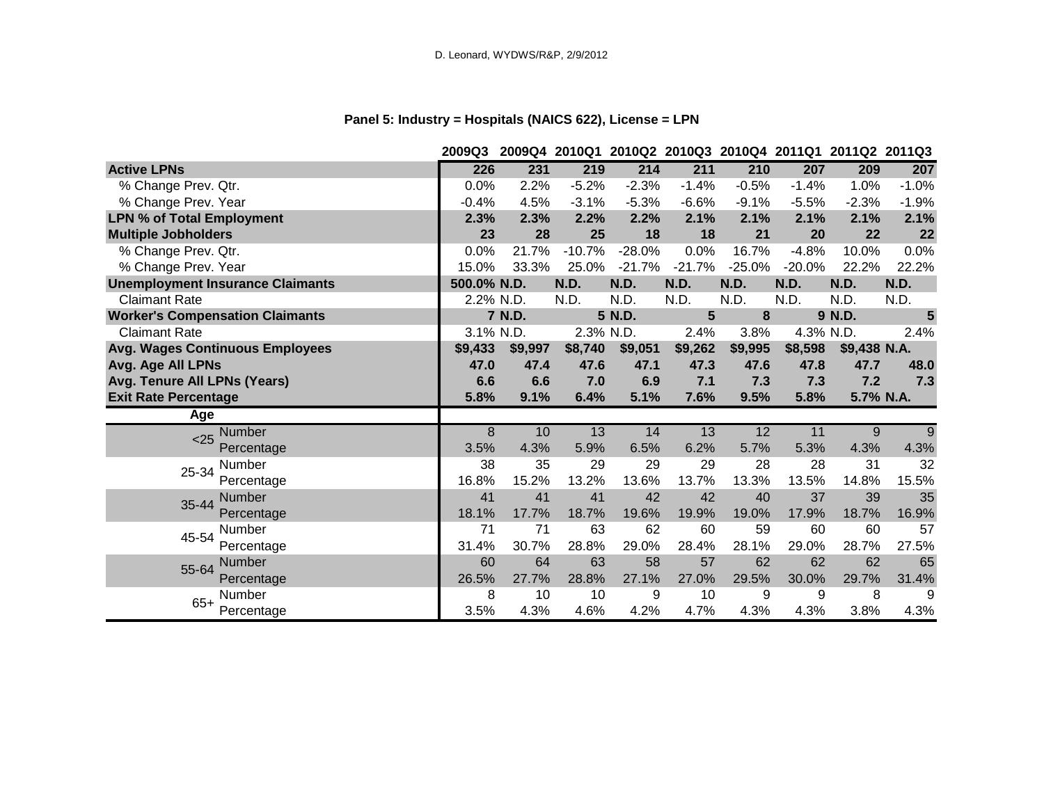D. Leonard, WYDWS/R&P, 2/9/2012

**Panel 5: Industry = Hospitals (NAICS 622), License = LPN**

| | | 2009Q3 | 2009Q4 | 2010Q1 | 2010Q2 | 2010Q3 | 2010Q4 | 2011Q1 | 2011Q2 | 2011Q3 |
|---|---|---|---|---|---|---|---|---|---|---|
| **Active LPNs** | | **226** | **231** | **219** | **214** | **211** | **210** | **207** | **209** | **207** |
| % Change Prev. Qtr. | | 0.0% | 2.2% | -5.2% | -2.3% | -1.4% | -0.5% | -1.4% | 1.0% | -1.0% |
| % Change Prev. Year | | -0.4% | 4.5% | -3.1% | -5.3% | -6.6% | -9.1% | -5.5% | -2.3% | -1.9% |
| **LPN % of Total Employment** | | **2.3%** | **2.3%** | **2.2%** | **2.2%** | **2.1%** | **2.1%** | **2.1%** | **2.1%** | **2.1%** |
| **Multiple Jobholders** | | **23** | **28** | **25** | **18** | **18** | **21** | **20** | **22** | **22** |
| % Change Prev. Qtr. | | 0.0% | 21.7% | -10.7% | -28.0% | 0.0% | 16.7% | -4.8% | 10.0% | 0.0% |
| % Change Prev. Year | | 15.0% | 33.3% | 25.0% | -21.7% | -21.7% | -25.0% | -20.0% | 22.2% | 22.2% |
| **Unemployment Insurance Claimants** | | **500.0%** | **N.D.** | **N.D.** | **N.D.** | **N.D.** | **N.D.** | **N.D.** | **N.D.** | **N.D.** |
| Claimant Rate | | 2.2% | N.D. | N.D. | N.D. | N.D. | N.D. | N.D. | N.D. | N.D. |
| **Worker's Compensation Claimants** | | **7** | **N.D.** | **5** | **N.D.** | **5** | **8** | **9** | **N.D.** | **5** |
| Claimant Rate | | 3.1% | N.D. | 2.3% | N.D. | 2.4% | 3.8% | 4.3% | N.D. | 2.4% |
| **Avg. Wages Continuous Employees** | | **$9,433** | **$9,997** | **$8,740** | **$9,051** | **$9,262** | **$9,995** | **$8,598** | **$9,438** | **N.A.** |
| **Avg. Age All LPNs** | | **47.0** | **47.4** | **47.6** | **47.1** | **47.3** | **47.6** | **47.8** | **47.7** | **48.0** |
| **Avg. Tenure All LPNs (Years)** | | **6.6** | **6.6** | **7.0** | **6.9** | **7.1** | **7.3** | **7.3** | **7.2** | **7.3** |
| **Exit Rate Percentage** | | **5.8%** | **9.1%** | **6.4%** | **5.1%** | **7.6%** | **9.5%** | **5.8%** | **5.7%** | **N.A.** |
| **Age** | | | | | | | | | | |
| <25 | Number | 8 | 10 | 13 | 14 | 13 | 12 | 11 | 9 | 9 |
| | Percentage | 3.5% | 4.3% | 5.9% | 6.5% | 6.2% | 5.7% | 5.3% | 4.3% | 4.3% |
| 25-34 | Number | 38 | 35 | 29 | 29 | 29 | 28 | 28 | 31 | 32 |
| | Percentage | 16.8% | 15.2% | 13.2% | 13.6% | 13.7% | 13.3% | 13.5% | 14.8% | 15.5% |
| 35-44 | Number | 41 | 41 | 41 | 42 | 42 | 40 | 37 | 39 | 35 |
| | Percentage | 18.1% | 17.7% | 18.7% | 19.6% | 19.9% | 19.0% | 17.9% | 18.7% | 16.9% |
| 45-54 | Number | 71 | 71 | 63 | 62 | 60 | 59 | 60 | 60 | 57 |
| | Percentage | 31.4% | 30.7% | 28.8% | 29.0% | 28.4% | 28.1% | 29.0% | 28.7% | 27.5% |
| 55-64 | Number | 60 | 64 | 63 | 58 | 57 | 62 | 62 | 62 | 65 |
| | Percentage | 26.5% | 27.7% | 28.8% | 27.1% | 27.0% | 29.5% | 30.0% | 29.7% | 31.4% |
| 65+ | Number | 8 | 10 | 10 | 9 | 10 | 9 | 9 | 8 | 9 |
| | Percentage | 3.5% | 4.3% | 4.6% | 4.2% | 4.7% | 4.3% | 4.3% | 3.8% | 4.3% |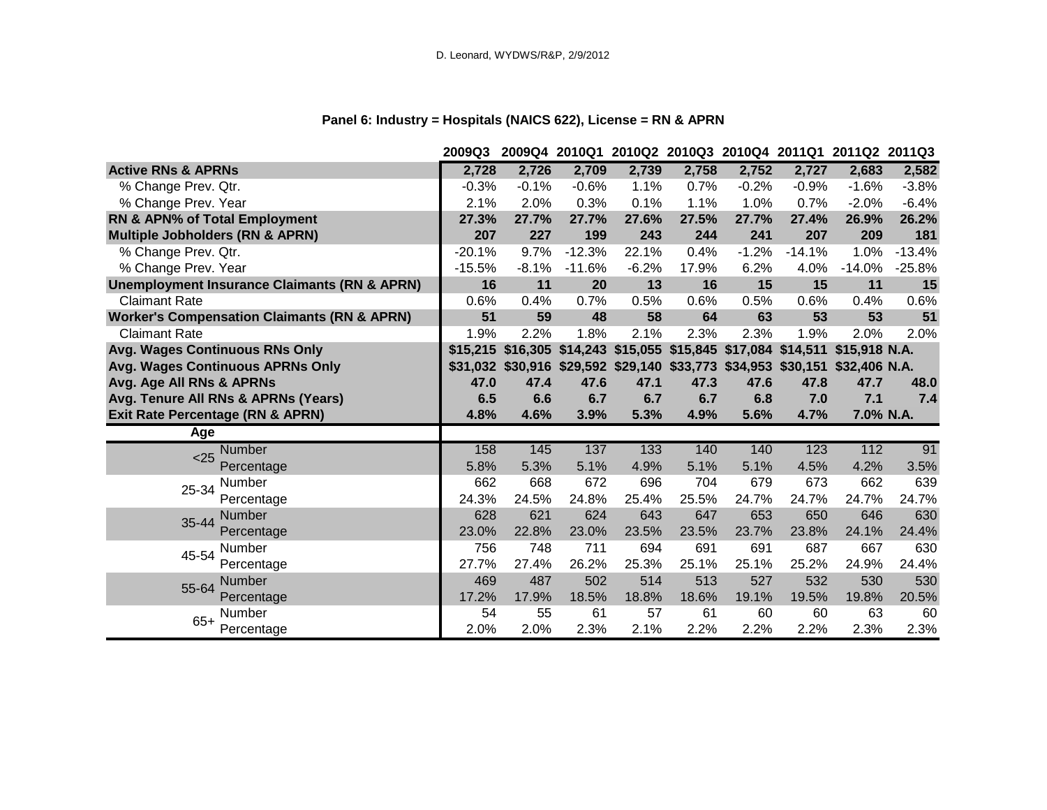D. Leonard, WYDWS/R&P, 2/9/2012

### Panel 6: Industry = Hospitals (NAICS 622), License = RN & APRN

| | | 2009Q3 | 2009Q4 | 2010Q1 | 2010Q2 | 2010Q3 | 2010Q4 | 2011Q1 | 2011Q2 | 2011Q3 |
|---|---|---|---|---|---|---|---|---|---|---|
| **Active RNs & APRNs** | | **2,728** | **2,726** | **2,709** | **2,739** | **2,758** | **2,752** | **2,727** | **2,683** | **2,582** |
| % Change Prev. Qtr. | | -0.3% | -0.1% | -0.6% | 1.1% | 0.7% | -0.2% | -0.9% | -1.6% | -3.8% |
| % Change Prev. Year | | 2.1% | 2.0% | 0.3% | 0.1% | 1.1% | 1.0% | 0.7% | -2.0% | -6.4% |
| **RN & APN% of Total Employment** | | **27.3%** | **27.7%** | **27.7%** | **27.6%** | **27.5%** | **27.7%** | **27.4%** | **26.9%** | **26.2%** |
| **Multiple Jobholders (RN & APRN)** | | **207** | **227** | **199** | **243** | **244** | **241** | **207** | **209** | **181** |
| % Change Prev. Qtr. | | -20.1% | 9.7% | -12.3% | 22.1% | 0.4% | -1.2% | -14.1% | 1.0% | -13.4% |
| % Change Prev. Year | | -15.5% | -8.1% | -11.6% | -6.2% | 17.9% | 6.2% | 4.0% | -14.0% | -25.8% |
| **Unemployment Insurance Claimants (RN & APRN)** | | **16** | **11** | **20** | **13** | **16** | **15** | **15** | **11** | **15** |
| Claimant Rate | | 0.6% | 0.4% | 0.7% | 0.5% | 0.6% | 0.5% | 0.6% | 0.4% | 0.6% |
| **Worker's Compensation Claimants (RN & APRN)** | | **51** | **59** | **48** | **58** | **64** | **63** | **53** | **53** | **51** |
| Claimant Rate | | 1.9% | 2.2% | 1.8% | 2.1% | 2.3% | 2.3% | 1.9% | 2.0% | 2.0% |
| **Avg. Wages Continuous RNs Only** | | **$15,215** | **$16,305** | **$14,243** | **$15,055** | **$15,845** | **$17,084** | **$14,511** | **$15,918** | **N.A.** |
| **Avg. Wages Continuous APRNs Only** | | **$31,032** | **$30,916** | **$29,592** | **$29,140** | **$33,773** | **$34,953** | **$30,151** | **$32,406** | **N.A.** |
| **Avg. Age All RNs & APRNs** | | **47.0** | **47.4** | **47.6** | **47.1** | **47.3** | **47.6** | **47.8** | **47.7** | **48.0** |
| **Avg. Tenure All RNs & APRNs (Years)** | | **6.5** | **6.6** | **6.7** | **6.7** | **6.7** | **6.8** | **7.0** | **7.1** | **7.4** |
| **Exit Rate Percentage (RN & APRN)** | | **4.8%** | **4.6%** | **3.9%** | **5.3%** | **4.9%** | **5.6%** | **4.7%** | **7.0%** | **N.A.** |
| **Age** | | | | | | | | | | |
| <25 | Number | 158 | 145 | 137 | 133 | 140 | 140 | 123 | 112 | 91 |
| | Percentage | 5.8% | 5.3% | 5.1% | 4.9% | 5.1% | 5.1% | 4.5% | 4.2% | 3.5% |
| 25-34 | Number | 662 | 668 | 672 | 696 | 704 | 679 | 673 | 662 | 639 |
| | Percentage | 24.3% | 24.5% | 24.8% | 25.4% | 25.5% | 24.7% | 24.7% | 24.7% | 24.7% |
| 35-44 | Number | 628 | 621 | 624 | 643 | 647 | 653 | 650 | 646 | 630 |
| | Percentage | 23.0% | 22.8% | 23.0% | 23.5% | 23.5% | 23.7% | 23.8% | 24.1% | 24.4% |
| 45-54 | Number | 756 | 748 | 711 | 694 | 691 | 691 | 687 | 667 | 630 |
| | Percentage | 27.7% | 27.4% | 26.2% | 25.3% | 25.1% | 25.1% | 25.2% | 24.9% | 24.4% |
| 55-64 | Number | 469 | 487 | 502 | 514 | 513 | 527 | 532 | 530 | 530 |
| | Percentage | 17.2% | 17.9% | 18.5% | 18.8% | 18.6% | 19.1% | 19.5% | 19.8% | 20.5% |
| 65+ | Number | 54 | 55 | 61 | 57 | 61 | 60 | 60 | 63 | 60 |
| | Percentage | 2.0% | 2.0% | 2.3% | 2.1% | 2.2% | 2.2% | 2.2% | 2.3% | 2.3% |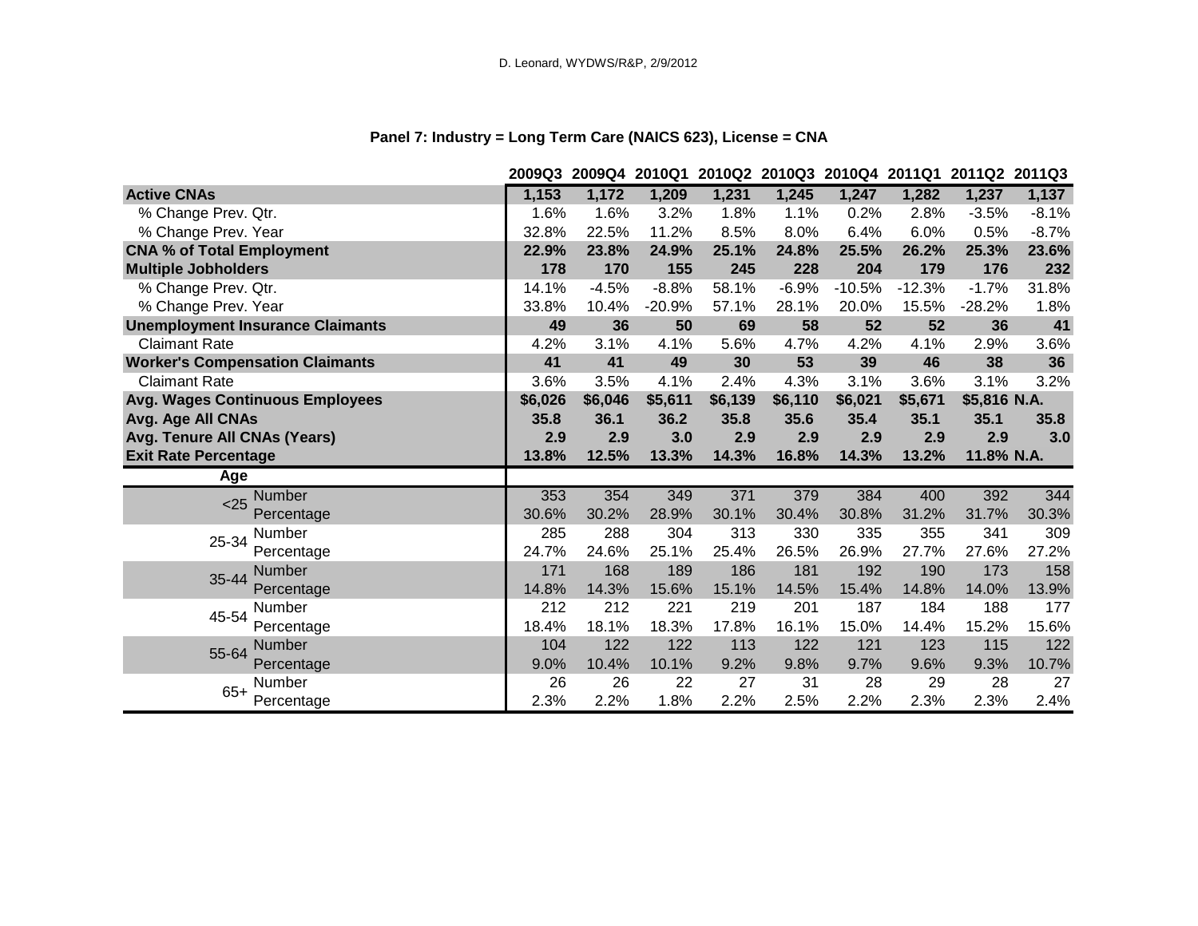D. Leonard, WYDWS/R&P, 2/9/2012

**Panel 7: Industry = Long Term Care (NAICS 623), License = CNA**

| | | 2009Q3 | 2009Q4 | 2010Q1 | 2010Q2 | 2010Q3 | 2010Q4 | 2011Q1 | 2011Q2 | 2011Q3 |
|---|---|---|---|---|---|---|---|---|---|---|
| **Active CNAs** | | **1,153** | **1,172** | **1,209** | **1,231** | **1,245** | **1,247** | **1,282** | **1,237** | **1,137** |
| % Change Prev. Qtr. | | 1.6% | 1.6% | 3.2% | 1.8% | 1.1% | 0.2% | 2.8% | -3.5% | -8.1% |
| % Change Prev. Year | | 32.8% | 22.5% | 11.2% | 8.5% | 8.0% | 6.4% | 6.0% | 0.5% | -8.7% |
| **CNA % of Total Employment** | | **22.9%** | **23.8%** | **24.9%** | **25.1%** | **24.8%** | **25.5%** | **26.2%** | **25.3%** | **23.6%** |
| **Multiple Jobholders** | | **178** | **170** | **155** | **245** | **228** | **204** | **179** | **176** | **232** |
| % Change Prev. Qtr. | | 14.1% | -4.5% | -8.8% | 58.1% | -6.9% | -10.5% | -12.3% | -1.7% | 31.8% |
| % Change Prev. Year | | 33.8% | 10.4% | -20.9% | 57.1% | 28.1% | 20.0% | 15.5% | -28.2% | 1.8% |
| **Unemployment Insurance Claimants** | | **49** | **36** | **50** | **69** | **58** | **52** | **52** | **36** | **41** |
| Claimant Rate | | 4.2% | 3.1% | 4.1% | 5.6% | 4.7% | 4.2% | 4.1% | 2.9% | 3.6% |
| **Worker's Compensation Claimants** | | **41** | **41** | **49** | **30** | **53** | **39** | **46** | **38** | **36** |
| Claimant Rate | | 3.6% | 3.5% | 4.1% | 2.4% | 4.3% | 3.1% | 3.6% | 3.1% | 3.2% |
| **Avg. Wages Continuous Employees** | | **$6,026** | **$6,046** | **$5,611** | **$6,139** | **$6,110** | **$6,021** | **$5,671** | **$5,816** | **N.A.** |
| **Avg. Age All CNAs** | | **35.8** | **36.1** | **36.2** | **35.8** | **35.6** | **35.4** | **35.1** | **35.1** | **35.8** |
| **Avg. Tenure All CNAs (Years)** | | **2.9** | **2.9** | **3.0** | **2.9** | **2.9** | **2.9** | **2.9** | **2.9** | **3.0** |
| **Exit Rate Percentage** | | **13.8%** | **12.5%** | **13.3%** | **14.3%** | **16.8%** | **14.3%** | **13.2%** | **11.8%** | **N.A.** |
| **Age** | | | | | | | | | | |
| <25 | Number | 353 | 354 | 349 | 371 | 379 | 384 | 400 | 392 | 344 |
| | Percentage | 30.6% | 30.2% | 28.9% | 30.1% | 30.4% | 30.8% | 31.2% | 31.7% | 30.3% |
| 25-34 | Number | 285 | 288 | 304 | 313 | 330 | 335 | 355 | 341 | 309 |
| | Percentage | 24.7% | 24.6% | 25.1% | 25.4% | 26.5% | 26.9% | 27.7% | 27.6% | 27.2% |
| 35-44 | Number | 171 | 168 | 189 | 186 | 181 | 192 | 190 | 173 | 158 |
| | Percentage | 14.8% | 14.3% | 15.6% | 15.1% | 14.5% | 15.4% | 14.8% | 14.0% | 13.9% |
| 45-54 | Number | 212 | 212 | 221 | 219 | 201 | 187 | 184 | 188 | 177 |
| | Percentage | 18.4% | 18.1% | 18.3% | 17.8% | 16.1% | 15.0% | 14.4% | 15.2% | 15.6% |
| 55-64 | Number | 104 | 122 | 122 | 113 | 122 | 121 | 123 | 115 | 122 |
| | Percentage | 9.0% | 10.4% | 10.1% | 9.2% | 9.8% | 9.7% | 9.6% | 9.3% | 10.7% |
| 65+ | Number | 26 | 26 | 22 | 27 | 31 | 28 | 29 | 28 | 27 |
| | Percentage | 2.3% | 2.2% | 1.8% | 2.2% | 2.5% | 2.2% | 2.3% | 2.3% | 2.4% |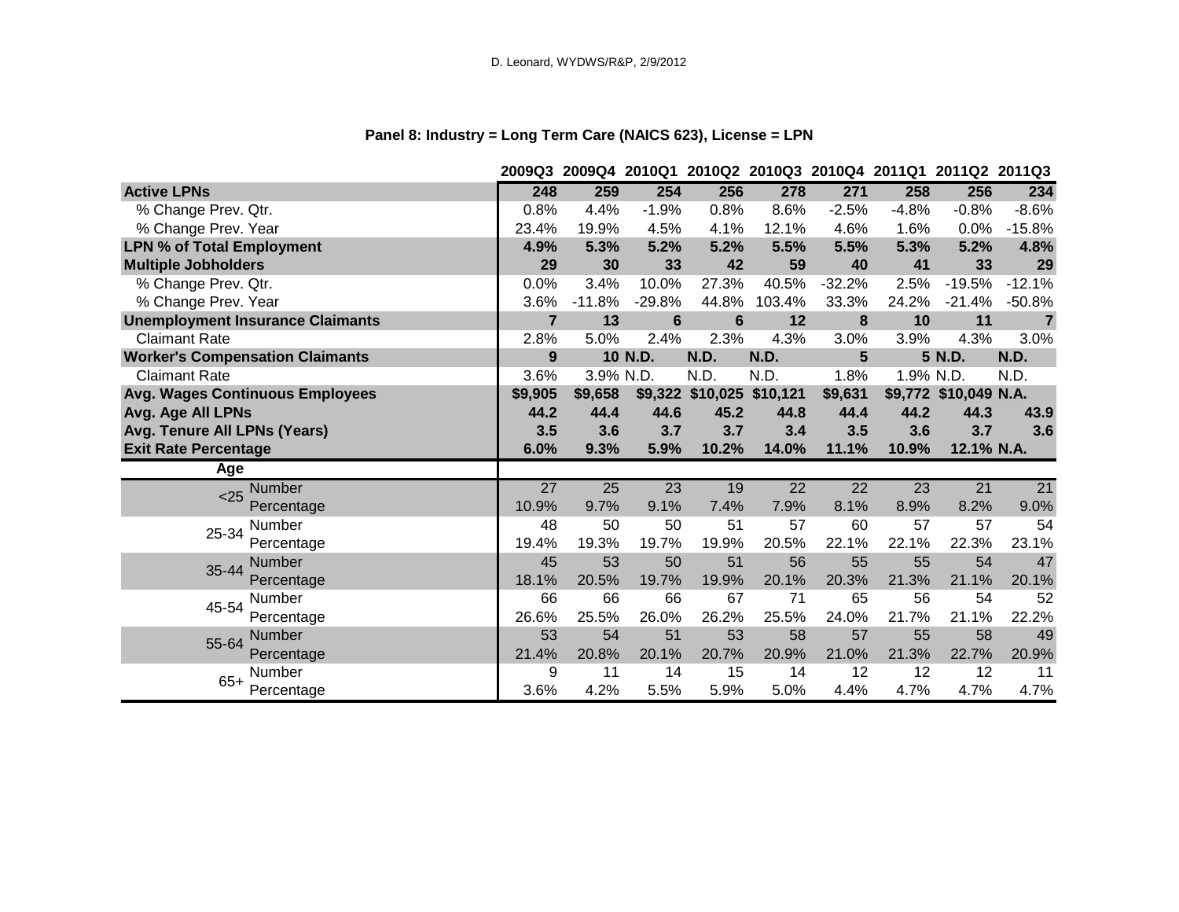D. Leonard, WYDWS/R&P, 2/9/2012

## Panel 8: Industry = Long Term Care (NAICS 623), License = LPN

| | | 2009Q3 | 2009Q4 | 2010Q1 | 2010Q2 | 2010Q3 | 2010Q4 | 2011Q1 | 2011Q2 | 2011Q3 |
|---|---|---|---|---|---|---|---|---|---|---|
| **Active LPNs** | | **248** | **259** | **254** | **256** | **278** | **271** | **258** | **256** | **234** |
| % Change Prev. Qtr. | | 0.8% | 4.4% | -1.9% | 0.8% | 8.6% | -2.5% | -4.8% | -0.8% | -8.6% |
| % Change Prev. Year | | 23.4% | 19.9% | 4.5% | 4.1% | 12.1% | 4.6% | 1.6% | 0.0% | -15.8% |
| **LPN % of Total Employment** | | **4.9%** | **5.3%** | **5.2%** | **5.2%** | **5.5%** | **5.5%** | **5.3%** | **5.2%** | **4.8%** |
| **Multiple Jobholders** | | **29** | **30** | **33** | **42** | **59** | **40** | **41** | **33** | **29** |
| % Change Prev. Qtr. | | 0.0% | 3.4% | 10.0% | 27.3% | 40.5% | -32.2% | 2.5% | -19.5% | -12.1% |
| % Change Prev. Year | | 3.6% | -11.8% | -29.8% | 44.8% | 103.4% | 33.3% | 24.2% | -21.4% | -50.8% |
| **Unemployment Insurance Claimants** | | **7** | **13** | **6** | **6** | **12** | **8** | **10** | **11** | **7** |
| Claimant Rate | | 2.8% | 5.0% | 2.4% | 2.3% | 4.3% | 3.0% | 3.9% | 4.3% | 3.0% |
| **Worker's Compensation Claimants** | | **9** | **10** | **N.D.** | **N.D.** | **N.D.** | **5** | **5** | **N.D.** | **N.D.** |
| Claimant Rate | | 3.6% | 3.9% | N.D. | N.D. | N.D. | 1.8% | 1.9% | N.D. | N.D. |
| **Avg. Wages Continuous Employees** | | **$9,905** | **$9,658** | **$9,322** | **$10,025** | **$10,121** | **$9,631** | **$9,772** | **$10,049** | **N.A.** |
| **Avg. Age All LPNs** | | **44.2** | **44.4** | **44.6** | **45.2** | **44.8** | **44.4** | **44.2** | **44.3** | **43.9** |
| **Avg. Tenure All LPNs (Years)** | | **3.5** | **3.6** | **3.7** | **3.7** | **3.4** | **3.5** | **3.6** | **3.7** | **3.6** |
| **Exit Rate Percentage** | | **6.0%** | **9.3%** | **5.9%** | **10.2%** | **14.0%** | **11.1%** | **10.9%** | **12.1%** | **N.A.** |
| **Age** | | | | | | | | | | |
| <25 | Number | 27 | 25 | 23 | 19 | 22 | 22 | 23 | 21 | 21 |
| | Percentage | 10.9% | 9.7% | 9.1% | 7.4% | 7.9% | 8.1% | 8.9% | 8.2% | 9.0% |
| 25-34 | Number | 48 | 50 | 50 | 51 | 57 | 60 | 57 | 57 | 54 |
| | Percentage | 19.4% | 19.3% | 19.7% | 19.9% | 20.5% | 22.1% | 22.1% | 22.3% | 23.1% |
| 35-44 | Number | 45 | 53 | 50 | 51 | 56 | 55 | 55 | 54 | 47 |
| | Percentage | 18.1% | 20.5% | 19.7% | 19.9% | 20.1% | 20.3% | 21.3% | 21.1% | 20.1% |
| 45-54 | Number | 66 | 66 | 66 | 67 | 71 | 65 | 56 | 54 | 52 |
| | Percentage | 26.6% | 25.5% | 26.0% | 26.2% | 25.5% | 24.0% | 21.7% | 21.1% | 22.2% |
| 55-64 | Number | 53 | 54 | 51 | 53 | 58 | 57 | 55 | 58 | 49 |
| | Percentage | 21.4% | 20.8% | 20.1% | 20.7% | 20.9% | 21.0% | 21.3% | 22.7% | 20.9% |
| 65+ | Number | 9 | 11 | 14 | 15 | 14 | 12 | 12 | 12 | 11 |
| | Percentage | 3.6% | 4.2% | 5.5% | 5.9% | 5.0% | 4.4% | 4.7% | 4.7% | 4.7% |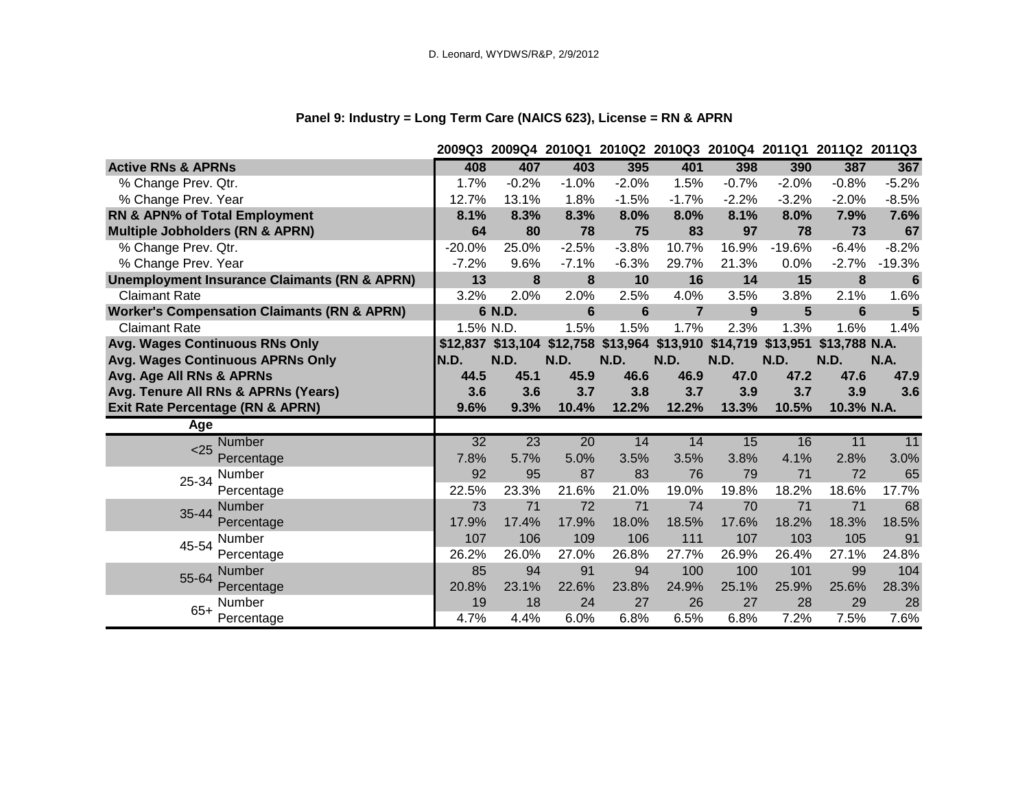D. Leonard, WYDWS/R&P, 2/9/2012

## Panel 9: Industry = Long Term Care (NAICS 623), License = RN & APRN

| | 2009Q3 | 2009Q4 | 2010Q1 | 2010Q2 | 2010Q3 | 2010Q4 | 2011Q1 | 2011Q2 | 2011Q3 |
|---|---|---|---|---|---|---|---|---|---|
| **Active RNs & APRNs** | **408** | **407** | **403** | **395** | **401** | **398** | **390** | **387** | **367** |
| % Change Prev. Qtr. | 1.7% | -0.2% | -1.0% | -2.0% | 1.5% | -0.7% | -2.0% | -0.8% | -5.2% |
| % Change Prev. Year | 12.7% | 13.1% | 1.8% | -1.5% | -1.7% | -2.2% | -3.2% | -2.0% | -8.5% |
| **RN & APN% of Total Employment** | **8.1%** | **8.3%** | **8.3%** | **8.0%** | **8.0%** | **8.1%** | **8.0%** | **7.9%** | **7.6%** |
| **Multiple Jobholders (RN & APRN)** | **64** | **80** | **78** | **75** | **83** | **97** | **78** | **73** | **67** |
| % Change Prev. Qtr. | -20.0% | 25.0% | -2.5% | -3.8% | 10.7% | 16.9% | -19.6% | -6.4% | -8.2% |
| % Change Prev. Year | -7.2% | 9.6% | -7.1% | -6.3% | 29.7% | 21.3% | 0.0% | -2.7% | -19.3% |
| **Unemployment Insurance Claimants (RN & APRN)** | **13** | **8** | **8** | **10** | **16** | **14** | **15** | **8** | **6** |
| Claimant Rate | 3.2% | 2.0% | 2.0% | 2.5% | 4.0% | 3.5% | 3.8% | 2.1% | 1.6% |
| **Worker's Compensation Claimants (RN & APRN)** | **6** | **N.D.** | **6** | **6** | **7** | **9** | **5** | **6** | **5** |
| Claimant Rate | 1.5% | N.D. | 1.5% | 1.5% | 1.7% | 2.3% | 1.3% | 1.6% | 1.4% |
| **Avg. Wages Continuous RNs Only** | **$12,837** | **$13,104** | **$12,758** | **$13,964** | **$13,910** | **$14,719** | **$13,951** | **$13,788** | **N.A.** |
| **Avg. Wages Continuous APRNs Only** | **N.D.** | **N.D.** | **N.D.** | **N.D.** | **N.D.** | **N.D.** | **N.D.** | **N.D.** | **N.A.** |
| **Avg. Age All RNs & APRNs** | **44.5** | **45.1** | **45.9** | **46.6** | **46.9** | **47.0** | **47.2** | **47.6** | **47.9** |
| **Avg. Tenure All RNs & APRNs (Years)** | **3.6** | **3.6** | **3.7** | **3.8** | **3.7** | **3.9** | **3.7** | **3.9** | **3.6** |
| **Exit Rate Percentage (RN & APRN)** | **9.6%** | **9.3%** | **10.4%** | **12.2%** | **12.2%** | **13.3%** | **10.5%** | **10.3%** | **N.A.** |
| **Age** | | | | | | | | | |
| <25 Number | 32 | 23 | 20 | 14 | 14 | 15 | 16 | 11 | 11 |
| <25 Percentage | 7.8% | 5.7% | 5.0% | 3.5% | 3.5% | 3.8% | 4.1% | 2.8% | 3.0% |
| 25-34 Number | 92 | 95 | 87 | 83 | 76 | 79 | 71 | 72 | 65 |
| 25-34 Percentage | 22.5% | 23.3% | 21.6% | 21.0% | 19.0% | 19.8% | 18.2% | 18.6% | 17.7% |
| 35-44 Number | 73 | 71 | 72 | 71 | 74 | 70 | 71 | 71 | 68 |
| 35-44 Percentage | 17.9% | 17.4% | 17.9% | 18.0% | 18.5% | 17.6% | 18.2% | 18.3% | 18.5% |
| 45-54 Number | 107 | 106 | 109 | 106 | 111 | 107 | 103 | 105 | 91 |
| 45-54 Percentage | 26.2% | 26.0% | 27.0% | 26.8% | 27.7% | 26.9% | 26.4% | 27.1% | 24.8% |
| 55-64 Number | 85 | 94 | 91 | 94 | 100 | 100 | 101 | 99 | 104 |
| 55-64 Percentage | 20.8% | 23.1% | 22.6% | 23.8% | 24.9% | 25.1% | 25.9% | 25.6% | 28.3% |
| 65+ Number | 19 | 18 | 24 | 27 | 26 | 27 | 28 | 29 | 28 |
| 65+ Percentage | 4.7% | 4.4% | 6.0% | 6.8% | 6.5% | 6.8% | 7.2% | 7.5% | 7.6% |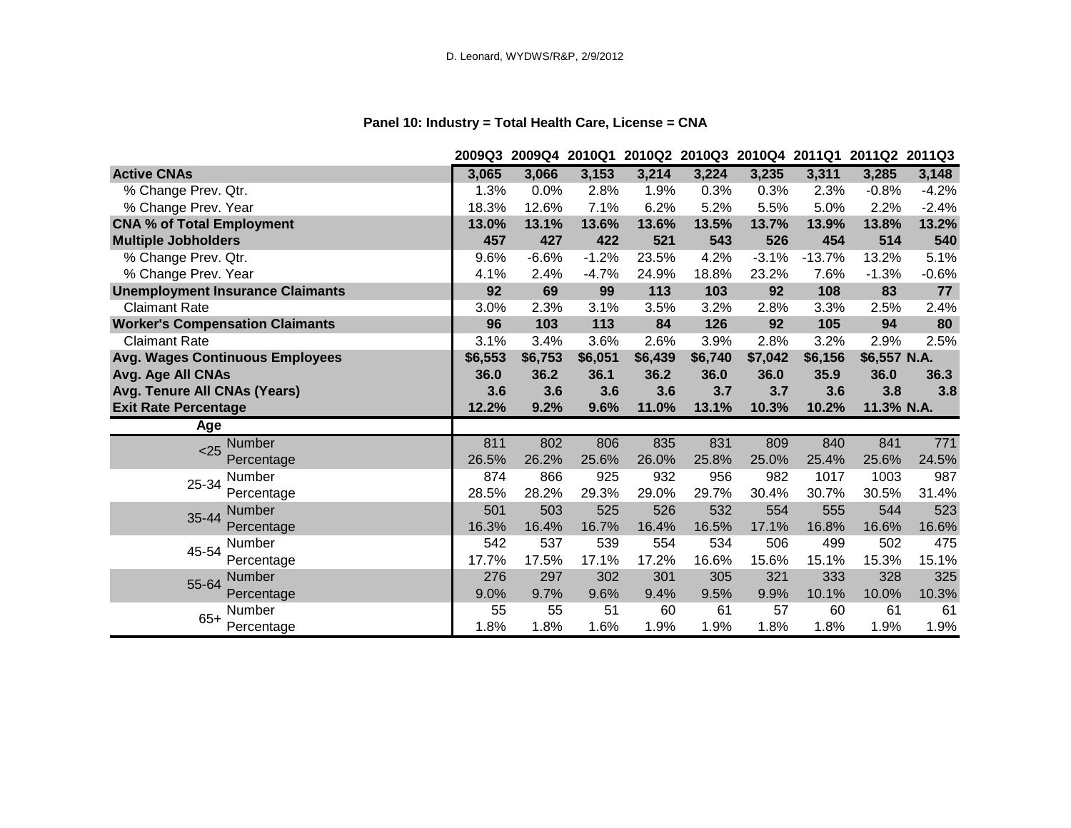D. Leonard, WYDWS/R&P, 2/9/2012

**Panel 10: Industry = Total Health Care, License = CNA**

| | | 2009Q3 | 2009Q4 | 2010Q1 | 2010Q2 | 2010Q3 | 2010Q4 | 2011Q1 | 2011Q2 | 2011Q3 |
|---|---|---|---|---|---|---|---|---|---|---|
| **Active CNAs** | | **3,065** | **3,066** | **3,153** | **3,214** | **3,224** | **3,235** | **3,311** | **3,285** | **3,148** |
| % Change Prev. Qtr. | | 1.3% | 0.0% | 2.8% | 1.9% | 0.3% | 0.3% | 2.3% | -0.8% | -4.2% |
| % Change Prev. Year | | 18.3% | 12.6% | 7.1% | 6.2% | 5.2% | 5.5% | 5.0% | 2.2% | -2.4% |
| **CNA % of Total Employment** | | **13.0%** | **13.1%** | **13.6%** | **13.6%** | **13.5%** | **13.7%** | **13.9%** | **13.8%** | **13.2%** |
| **Multiple Jobholders** | | **457** | **427** | **422** | **521** | **543** | **526** | **454** | **514** | **540** |
| % Change Prev. Qtr. | | 9.6% | -6.6% | -1.2% | 23.5% | 4.2% | -3.1% | -13.7% | 13.2% | 5.1% |
| % Change Prev. Year | | 4.1% | 2.4% | -4.7% | 24.9% | 18.8% | 23.2% | 7.6% | -1.3% | -0.6% |
| **Unemployment Insurance Claimants** | | **92** | **69** | **99** | **113** | **103** | **92** | **108** | **83** | **77** |
| Claimant Rate | | 3.0% | 2.3% | 3.1% | 3.5% | 3.2% | 2.8% | 3.3% | 2.5% | 2.4% |
| **Worker's Compensation Claimants** | | **96** | **103** | **113** | **84** | **126** | **92** | **105** | **94** | **80** |
| Claimant Rate | | 3.1% | 3.4% | 3.6% | 2.6% | 3.9% | 2.8% | 3.2% | 2.9% | 2.5% |
| **Avg. Wages Continuous Employees** | | **$6,553** | **$6,753** | **$6,051** | **$6,439** | **$6,740** | **$7,042** | **$6,156** | **$6,557** | **N.A.** |
| **Avg. Age All CNAs** | | **36.0** | **36.2** | **36.1** | **36.2** | **36.0** | **36.0** | **35.9** | **36.0** | **36.3** |
| **Avg. Tenure All CNAs (Years)** | | **3.6** | **3.6** | **3.6** | **3.6** | **3.7** | **3.7** | **3.6** | **3.8** | **3.8** |
| **Exit Rate Percentage** | | **12.2%** | **9.2%** | **9.6%** | **11.0%** | **13.1%** | **10.3%** | **10.2%** | **11.3%** | **N.A.** |
| **Age** | | | | | | | | | | |
| <25 | Number | 811 | 802 | 806 | 835 | 831 | 809 | 840 | 841 | 771 |
| | Percentage | 26.5% | 26.2% | 25.6% | 26.0% | 25.8% | 25.0% | 25.4% | 25.6% | 24.5% |
| 25-34 | Number | 874 | 866 | 925 | 932 | 956 | 982 | 1017 | 1003 | 987 |
| | Percentage | 28.5% | 28.2% | 29.3% | 29.0% | 29.7% | 30.4% | 30.7% | 30.5% | 31.4% |
| 35-44 | Number | 501 | 503 | 525 | 526 | 532 | 554 | 555 | 544 | 523 |
| | Percentage | 16.3% | 16.4% | 16.7% | 16.4% | 16.5% | 17.1% | 16.8% | 16.6% | 16.6% |
| 45-54 | Number | 542 | 537 | 539 | 554 | 534 | 506 | 499 | 502 | 475 |
| | Percentage | 17.7% | 17.5% | 17.1% | 17.2% | 16.6% | 15.6% | 15.1% | 15.3% | 15.1% |
| 55-64 | Number | 276 | 297 | 302 | 301 | 305 | 321 | 333 | 328 | 325 |
| | Percentage | 9.0% | 9.7% | 9.6% | 9.4% | 9.5% | 9.9% | 10.1% | 10.0% | 10.3% |
| 65+ | Number | 55 | 55 | 51 | 60 | 61 | 57 | 60 | 61 | 61 |
| | Percentage | 1.8% | 1.8% | 1.6% | 1.9% | 1.9% | 1.8% | 1.8% | 1.9% | 1.9% |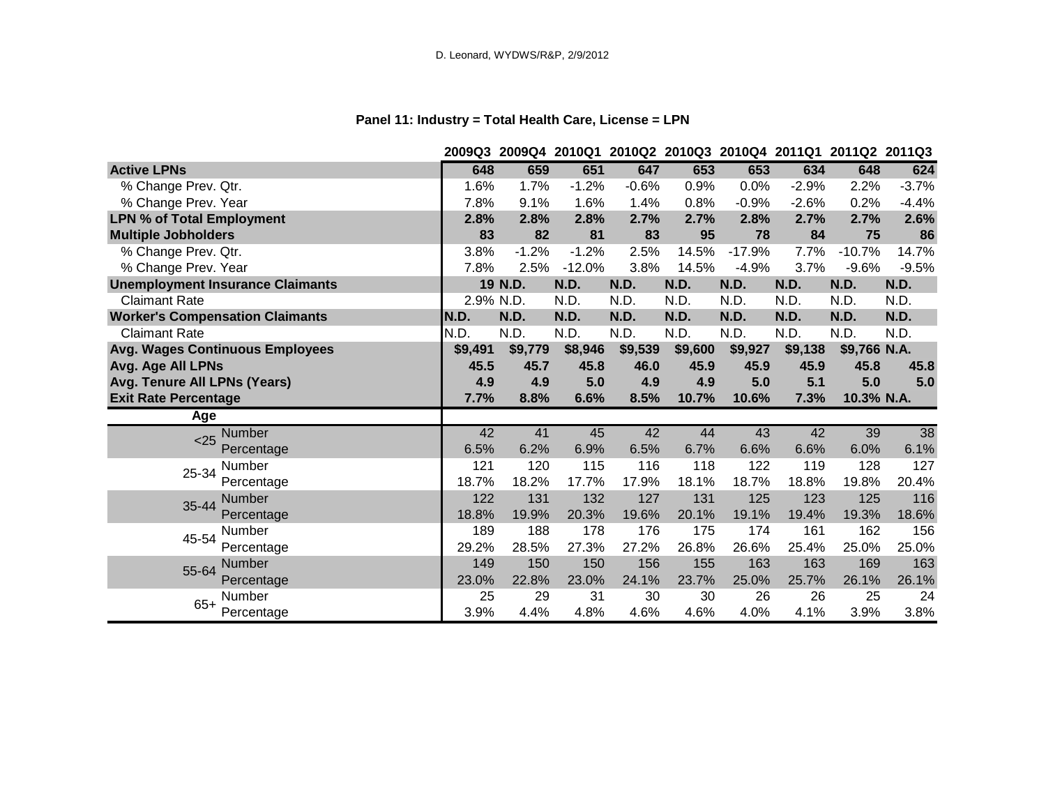D. Leonard, WYDWS/R&P, 2/9/2012

### Panel 11: Industry = Total Health Care, License = LPN

| | | 2009Q3 | 2009Q4 | 2010Q1 | 2010Q2 | 2010Q3 | 2010Q4 | 2011Q1 | 2011Q2 | 2011Q3 |
|---|---|---|---|---|---|---|---|---|---|---|
| **Active LPNs** | | **648** | **659** | **651** | **647** | **653** | **653** | **634** | **648** | **624** |
| % Change Prev. Qtr. | | 1.6% | 1.7% | -1.2% | -0.6% | 0.9% | 0.0% | -2.9% | 2.2% | -3.7% |
| % Change Prev. Year | | 7.8% | 9.1% | 1.6% | 1.4% | 0.8% | -0.9% | -2.6% | 0.2% | -4.4% |
| **LPN % of Total Employment** | | **2.8%** | **2.8%** | **2.8%** | **2.7%** | **2.7%** | **2.8%** | **2.7%** | **2.7%** | **2.6%** |
| **Multiple Jobholders** | | **83** | **82** | **81** | **83** | **95** | **78** | **84** | **75** | **86** |
| % Change Prev. Qtr. | | 3.8% | -1.2% | -1.2% | 2.5% | 14.5% | -17.9% | 7.7% | -10.7% | 14.7% |
| % Change Prev. Year | | 7.8% | 2.5% | -12.0% | 3.8% | 14.5% | -4.9% | 3.7% | -9.6% | -9.5% |
| **Unemployment Insurance Claimants** | | **19** | **N.D.** | **N.D.** | **N.D.** | **N.D.** | **N.D.** | **N.D.** | **N.D.** | **N.D.** |
| Claimant Rate | | 2.9% | N.D. | N.D. | N.D. | N.D. | N.D. | N.D. | N.D. | N.D. |
| **Worker's Compensation Claimants** | | **N.D.** | **N.D.** | **N.D.** | **N.D.** | **N.D.** | **N.D.** | **N.D.** | **N.D.** | **N.D.** |
| Claimant Rate | | N.D. | N.D. | N.D. | N.D. | N.D. | N.D. | N.D. | N.D. | N.D. |
| **Avg. Wages Continuous Employees** | | **$9,491** | **$9,779** | **$8,946** | **$9,539** | **$9,600** | **$9,927** | **$9,138** | **$9,766** | **N.A.** |
| **Avg. Age All LPNs** | | **45.5** | **45.7** | **45.8** | **46.0** | **45.9** | **45.9** | **45.9** | **45.8** | **45.8** |
| **Avg. Tenure All LPNs (Years)** | | **4.9** | **4.9** | **5.0** | **4.9** | **4.9** | **5.0** | **5.1** | **5.0** | **5.0** |
| **Exit Rate Percentage** | | **7.7%** | **8.8%** | **6.6%** | **8.5%** | **10.7%** | **10.6%** | **7.3%** | **10.3%** | **N.A.** |
| **Age** | | | | | | | | | | |
| <25 | Number | 42 | 41 | 45 | 42 | 44 | 43 | 42 | 39 | 38 |
| | Percentage | 6.5% | 6.2% | 6.9% | 6.5% | 6.7% | 6.6% | 6.6% | 6.0% | 6.1% |
| 25-34 | Number | 121 | 120 | 115 | 116 | 118 | 122 | 119 | 128 | 127 |
| | Percentage | 18.7% | 18.2% | 17.7% | 17.9% | 18.1% | 18.7% | 18.8% | 19.8% | 20.4% |
| 35-44 | Number | 122 | 131 | 132 | 127 | 131 | 125 | 123 | 125 | 116 |
| | Percentage | 18.8% | 19.9% | 20.3% | 19.6% | 20.1% | 19.1% | 19.4% | 19.3% | 18.6% |
| 45-54 | Number | 189 | 188 | 178 | 176 | 175 | 174 | 161 | 162 | 156 |
| | Percentage | 29.2% | 28.5% | 27.3% | 27.2% | 26.8% | 26.6% | 25.4% | 25.0% | 25.0% |
| 55-64 | Number | 149 | 150 | 150 | 156 | 155 | 163 | 163 | 169 | 163 |
| | Percentage | 23.0% | 22.8% | 23.0% | 24.1% | 23.7% | 25.0% | 25.7% | 26.1% | 26.1% |
| 65+ | Number | 25 | 29 | 31 | 30 | 30 | 26 | 26 | 25 | 24 |
| | Percentage | 3.9% | 4.4% | 4.8% | 4.6% | 4.6% | 4.0% | 4.1% | 3.9% | 3.8% |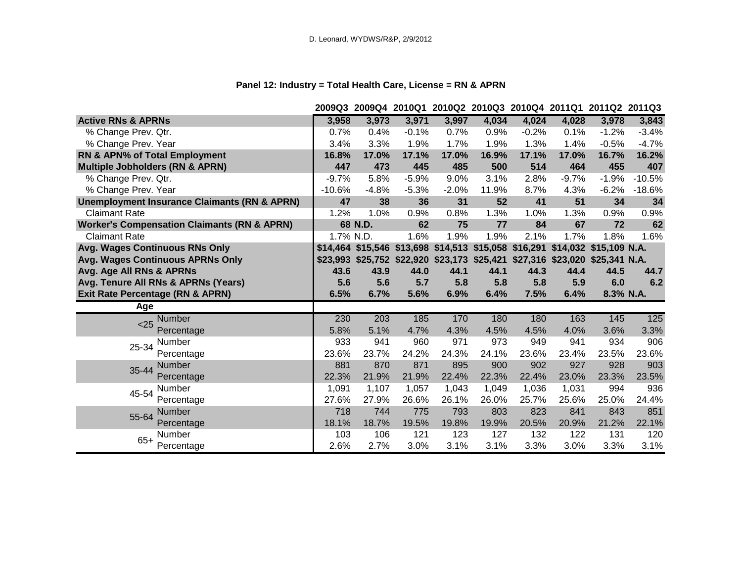D. Leonard, WYDWS/R&P, 2/9/2012

**Panel 12: Industry = Total Health Care, License = RN & APRN**

| | 2009Q3 | 2009Q4 | 2010Q1 | 2010Q2 | 2010Q3 | 2010Q4 | 2011Q1 | 2011Q2 | 2011Q3 |
|---|---|---|---|---|---|---|---|---|---|
| **Active RNs & APRNs** | **3,958** | **3,973** | **3,971** | **3,997** | **4,034** | **4,024** | **4,028** | **3,978** | **3,843** |
| % Change Prev. Qtr. | 0.7% | 0.4% | -0.1% | 0.7% | 0.9% | -0.2% | 0.1% | -1.2% | -3.4% |
| % Change Prev. Year | 3.4% | 3.3% | 1.9% | 1.7% | 1.9% | 1.3% | 1.4% | -0.5% | -4.7% |
| **RN & APN% of Total Employment** | **16.8%** | **17.0%** | **17.1%** | **17.0%** | **16.9%** | **17.1%** | **17.0%** | **16.7%** | **16.2%** |
| **Multiple Jobholders (RN & APRN)** | **447** | **473** | **445** | **485** | **500** | **514** | **464** | **455** | **407** |
| % Change Prev. Qtr. | -9.7% | 5.8% | -5.9% | 9.0% | 3.1% | 2.8% | -9.7% | -1.9% | -10.5% |
| % Change Prev. Year | -10.6% | -4.8% | -5.3% | -2.0% | 11.9% | 8.7% | 4.3% | -6.2% | -18.6% |
| **Unemployment Insurance Claimants (RN & APRN)** | **47** | **38** | **36** | **31** | **52** | **41** | **51** | **34** | **34** |
| Claimant Rate | 1.2% | 1.0% | 0.9% | 0.8% | 1.3% | 1.0% | 1.3% | 0.9% | 0.9% |
| **Worker's Compensation Claimants (RN & APRN)** | **68** | **N.D.** | **62** | **75** | **77** | **84** | **67** | **72** | **62** |
| Claimant Rate | 1.7% | N.D. | 1.6% | 1.9% | 1.9% | 2.1% | 1.7% | 1.8% | 1.6% |
| **Avg. Wages Continuous RNs Only** | **$14,464** | **$15,546** | **$13,698** | **$14,513** | **$15,058** | **$16,291** | **$14,032** | **$15,109** | **N.A.** |
| **Avg. Wages Continuous APRNs Only** | **$23,993** | **$25,752** | **$22,920** | **$23,173** | **$25,421** | **$27,316** | **$23,020** | **$25,341** | **N.A.** |
| **Avg. Age All RNs & APRNs** | **43.6** | **43.9** | **44.0** | **44.1** | **44.1** | **44.3** | **44.4** | **44.5** | **44.7** |
| **Avg. Tenure All RNs & APRNs (Years)** | **5.6** | **5.6** | **5.7** | **5.8** | **5.8** | **5.8** | **5.9** | **6.0** | **6.2** |
| **Exit Rate Percentage (RN & APRN)** | **6.5%** | **6.7%** | **5.6%** | **6.9%** | **6.4%** | **7.5%** | **6.4%** | **8.3%** | **N.A.** |
| **Age** | | | | | | | | | |
| <25 Number | 230 | 203 | 185 | 170 | 180 | 180 | 163 | 145 | 125 |
| <25 Percentage | 5.8% | 5.1% | 4.7% | 4.3% | 4.5% | 4.5% | 4.0% | 3.6% | 3.3% |
| 25-34 Number | 933 | 941 | 960 | 971 | 973 | 949 | 941 | 934 | 906 |
| 25-34 Percentage | 23.6% | 23.7% | 24.2% | 24.3% | 24.1% | 23.6% | 23.4% | 23.5% | 23.6% |
| 35-44 Number | 881 | 870 | 871 | 895 | 900 | 902 | 927 | 928 | 903 |
| 35-44 Percentage | 22.3% | 21.9% | 21.9% | 22.4% | 22.3% | 22.4% | 23.0% | 23.3% | 23.5% |
| 45-54 Number | 1,091 | 1,107 | 1,057 | 1,043 | 1,049 | 1,036 | 1,031 | 994 | 936 |
| 45-54 Percentage | 27.6% | 27.9% | 26.6% | 26.1% | 26.0% | 25.7% | 25.6% | 25.0% | 24.4% |
| 55-64 Number | 718 | 744 | 775 | 793 | 803 | 823 | 841 | 843 | 851 |
| 55-64 Percentage | 18.1% | 18.7% | 19.5% | 19.8% | 19.9% | 20.5% | 20.9% | 21.2% | 22.1% |
| 65+ Number | 103 | 106 | 121 | 123 | 127 | 132 | 122 | 131 | 120 |
| 65+ Percentage | 2.6% | 2.7% | 3.0% | 3.1% | 3.1% | 3.3% | 3.0% | 3.3% | 3.1% |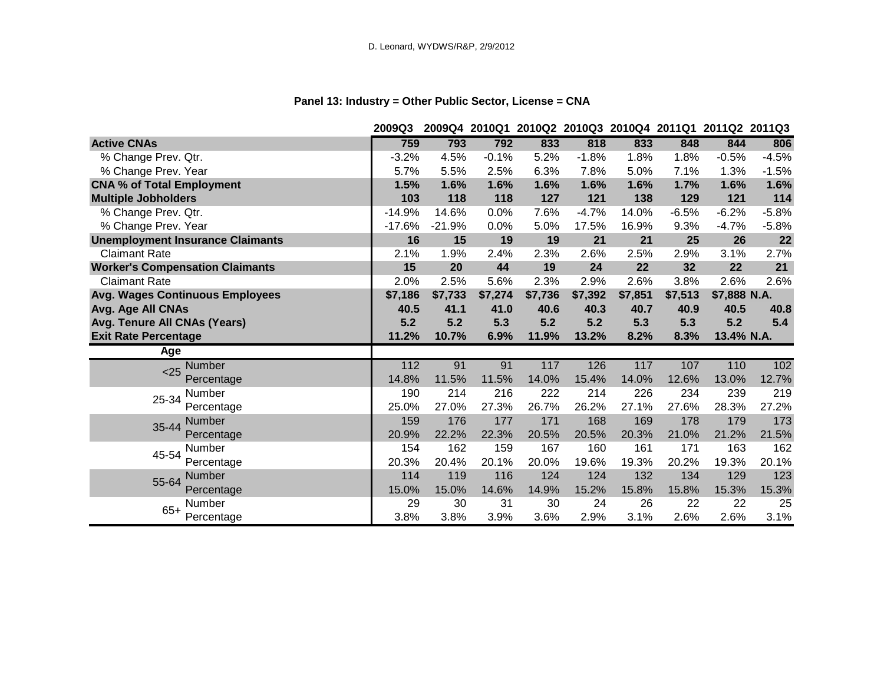D. Leonard, WYDWS/R&P, 2/9/2012

## Panel 13: Industry = Other Public Sector, License = CNA

| | | 2009Q3 | 2009Q4 | 2010Q1 | 2010Q2 | 2010Q3 | 2010Q4 | 2011Q1 | 2011Q2 | 2011Q3 |
|---|---|---|---|---|---|---|---|---|---|---|
| **Active CNAs** | | **759** | **793** | **792** | **833** | **818** | **833** | **848** | **844** | **806** |
| % Change Prev. Qtr. | | -3.2% | 4.5% | -0.1% | 5.2% | -1.8% | 1.8% | 1.8% | -0.5% | -4.5% |
| % Change Prev. Year | | 5.7% | 5.5% | 2.5% | 6.3% | 7.8% | 5.0% | 7.1% | 1.3% | -1.5% |
| **CNA % of Total Employment** | | **1.5%** | **1.6%** | **1.6%** | **1.6%** | **1.6%** | **1.6%** | **1.7%** | **1.6%** | **1.6%** |
| **Multiple Jobholders** | | **103** | **118** | **118** | **127** | **121** | **138** | **129** | **121** | **114** |
| % Change Prev. Qtr. | | -14.9% | 14.6% | 0.0% | 7.6% | -4.7% | 14.0% | -6.5% | -6.2% | -5.8% |
| % Change Prev. Year | | -17.6% | -21.9% | 0.0% | 5.0% | 17.5% | 16.9% | 9.3% | -4.7% | -5.8% |
| **Unemployment Insurance Claimants** | | **16** | **15** | **19** | **19** | **21** | **21** | **25** | **26** | **22** |
| Claimant Rate | | 2.1% | 1.9% | 2.4% | 2.3% | 2.6% | 2.5% | 2.9% | 3.1% | 2.7% |
| **Worker's Compensation Claimants** | | **15** | **20** | **44** | **19** | **24** | **22** | **32** | **22** | **21** |
| Claimant Rate | | 2.0% | 2.5% | 5.6% | 2.3% | 2.9% | 2.6% | 3.8% | 2.6% | 2.6% |
| **Avg. Wages Continuous Employees** | | **$7,186** | **$7,733** | **$7,274** | **$7,736** | **$7,392** | **$7,851** | **$7,513** | **$7,888** | **N.A.** |
| **Avg. Age All CNAs** | | **40.5** | **41.1** | **41.0** | **40.6** | **40.3** | **40.7** | **40.9** | **40.5** | **40.8** |
| **Avg. Tenure All CNAs (Years)** | | **5.2** | **5.2** | **5.3** | **5.2** | **5.2** | **5.3** | **5.3** | **5.2** | **5.4** |
| **Exit Rate Percentage** | | **11.2%** | **10.7%** | **6.9%** | **11.9%** | **13.2%** | **8.2%** | **8.3%** | **13.4%** | **N.A.** |
| **Age** | | | | | | | | | | |
| <25 | Number | 112 | 91 | 91 | 117 | 126 | 117 | 107 | 110 | 102 |
| | Percentage | 14.8% | 11.5% | 11.5% | 14.0% | 15.4% | 14.0% | 12.6% | 13.0% | 12.7% |
| 25-34 | Number | 190 | 214 | 216 | 222 | 214 | 226 | 234 | 239 | 219 |
| | Percentage | 25.0% | 27.0% | 27.3% | 26.7% | 26.2% | 27.1% | 27.6% | 28.3% | 27.2% |
| 35-44 | Number | 159 | 176 | 177 | 171 | 168 | 169 | 178 | 179 | 173 |
| | Percentage | 20.9% | 22.2% | 22.3% | 20.5% | 20.5% | 20.3% | 21.0% | 21.2% | 21.5% |
| 45-54 | Number | 154 | 162 | 159 | 167 | 160 | 161 | 171 | 163 | 162 |
| | Percentage | 20.3% | 20.4% | 20.1% | 20.0% | 19.6% | 19.3% | 20.2% | 19.3% | 20.1% |
| 55-64 | Number | 114 | 119 | 116 | 124 | 124 | 132 | 134 | 129 | 123 |
| | Percentage | 15.0% | 15.0% | 14.6% | 14.9% | 15.2% | 15.8% | 15.8% | 15.3% | 15.3% |
| 65+ | Number | 29 | 30 | 31 | 30 | 24 | 26 | 22 | 22 | 25 |
| | Percentage | 3.8% | 3.8% | 3.9% | 3.6% | 2.9% | 3.1% | 2.6% | 2.6% | 3.1% |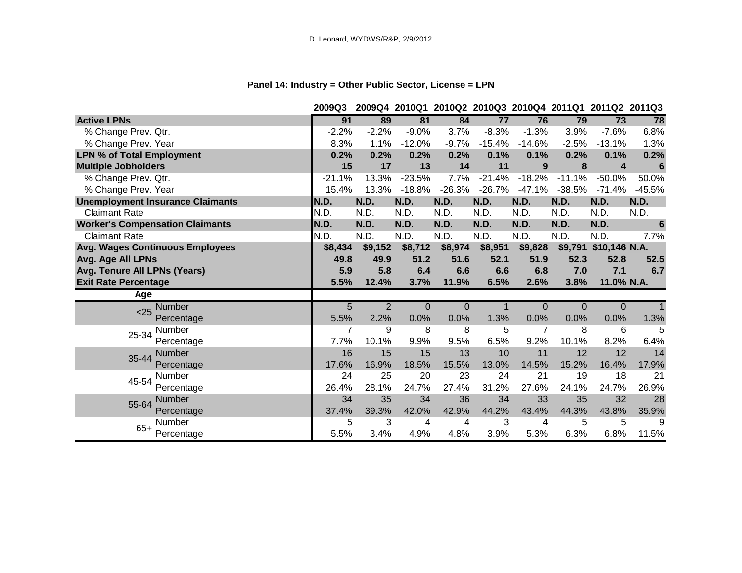D. Leonard, WYDWS/R&P, 2/9/2012

**Panel 14: Industry = Other Public Sector, License = LPN**

| | | 2009Q3 | 2009Q4 | 2010Q1 | 2010Q2 | 2010Q3 | 2010Q4 | 2011Q1 | 2011Q2 | 2011Q3 |
|---|---|---|---|---|---|---|---|---|---|---|
| **Active LPNs** | | **91** | **89** | **81** | **84** | **77** | **76** | **79** | **73** | **78** |
| % Change Prev. Qtr. | | -2.2% | -2.2% | -9.0% | 3.7% | -8.3% | -1.3% | 3.9% | -7.6% | 6.8% |
| % Change Prev. Year | | 8.3% | 1.1% | -12.0% | -9.7% | -15.4% | -14.6% | -2.5% | -13.1% | 1.3% |
| **LPN % of Total Employment** | | **0.2%** | **0.2%** | **0.2%** | **0.2%** | **0.1%** | **0.1%** | **0.2%** | **0.1%** | **0.2%** |
| **Multiple Jobholders** | | **15** | **17** | **13** | **14** | **11** | **9** | **8** | **4** | **6** |
| % Change Prev. Qtr. | | -21.1% | 13.3% | -23.5% | 7.7% | -21.4% | -18.2% | -11.1% | -50.0% | 50.0% |
| % Change Prev. Year | | 15.4% | 13.3% | -18.8% | -26.3% | -26.7% | -47.1% | -38.5% | -71.4% | -45.5% |
| **Unemployment Insurance Claimants** | | **N.D.** | **N.D.** | **N.D.** | **N.D.** | **N.D.** | **N.D.** | **N.D.** | **N.D.** | **N.D.** |
| Claimant Rate | | N.D. | N.D. | N.D. | N.D. | N.D. | N.D. | N.D. | N.D. | N.D. |
| **Worker's Compensation Claimants** | | **N.D.** | **N.D.** | **N.D.** | **N.D.** | **N.D.** | **N.D.** | **N.D.** | **N.D.** | **6** |
| Claimant Rate | | N.D. | N.D. | N.D. | N.D. | N.D. | N.D. | N.D. | N.D. | 7.7% |
| **Avg. Wages Continuous Employees** | | **$8,434** | **$9,152** | **$8,712** | **$8,974** | **$8,951** | **$9,828** | **$9,791** | **$10,146** | **N.A.** |
| **Avg. Age All LPNs** | | **49.8** | **49.9** | **51.2** | **51.6** | **52.1** | **51.9** | **52.3** | **52.8** | **52.5** |
| **Avg. Tenure All LPNs (Years)** | | **5.9** | **5.8** | **6.4** | **6.6** | **6.6** | **6.8** | **7.0** | **7.1** | **6.7** |
| **Exit Rate Percentage** | | **5.5%** | **12.4%** | **3.7%** | **11.9%** | **6.5%** | **2.6%** | **3.8%** | **11.0%** | **N.A.** |
| **Age** | | | | | | | | | | |
| <25 | Number | 5 | 2 | 0 | 0 | 1 | 0 | 0 | 0 | 1 |
| | Percentage | 5.5% | 2.2% | 0.0% | 0.0% | 1.3% | 0.0% | 0.0% | 0.0% | 1.3% |
| 25-34 | Number | 7 | 9 | 8 | 8 | 5 | 7 | 8 | 6 | 5 |
| | Percentage | 7.7% | 10.1% | 9.9% | 9.5% | 6.5% | 9.2% | 10.1% | 8.2% | 6.4% |
| 35-44 | Number | 16 | 15 | 15 | 13 | 10 | 11 | 12 | 12 | 14 |
| | Percentage | 17.6% | 16.9% | 18.5% | 15.5% | 13.0% | 14.5% | 15.2% | 16.4% | 17.9% |
| 45-54 | Number | 24 | 25 | 20 | 23 | 24 | 21 | 19 | 18 | 21 |
| | Percentage | 26.4% | 28.1% | 24.7% | 27.4% | 31.2% | 27.6% | 24.1% | 24.7% | 26.9% |
| 55-64 | Number | 34 | 35 | 34 | 36 | 34 | 33 | 35 | 32 | 28 |
| | Percentage | 37.4% | 39.3% | 42.0% | 42.9% | 44.2% | 43.4% | 44.3% | 43.8% | 35.9% |
| 65+ | Number | 5 | 3 | 4 | 4 | 3 | 4 | 5 | 5 | 9 |
| | Percentage | 5.5% | 3.4% | 4.9% | 4.8% | 3.9% | 5.3% | 6.3% | 6.8% | 11.5% |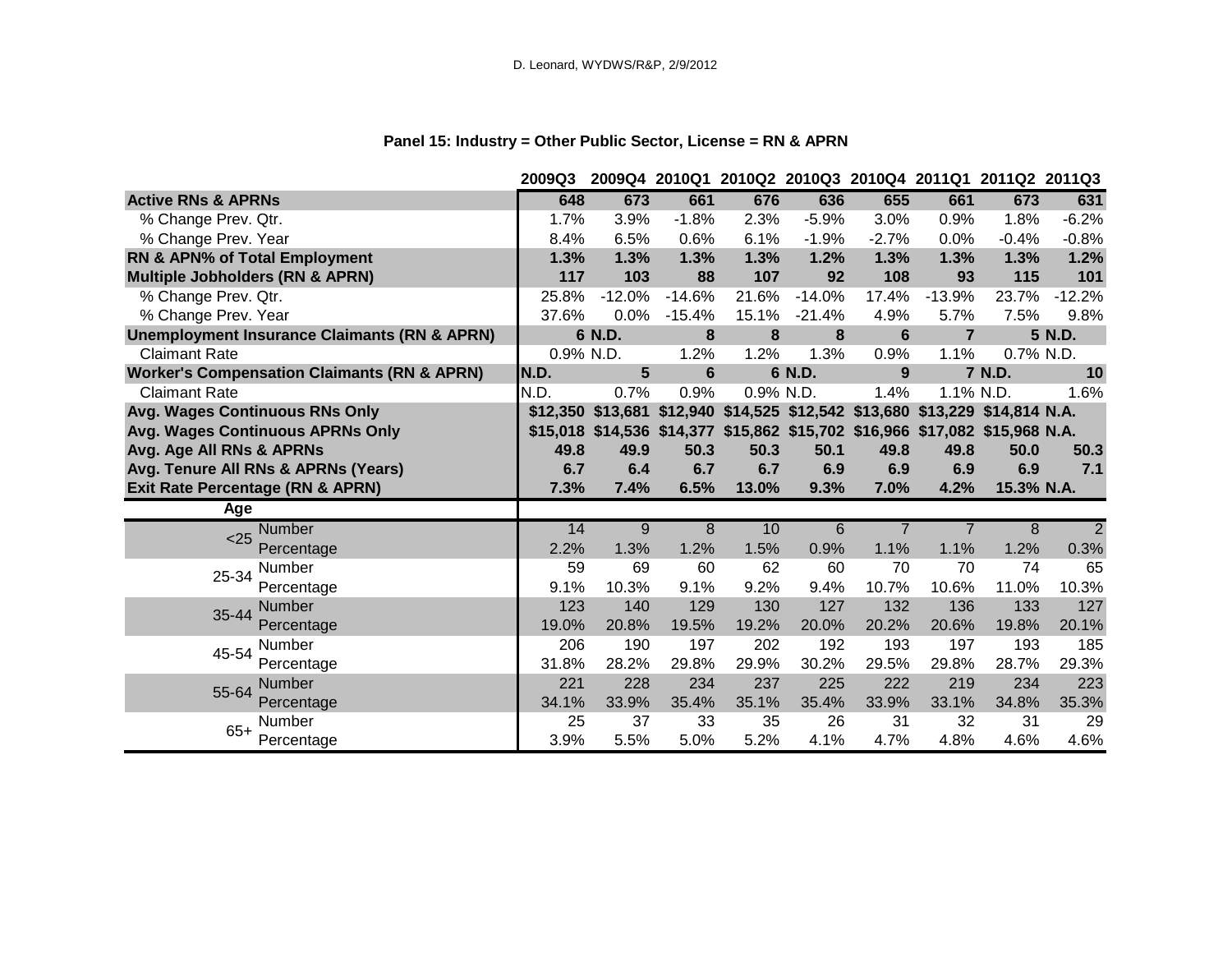## Panel 15: Industry = Other Public Sector, License = RN & APRN

| | 2009Q3 | 2009Q4 | 2010Q1 | 2010Q2 | 2010Q3 | 2010Q4 | 2011Q1 | 2011Q2 | 2011Q3 |
|---|---|---|---|---|---|---|---|---|---|
| **Active RNs & APRNs** | **648** | **673** | **661** | **676** | **636** | **655** | **661** | **673** | **631** |
| % Change Prev. Qtr. | 1.7% | 3.9% | -1.8% | 2.3% | -5.9% | 3.0% | 0.9% | 1.8% | -6.2% |
| % Change Prev. Year | 8.4% | 6.5% | 0.6% | 6.1% | -1.9% | -2.7% | 0.0% | -0.4% | -0.8% |
| **RN & APN% of Total Employment** | **1.3%** | **1.3%** | **1.3%** | **1.3%** | **1.2%** | **1.3%** | **1.3%** | **1.3%** | **1.2%** |
| **Multiple Jobholders (RN & APRN)** | **117** | **103** | **88** | **107** | **92** | **108** | **93** | **115** | **101** |
| % Change Prev. Qtr. | 25.8% | -12.0% | -14.6% | 21.6% | -14.0% | 17.4% | -13.9% | 23.7% | -12.2% |
| % Change Prev. Year | 37.6% | 0.0% | -15.4% | 15.1% | -21.4% | 4.9% | 5.7% | 7.5% | 9.8% |
| **Unemployment Insurance Claimants (RN & APRN)** | **6** | **N.D.** | **8** | **8** | **8** | **6** | **7** | **5** | **N.D.** |
| Claimant Rate | 0.9% | N.D. | 1.2% | 1.2% | 1.3% | 0.9% | 1.1% | 0.7% | N.D. |
| **Worker's Compensation Claimants (RN & APRN)** | **N.D.** | **5** | **6** | **6** | **N.D.** | **9** | **7** | **N.D.** | **10** |
| Claimant Rate | N.D. | 0.7% | 0.9% | 0.9% | N.D. | 1.4% | 1.1% | N.D. | 1.6% |
| **Avg. Wages Continuous RNs Only** | **$12,350** | **$13,681** | **$12,940** | **$14,525** | **$12,542** | **$13,680** | **$13,229** | **$14,814** | **N.A.** |
| **Avg. Wages Continuous APRNs Only** | **$15,018** | **$14,536** | **$14,377** | **$15,862** | **$15,702** | **$16,966** | **$17,082** | **$15,968** | **N.A.** |
| **Avg. Age All RNs & APRNs** | **49.8** | **49.9** | **50.3** | **50.3** | **50.1** | **49.8** | **49.8** | **50.0** | **50.3** |
| **Avg. Tenure All RNs & APRNs (Years)** | **6.7** | **6.4** | **6.7** | **6.7** | **6.9** | **6.9** | **6.9** | **6.9** | **7.1** |
| **Exit Rate Percentage (RN & APRN)** | **7.3%** | **7.4%** | **6.5%** | **13.0%** | **9.3%** | **7.0%** | **4.2%** | **15.3%** | **N.A.** |
| **Age** | | | | | | | | | |
| <25 Number | 14 | 9 | 8 | 10 | 6 | 7 | 7 | 8 | 2 |
| <25 Percentage | 2.2% | 1.3% | 1.2% | 1.5% | 0.9% | 1.1% | 1.1% | 1.2% | 0.3% |
| 25-34 Number | 59 | 69 | 60 | 62 | 60 | 70 | 70 | 74 | 65 |
| 25-34 Percentage | 9.1% | 10.3% | 9.1% | 9.2% | 9.4% | 10.7% | 10.6% | 11.0% | 10.3% |
| 35-44 Number | 123 | 140 | 129 | 130 | 127 | 132 | 136 | 133 | 127 |
| 35-44 Percentage | 19.0% | 20.8% | 19.5% | 19.2% | 20.0% | 20.2% | 20.6% | 19.8% | 20.1% |
| 45-54 Number | 206 | 190 | 197 | 202 | 192 | 193 | 197 | 193 | 185 |
| 45-54 Percentage | 31.8% | 28.2% | 29.8% | 29.9% | 30.2% | 29.5% | 29.8% | 28.7% | 29.3% |
| 55-64 Number | 221 | 228 | 234 | 237 | 225 | 222 | 219 | 234 | 223 |
| 55-64 Percentage | 34.1% | 33.9% | 35.4% | 35.1% | 35.4% | 33.9% | 33.1% | 34.8% | 35.3% |
| 65+ Number | 25 | 37 | 33 | 35 | 26 | 31 | 32 | 31 | 29 |
| 65+ Percentage | 3.9% | 5.5% | 5.0% | 5.2% | 4.1% | 4.7% | 4.8% | 4.6% | 4.6% |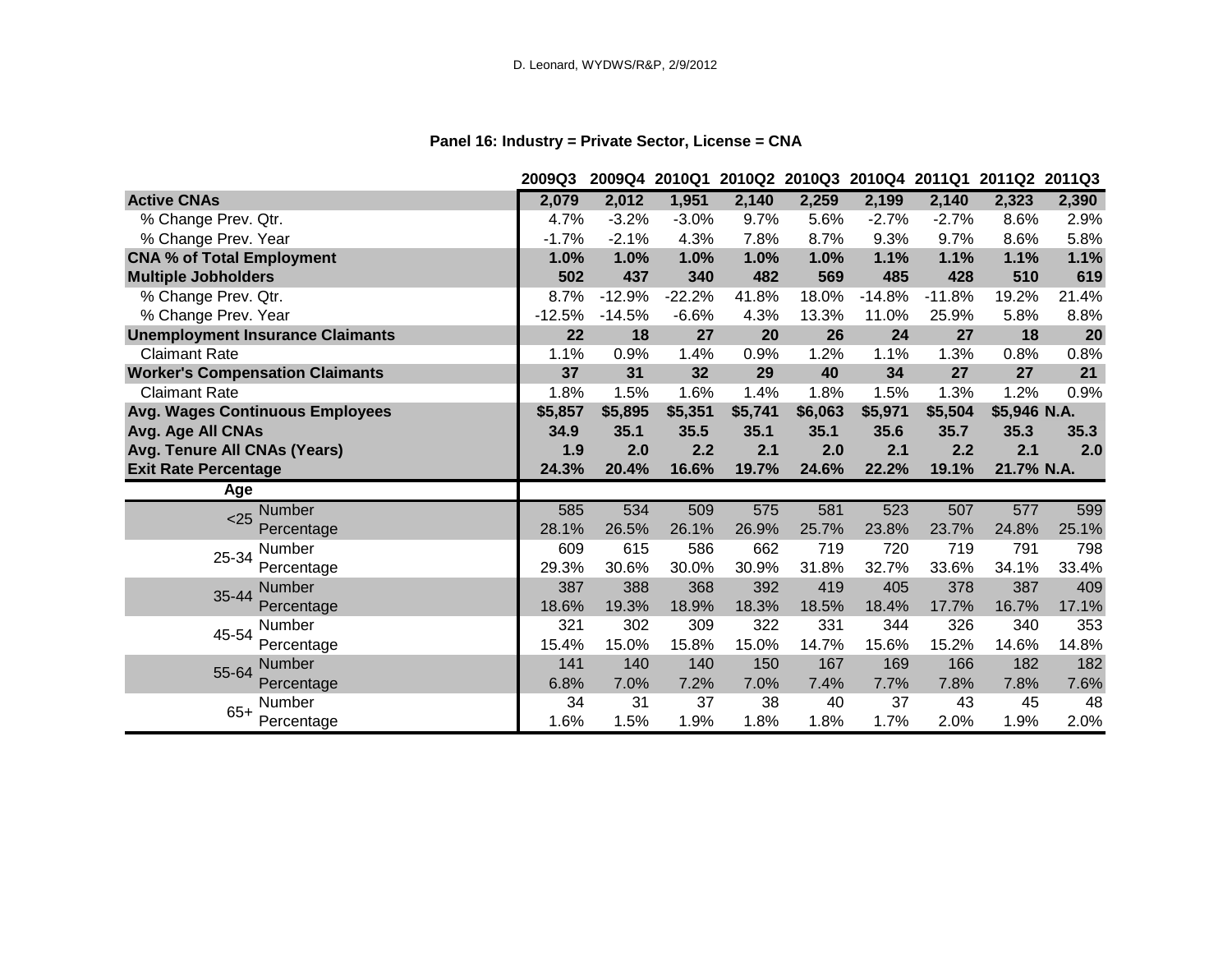D. Leonard, WYDWS/R&P, 2/9/2012

**Panel 16: Industry = Private Sector, License = CNA**

| | | 2009Q3 | 2009Q4 | 2010Q1 | 2010Q2 | 2010Q3 | 2010Q4 | 2011Q1 | 2011Q2 | 2011Q3 |
|---|---|---|---|---|---|---|---|---|---|---|
| **Active CNAs** | | **2,079** | **2,012** | **1,951** | **2,140** | **2,259** | **2,199** | **2,140** | **2,323** | **2,390** |
| % Change Prev. Qtr. | | 4.7% | -3.2% | -3.0% | 9.7% | 5.6% | -2.7% | -2.7% | 8.6% | 2.9% |
| % Change Prev. Year | | -1.7% | -2.1% | 4.3% | 7.8% | 8.7% | 9.3% | 9.7% | 8.6% | 5.8% |
| **CNA % of Total Employment** | | **1.0%** | **1.0%** | **1.0%** | **1.0%** | **1.0%** | **1.1%** | **1.1%** | **1.1%** | **1.1%** |
| **Multiple Jobholders** | | **502** | **437** | **340** | **482** | **569** | **485** | **428** | **510** | **619** |
| % Change Prev. Qtr. | | 8.7% | -12.9% | -22.2% | 41.8% | 18.0% | -14.8% | -11.8% | 19.2% | 21.4% |
| % Change Prev. Year | | -12.5% | -14.5% | -6.6% | 4.3% | 13.3% | 11.0% | 25.9% | 5.8% | 8.8% |
| **Unemployment Insurance Claimants** | | **22** | **18** | **27** | **20** | **26** | **24** | **27** | **18** | **20** |
| Claimant Rate | | 1.1% | 0.9% | 1.4% | 0.9% | 1.2% | 1.1% | 1.3% | 0.8% | 0.8% |
| **Worker's Compensation Claimants** | | **37** | **31** | **32** | **29** | **40** | **34** | **27** | **27** | **21** |
| Claimant Rate | | 1.8% | 1.5% | 1.6% | 1.4% | 1.8% | 1.5% | 1.3% | 1.2% | 0.9% |
| **Avg. Wages Continuous Employees** | | **$5,857** | **$5,895** | **$5,351** | **$5,741** | **$6,063** | **$5,971** | **$5,504** | **$5,946** | **N.A.** |
| **Avg. Age All CNAs** | | **34.9** | **35.1** | **35.5** | **35.1** | **35.1** | **35.6** | **35.7** | **35.3** | **35.3** |
| **Avg. Tenure All CNAs (Years)** | | **1.9** | **2.0** | **2.2** | **2.1** | **2.0** | **2.1** | **2.2** | **2.1** | **2.0** |
| **Exit Rate Percentage** | | **24.3%** | **20.4%** | **16.6%** | **19.7%** | **24.6%** | **22.2%** | **19.1%** | **21.7%** | **N.A.** |
| **Age** | | | | | | | | | | |
| <25 | Number | 585 | 534 | 509 | 575 | 581 | 523 | 507 | 577 | 599 |
| | Percentage | 28.1% | 26.5% | 26.1% | 26.9% | 25.7% | 23.8% | 23.7% | 24.8% | 25.1% |
| 25-34 | Number | 609 | 615 | 586 | 662 | 719 | 720 | 719 | 791 | 798 |
| | Percentage | 29.3% | 30.6% | 30.0% | 30.9% | 31.8% | 32.7% | 33.6% | 34.1% | 33.4% |
| 35-44 | Number | 387 | 388 | 368 | 392 | 419 | 405 | 378 | 387 | 409 |
| | Percentage | 18.6% | 19.3% | 18.9% | 18.3% | 18.5% | 18.4% | 17.7% | 16.7% | 17.1% |
| 45-54 | Number | 321 | 302 | 309 | 322 | 331 | 344 | 326 | 340 | 353 |
| | Percentage | 15.4% | 15.0% | 15.8% | 15.0% | 14.7% | 15.6% | 15.2% | 14.6% | 14.8% |
| 55-64 | Number | 141 | 140 | 140 | 150 | 167 | 169 | 166 | 182 | 182 |
| | Percentage | 6.8% | 7.0% | 7.2% | 7.0% | 7.4% | 7.7% | 7.8% | 7.8% | 7.6% |
| 65+ | Number | 34 | 31 | 37 | 38 | 40 | 37 | 43 | 45 | 48 |
| | Percentage | 1.6% | 1.5% | 1.9% | 1.8% | 1.8% | 1.7% | 2.0% | 1.9% | 2.0% |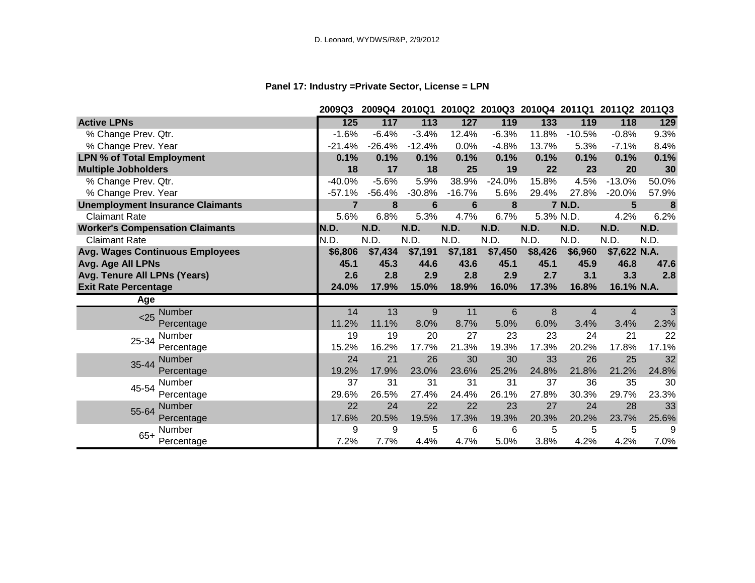D. Leonard, WYDWS/R&P, 2/9/2012

## Panel 17: Industry =Private Sector, License = LPN

| | | 2009Q3 | 2009Q4 | 2010Q1 | 2010Q2 | 2010Q3 | 2010Q4 | 2011Q1 | 2011Q2 | 2011Q3 |
|---|---|---|---|---|---|---|---|---|---|---|
| **Active LPNs** | | **125** | **117** | **113** | **127** | **119** | **133** | **119** | **118** | **129** |
| % Change Prev. Qtr. | | -1.6% | -6.4% | -3.4% | 12.4% | -6.3% | 11.8% | -10.5% | -0.8% | 9.3% |
| % Change Prev. Year | | -21.4% | -26.4% | -12.4% | 0.0% | -4.8% | 13.7% | 5.3% | -7.1% | 8.4% |
| **LPN % of Total Employment** | | **0.1%** | **0.1%** | **0.1%** | **0.1%** | **0.1%** | **0.1%** | **0.1%** | **0.1%** | **0.1%** |
| **Multiple Jobholders** | | **18** | **17** | **18** | **25** | **19** | **22** | **23** | **20** | **30** |
| % Change Prev. Qtr. | | -40.0% | -5.6% | 5.9% | 38.9% | -24.0% | 15.8% | 4.5% | -13.0% | 50.0% |
| % Change Prev. Year | | -57.1% | -56.4% | -30.8% | -16.7% | 5.6% | 29.4% | 27.8% | -20.0% | 57.9% |
| **Unemployment Insurance Claimants** | | **7** | **8** | **6** | **6** | **8** | **7** | **N.D.** | **5** | **8** |
| Claimant Rate | | 5.6% | 6.8% | 5.3% | 4.7% | 6.7% | 5.3% | N.D. | 4.2% | 6.2% |
| **Worker's Compensation Claimants** | | **N.D.** | **N.D.** | **N.D.** | **N.D.** | **N.D.** | **N.D.** | **N.D.** | **N.D.** | **N.D.** |
| Claimant Rate | | N.D. | N.D. | N.D. | N.D. | N.D. | N.D. | N.D. | N.D. | N.D. |
| **Avg. Wages Continuous Employees** | | **$6,806** | **$7,434** | **$7,191** | **$7,181** | **$7,450** | **$8,426** | **$6,960** | **$7,622** | **N.A.** |
| **Avg. Age All LPNs** | | **45.1** | **45.3** | **44.6** | **43.6** | **45.1** | **45.1** | **45.9** | **46.8** | **47.6** |
| **Avg. Tenure All LPNs (Years)** | | **2.6** | **2.8** | **2.9** | **2.8** | **2.9** | **2.7** | **3.1** | **3.3** | **2.8** |
| **Exit Rate Percentage** | | **24.0%** | **17.9%** | **15.0%** | **18.9%** | **16.0%** | **17.3%** | **16.8%** | **16.1%** | **N.A.** |
| **Age** | | | | | | | | | | |
| <25 | Number | 14 | 13 | 9 | 11 | 6 | 8 | 4 | 4 | 3 |
| | Percentage | 11.2% | 11.1% | 8.0% | 8.7% | 5.0% | 6.0% | 3.4% | 3.4% | 2.3% |
| 25-34 | Number | 19 | 19 | 20 | 27 | 23 | 23 | 24 | 21 | 22 |
| | Percentage | 15.2% | 16.2% | 17.7% | 21.3% | 19.3% | 17.3% | 20.2% | 17.8% | 17.1% |
| 35-44 | Number | 24 | 21 | 26 | 30 | 30 | 33 | 26 | 25 | 32 |
| | Percentage | 19.2% | 17.9% | 23.0% | 23.6% | 25.2% | 24.8% | 21.8% | 21.2% | 24.8% |
| 45-54 | Number | 37 | 31 | 31 | 31 | 31 | 37 | 36 | 35 | 30 |
| | Percentage | 29.6% | 26.5% | 27.4% | 24.4% | 26.1% | 27.8% | 30.3% | 29.7% | 23.3% |
| 55-64 | Number | 22 | 24 | 22 | 22 | 23 | 27 | 24 | 28 | 33 |
| | Percentage | 17.6% | 20.5% | 19.5% | 17.3% | 19.3% | 20.3% | 20.2% | 23.7% | 25.6% |
| 65+ | Number | 9 | 9 | 5 | 6 | 6 | 5 | 5 | 5 | 9 |
| | Percentage | 7.2% | 7.7% | 4.4% | 4.7% | 5.0% | 3.8% | 4.2% | 4.2% | 7.0% |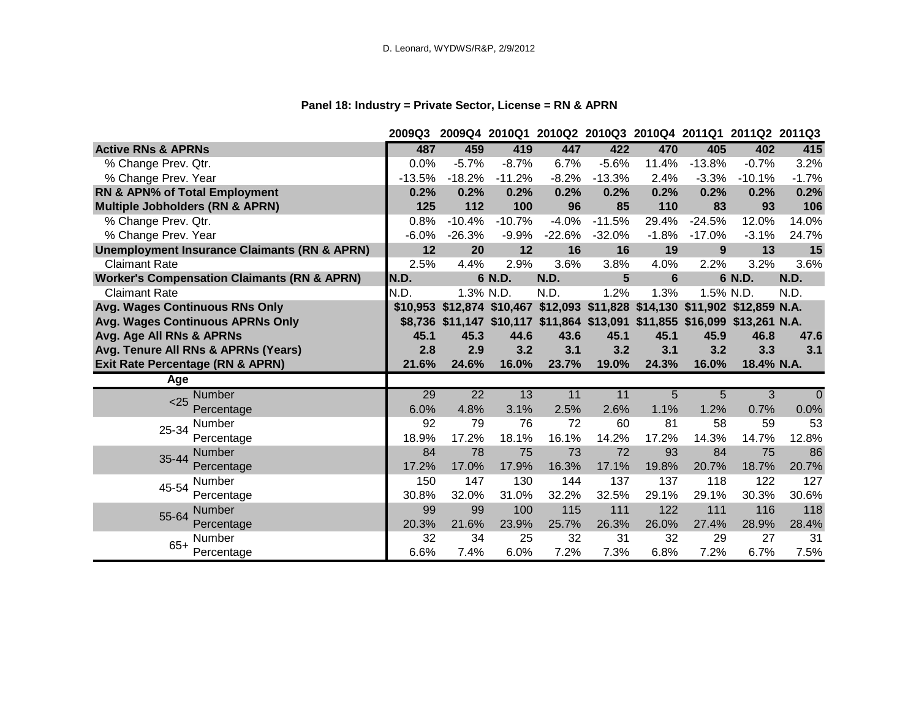D. Leonard, WYDWS/R&P, 2/9/2012

**Panel 18: Industry = Private Sector, License = RN & APRN**

| | | 2009Q3 | 2009Q4 | 2010Q1 | 2010Q2 | 2010Q3 | 2010Q4 | 2011Q1 | 2011Q2 | 2011Q3 |
|---|---|---|---|---|---|---|---|---|---|---|
| **Active RNs & APRNs** | | **487** | **459** | **419** | **447** | **422** | **470** | **405** | **402** | **415** |
| % Change Prev. Qtr. | | 0.0% | -5.7% | -8.7% | 6.7% | -5.6% | 11.4% | -13.8% | -0.7% | 3.2% |
| % Change Prev. Year | | -13.5% | -18.2% | -11.2% | -8.2% | -13.3% | 2.4% | -3.3% | -10.1% | -1.7% |
| **RN & APN% of Total Employment** | | **0.2%** | **0.2%** | **0.2%** | **0.2%** | **0.2%** | **0.2%** | **0.2%** | **0.2%** | **0.2%** |
| **Multiple Jobholders (RN & APRN)** | | **125** | **112** | **100** | **96** | **85** | **110** | **83** | **93** | **106** |
| % Change Prev. Qtr. | | 0.8% | -10.4% | -10.7% | -4.0% | -11.5% | 29.4% | -24.5% | 12.0% | 14.0% |
| % Change Prev. Year | | -6.0% | -26.3% | -9.9% | -22.6% | -32.0% | -1.8% | -17.0% | -3.1% | 24.7% |
| **Unemployment Insurance Claimants (RN & APRN)** | | **12** | **20** | **12** | **16** | **16** | **19** | **9** | **13** | **15** |
| Claimant Rate | | 2.5% | 4.4% | 2.9% | 3.6% | 3.8% | 4.0% | 2.2% | 3.2% | 3.6% |
| **Worker's Compensation Claimants (RN & APRN)** | | **N.D.** | **6** | **N.D.** | **N.D.** | **5** | **6** | **6** | **N.D.** | **N.D.** |
| Claimant Rate | | N.D. | 1.3% | N.D. | N.D. | 1.2% | 1.3% | 1.5% | N.D. | N.D. |
| **Avg. Wages Continuous RNs Only** | | **$10,953** | **$12,874** | **$10,467** | **$12,093** | **$11,828** | **$14,130** | **$11,902** | **$12,859** | **N.A.** |
| **Avg. Wages Continuous APRNs Only** | | **$8,736** | **$11,147** | **$10,117** | **$11,864** | **$13,091** | **$11,855** | **$16,099** | **$13,261** | **N.A.** |
| **Avg. Age All RNs & APRNs** | | **45.1** | **45.3** | **44.6** | **43.6** | **45.1** | **45.1** | **45.9** | **46.8** | **47.6** |
| **Avg. Tenure All RNs & APRNs (Years)** | | **2.8** | **2.9** | **3.2** | **3.1** | **3.2** | **3.1** | **3.2** | **3.3** | **3.1** |
| **Exit Rate Percentage (RN & APRN)** | | **21.6%** | **24.6%** | **16.0%** | **23.7%** | **19.0%** | **24.3%** | **16.0%** | **18.4%** | **N.A.** |
| **Age** | | | | | | | | | | |
| <25 | Number | 29 | 22 | 13 | 11 | 11 | 5 | 5 | 3 | 0 |
| | Percentage | 6.0% | 4.8% | 3.1% | 2.5% | 2.6% | 1.1% | 1.2% | 0.7% | 0.0% |
| 25-34 | Number | 92 | 79 | 76 | 72 | 60 | 81 | 58 | 59 | 53 |
| | Percentage | 18.9% | 17.2% | 18.1% | 16.1% | 14.2% | 17.2% | 14.3% | 14.7% | 12.8% |
| 35-44 | Number | 84 | 78 | 75 | 73 | 72 | 93 | 84 | 75 | 86 |
| | Percentage | 17.2% | 17.0% | 17.9% | 16.3% | 17.1% | 19.8% | 20.7% | 18.7% | 20.7% |
| 45-54 | Number | 150 | 147 | 130 | 144 | 137 | 137 | 118 | 122 | 127 |
| | Percentage | 30.8% | 32.0% | 31.0% | 32.2% | 32.5% | 29.1% | 29.1% | 30.3% | 30.6% |
| 55-64 | Number | 99 | 99 | 100 | 115 | 111 | 122 | 111 | 116 | 118 |
| | Percentage | 20.3% | 21.6% | 23.9% | 25.7% | 26.3% | 26.0% | 27.4% | 28.9% | 28.4% |
| 65+ | Number | 32 | 34 | 25 | 32 | 31 | 32 | 29 | 27 | 31 |
| | Percentage | 6.6% | 7.4% | 6.0% | 7.2% | 7.3% | 6.8% | 7.2% | 6.7% | 7.5% |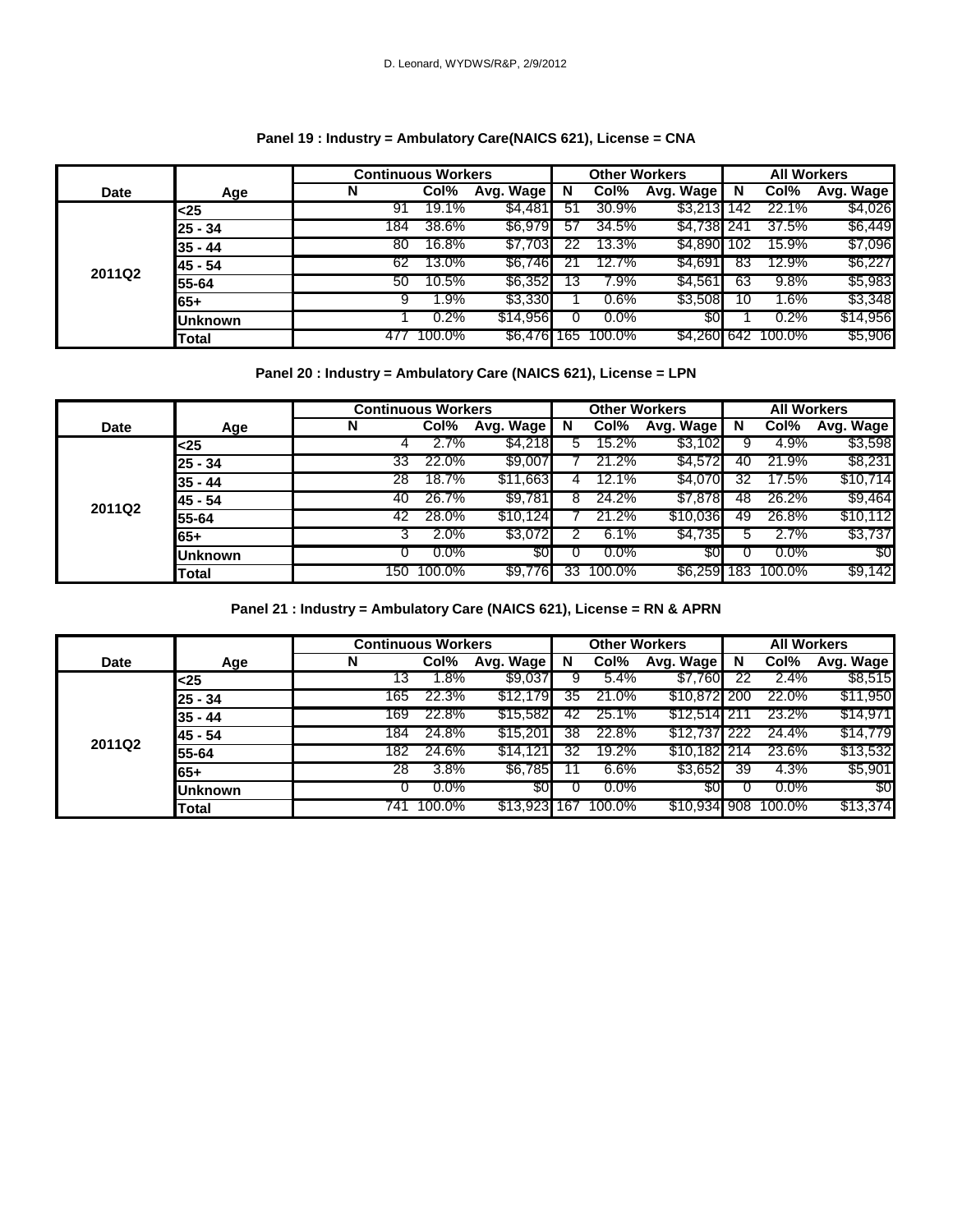D. Leonard, WYDWS/R&P, 2/9/2012

### Panel 19 : Industry = Ambulatory Care(NAICS 621), License = CNA

| Date | Age | Continuous Workers | | | Other Workers | | | All Workers | | |
|---|---|---|---|---|---|---|---|---|---|---|
| | | N | Col% | Avg. Wage | N | Col% | Avg. Wage | N | Col% | Avg. Wage |
| 2011Q2 | <25 | 91 | 19.1% | $4,481 | 51 | 30.9% | $3,213 | 142 | 22.1% | $4,026 |
| | 25 - 34 | 184 | 38.6% | $6,979 | 57 | 34.5% | $4,738 | 241 | 37.5% | $6,449 |
| | 35 - 44 | 80 | 16.8% | $7,703 | 22 | 13.3% | $4,890 | 102 | 15.9% | $7,096 |
| | 45 - 54 | 62 | 13.0% | $6,746 | 21 | 12.7% | $4,691 | 83 | 12.9% | $6,227 |
| | 55-64 | 50 | 10.5% | $6,352 | 13 | 7.9% | $4,561 | 63 | 9.8% | $5,983 |
| | 65+ | 9 | 1.9% | $3,330 | 1 | 0.6% | $3,508 | 10 | 1.6% | $3,348 |
| | Unknown | 1 | 0.2% | $14,956 | 0 | 0.0% | $0 | 1 | 0.2% | $14,956 |
| | Total | 477 | 100.0% | $6,476 | 165 | 100.0% | $4,260 | 642 | 100.0% | $5,906 |

### Panel 20 : Industry = Ambulatory Care (NAICS 621), License = LPN

| Date | Age | Continuous Workers | | | Other Workers | | | All Workers | | |
|---|---|---|---|---|---|---|---|---|---|---|
| | | N | Col% | Avg. Wage | N | Col% | Avg. Wage | N | Col% | Avg. Wage |
| 2011Q2 | <25 | 4 | 2.7% | $4,218 | 5 | 15.2% | $3,102 | 9 | 4.9% | $3,598 |
| | 25 - 34 | 33 | 22.0% | $9,007 | 7 | 21.2% | $4,572 | 40 | 21.9% | $8,231 |
| | 35 - 44 | 28 | 18.7% | $11,663 | 4 | 12.1% | $4,070 | 32 | 17.5% | $10,714 |
| | 45 - 54 | 40 | 26.7% | $9,781 | 8 | 24.2% | $7,878 | 48 | 26.2% | $9,464 |
| | 55-64 | 42 | 28.0% | $10,124 | 7 | 21.2% | $10,036 | 49 | 26.8% | $10,112 |
| | 65+ | 3 | 2.0% | $3,072 | 2 | 6.1% | $4,735 | 5 | 2.7% | $3,737 |
| | Unknown | 0 | 0.0% | $0 | 0 | 0.0% | $0 | 0 | 0.0% | $0 |
| | Total | 150 | 100.0% | $9,776 | 33 | 100.0% | $6,259 | 183 | 100.0% | $9,142 |

### Panel 21 : Industry = Ambulatory Care (NAICS 621), License = RN & APRN

| Date | Age | Continuous Workers | | | Other Workers | | | All Workers | | |
|---|---|---|---|---|---|---|---|---|---|---|
| | | N | Col% | Avg. Wage | N | Col% | Avg. Wage | N | Col% | Avg. Wage |
| 2011Q2 | <25 | 13 | 1.8% | $9,037 | 9 | 5.4% | $7,760 | 22 | 2.4% | $8,515 |
| | 25 - 34 | 165 | 22.3% | $12,179 | 35 | 21.0% | $10,872 | 200 | 22.0% | $11,950 |
| | 35 - 44 | 169 | 22.8% | $15,582 | 42 | 25.1% | $12,514 | 211 | 23.2% | $14,971 |
| | 45 - 54 | 184 | 24.8% | $15,201 | 38 | 22.8% | $12,737 | 222 | 24.4% | $14,779 |
| | 55-64 | 182 | 24.6% | $14,121 | 32 | 19.2% | $10,182 | 214 | 23.6% | $13,532 |
| | 65+ | 28 | 3.8% | $6,785 | 11 | 6.6% | $3,652 | 39 | 4.3% | $5,901 |
| | Unknown | 0 | 0.0% | $0 | 0 | 0.0% | $0 | 0 | 0.0% | $0 |
| | Total | 741 | 100.0% | $13,923 | 167 | 100.0% | $10,934 | 908 | 100.0% | $13,374 |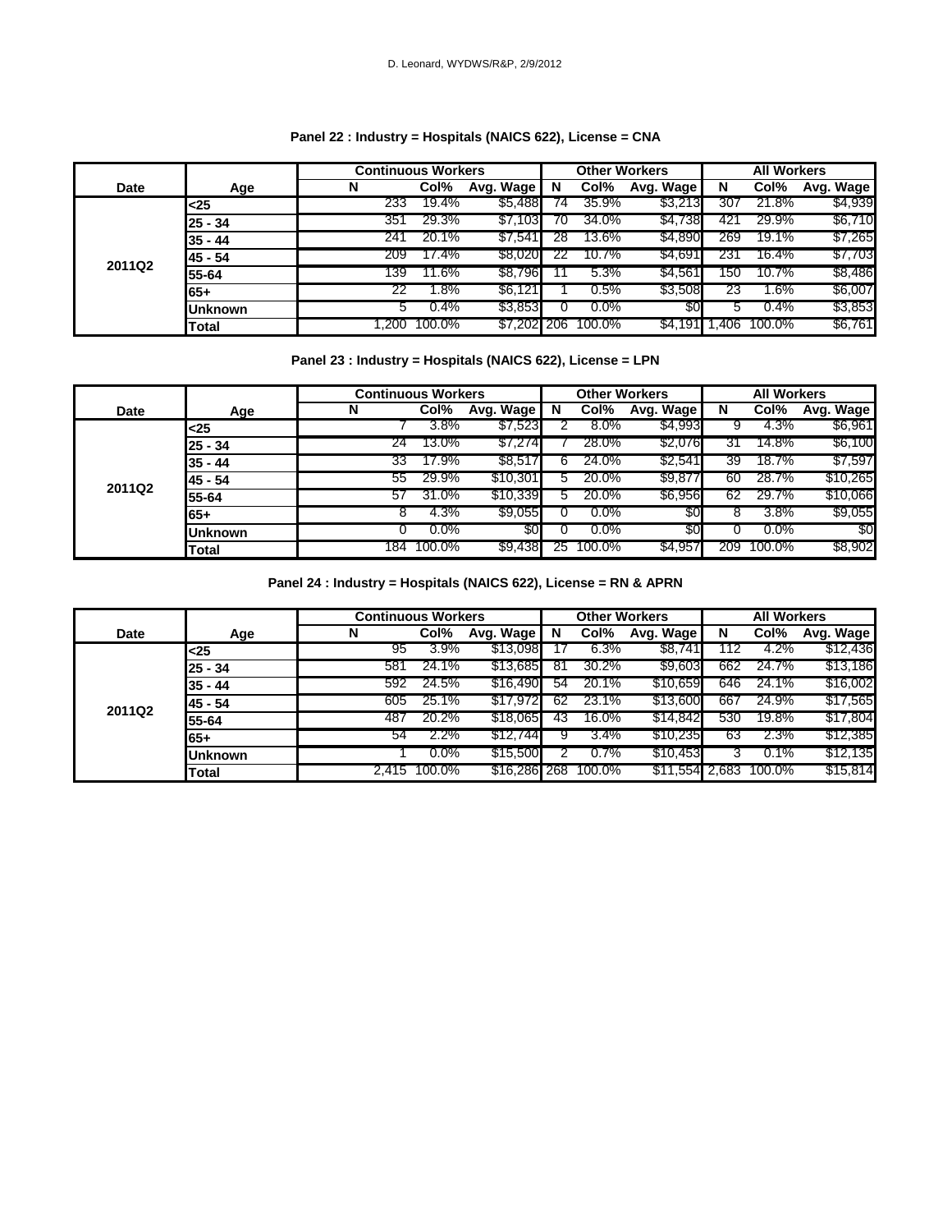### Panel 22 : Industry = Hospitals (NAICS 622), License = CNA

| Date | Age | Continuous Workers | | | Other Workers | | | All Workers | | |
|---|---|---|---|---|---|---|---|---|---|---|
| | | N | Col% | Avg. Wage | N | Col% | Avg. Wage | N | Col% | Avg. Wage |
| 2011Q2 | <25 | 233 | 19.4% | $5,488 | 74 | 35.9% | $3,213 | 307 | 21.8% | $4,939 |
| | 25 - 34 | 351 | 29.3% | $7,103 | 70 | 34.0% | $4,738 | 421 | 29.9% | $6,710 |
| | 35 - 44 | 241 | 20.1% | $7,541 | 28 | 13.6% | $4,890 | 269 | 19.1% | $7,265 |
| | 45 - 54 | 209 | 17.4% | $8,020 | 22 | 10.7% | $4,691 | 231 | 16.4% | $7,703 |
| | 55-64 | 139 | 11.6% | $8,796 | 11 | 5.3% | $4,561 | 150 | 10.7% | $8,486 |
| | 65+ | 22 | 1.8% | $6,121 | 1 | 0.5% | $3,508 | 23 | 1.6% | $6,007 |
| | Unknown | 5 | 0.4% | $3,853 | 0 | 0.0% | $0 | 5 | 0.4% | $3,853 |
| | Total | 1,200 | 100.0% | $7,202 | 206 | 100.0% | $4,191 | 1,406 | 100.0% | $6,761 |

### Panel 23 : Industry = Hospitals (NAICS 622), License = LPN

| Date | Age | Continuous Workers | | | Other Workers | | | All Workers | | |
|---|---|---|---|---|---|---|---|---|---|---|
| | | N | Col% | Avg. Wage | N | Col% | Avg. Wage | N | Col% | Avg. Wage |
| 2011Q2 | <25 | 7 | 3.8% | $7,523 | 2 | 8.0% | $4,993 | 9 | 4.3% | $6,961 |
| | 25 - 34 | 24 | 13.0% | $7,274 | 7 | 28.0% | $2,076 | 31 | 14.8% | $6,100 |
| | 35 - 44 | 33 | 17.9% | $8,517 | 6 | 24.0% | $2,541 | 39 | 18.7% | $7,597 |
| | 45 - 54 | 55 | 29.9% | $10,301 | 5 | 20.0% | $9,877 | 60 | 28.7% | $10,265 |
| | 55-64 | 57 | 31.0% | $10,339 | 5 | 20.0% | $6,956 | 62 | 29.7% | $10,066 |
| | 65+ | 8 | 4.3% | $9,055 | 0 | 0.0% | $0 | 8 | 3.8% | $9,055 |
| | Unknown | 0 | 0.0% | $0 | 0 | 0.0% | $0 | 0 | 0.0% | $0 |
| | Total | 184 | 100.0% | $9,438 | 25 | 100.0% | $4,957 | 209 | 100.0% | $8,902 |

### Panel 24 : Industry = Hospitals (NAICS 622), License = RN & APRN

| Date | Age | Continuous Workers | | | Other Workers | | | All Workers | | |
|---|---|---|---|---|---|---|---|---|---|---|
| | | N | Col% | Avg. Wage | N | Col% | Avg. Wage | N | Col% | Avg. Wage |
| 2011Q2 | <25 | 95 | 3.9% | $13,098 | 17 | 6.3% | $8,741 | 112 | 4.2% | $12,436 |
| | 25 - 34 | 581 | 24.1% | $13,685 | 81 | 30.2% | $9,603 | 662 | 24.7% | $13,186 |
| | 35 - 44 | 592 | 24.5% | $16,490 | 54 | 20.1% | $10,659 | 646 | 24.1% | $16,002 |
| | 45 - 54 | 605 | 25.1% | $17,972 | 62 | 23.1% | $13,600 | 667 | 24.9% | $17,565 |
| | 55-64 | 487 | 20.2% | $18,065 | 43 | 16.0% | $14,842 | 530 | 19.8% | $17,804 |
| | 65+ | 54 | 2.2% | $12,744 | 9 | 3.4% | $10,235 | 63 | 2.3% | $12,385 |
| | Unknown | 1 | 0.0% | $15,500 | 2 | 0.7% | $10,453 | 3 | 0.1% | $12,135 |
| | Total | 2,415 | 100.0% | $16,286 | 268 | 100.0% | $11,554 | 2,683 | 100.0% | $15,814 |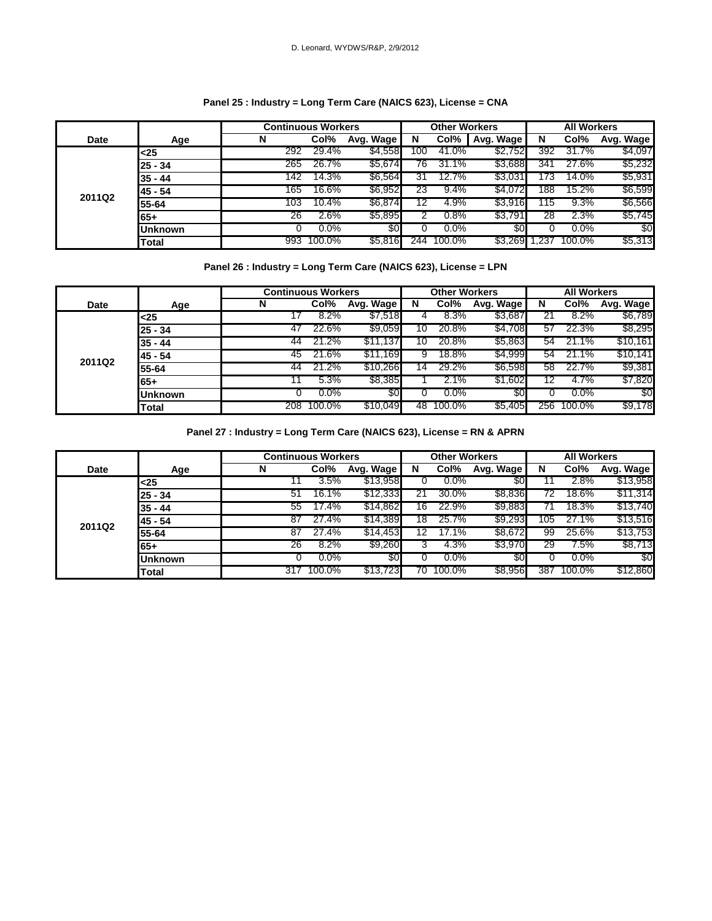### Panel 25 : Industry = Long Term Care (NAICS 623), License = CNA

| Date | Age | Continuous Workers | | | Other Workers | | | All Workers | | |
|---|---|---|---|---|---|---|---|---|---|---|
| | | N | Col% | Avg. Wage | N | Col% | Avg. Wage | N | Col% | Avg. Wage |
| 2011Q2 | <25 | 292 | 29.4% | $4,558 | 100 | 41.0% | $2,752 | 392 | 31.7% | $4,097 |
| | 25 - 34 | 265 | 26.7% | $5,674 | 76 | 31.1% | $3,688 | 341 | 27.6% | $5,232 |
| | 35 - 44 | 142 | 14.3% | $6,564 | 31 | 12.7% | $3,031 | 173 | 14.0% | $5,931 |
| | 45 - 54 | 165 | 16.6% | $6,952 | 23 | 9.4% | $4,072 | 188 | 15.2% | $6,599 |
| | 55-64 | 103 | 10.4% | $6,874 | 12 | 4.9% | $3,916 | 115 | 9.3% | $6,566 |
| | 65+ | 26 | 2.6% | $5,895 | 2 | 0.8% | $3,791 | 28 | 2.3% | $5,745 |
| | Unknown | 0 | 0.0% | $0 | 0 | 0.0% | $0 | 0 | 0.0% | $0 |
| | Total | 993 | 100.0% | $5,816 | 244 | 100.0% | $3,269 | 1,237 | 100.0% | $5,313 |

### Panel 26 : Industry = Long Term Care (NAICS 623), License = LPN

| Date | Age | Continuous Workers | | | Other Workers | | | All Workers | | |
|---|---|---|---|---|---|---|---|---|---|---|
| | | N | Col% | Avg. Wage | N | Col% | Avg. Wage | N | Col% | Avg. Wage |
| 2011Q2 | <25 | 17 | 8.2% | $7,518 | 4 | 8.3% | $3,687 | 21 | 8.2% | $6,789 |
| | 25 - 34 | 47 | 22.6% | $9,059 | 10 | 20.8% | $4,708 | 57 | 22.3% | $8,295 |
| | 35 - 44 | 44 | 21.2% | $11,137 | 10 | 20.8% | $5,863 | 54 | 21.1% | $10,161 |
| | 45 - 54 | 45 | 21.6% | $11,169 | 9 | 18.8% | $4,999 | 54 | 21.1% | $10,141 |
| | 55-64 | 44 | 21.2% | $10,266 | 14 | 29.2% | $6,598 | 58 | 22.7% | $9,381 |
| | 65+ | 11 | 5.3% | $8,385 | 1 | 2.1% | $1,602 | 12 | 4.7% | $7,820 |
| | Unknown | 0 | 0.0% | $0 | 0 | 0.0% | $0 | 0 | 0.0% | $0 |
| | Total | 208 | 100.0% | $10,049 | 48 | 100.0% | $5,405 | 256 | 100.0% | $9,178 |

### Panel 27 : Industry = Long Term Care (NAICS 623), License = RN & APRN

| Date | Age | Continuous Workers | | | Other Workers | | | All Workers | | |
|---|---|---|---|---|---|---|---|---|---|---|
| | | N | Col% | Avg. Wage | N | Col% | Avg. Wage | N | Col% | Avg. Wage |
| 2011Q2 | <25 | 11 | 3.5% | $13,958 | 0 | 0.0% | $0 | 11 | 2.8% | $13,958 |
| | 25 - 34 | 51 | 16.1% | $12,333 | 21 | 30.0% | $8,836 | 72 | 18.6% | $11,314 |
| | 35 - 44 | 55 | 17.4% | $14,862 | 16 | 22.9% | $9,883 | 71 | 18.3% | $13,740 |
| | 45 - 54 | 87 | 27.4% | $14,389 | 18 | 25.7% | $9,293 | 105 | 27.1% | $13,516 |
| | 55-64 | 87 | 27.4% | $14,453 | 12 | 17.1% | $8,672 | 99 | 25.6% | $13,753 |
| | 65+ | 26 | 8.2% | $9,260 | 3 | 4.3% | $3,970 | 29 | 7.5% | $8,713 |
| | Unknown | 0 | 0.0% | $0 | 0 | 0.0% | $0 | 0 | 0.0% | $0 |
| | Total | 317 | 100.0% | $13,723 | 70 | 100.0% | $8,956 | 387 | 100.0% | $12,860 |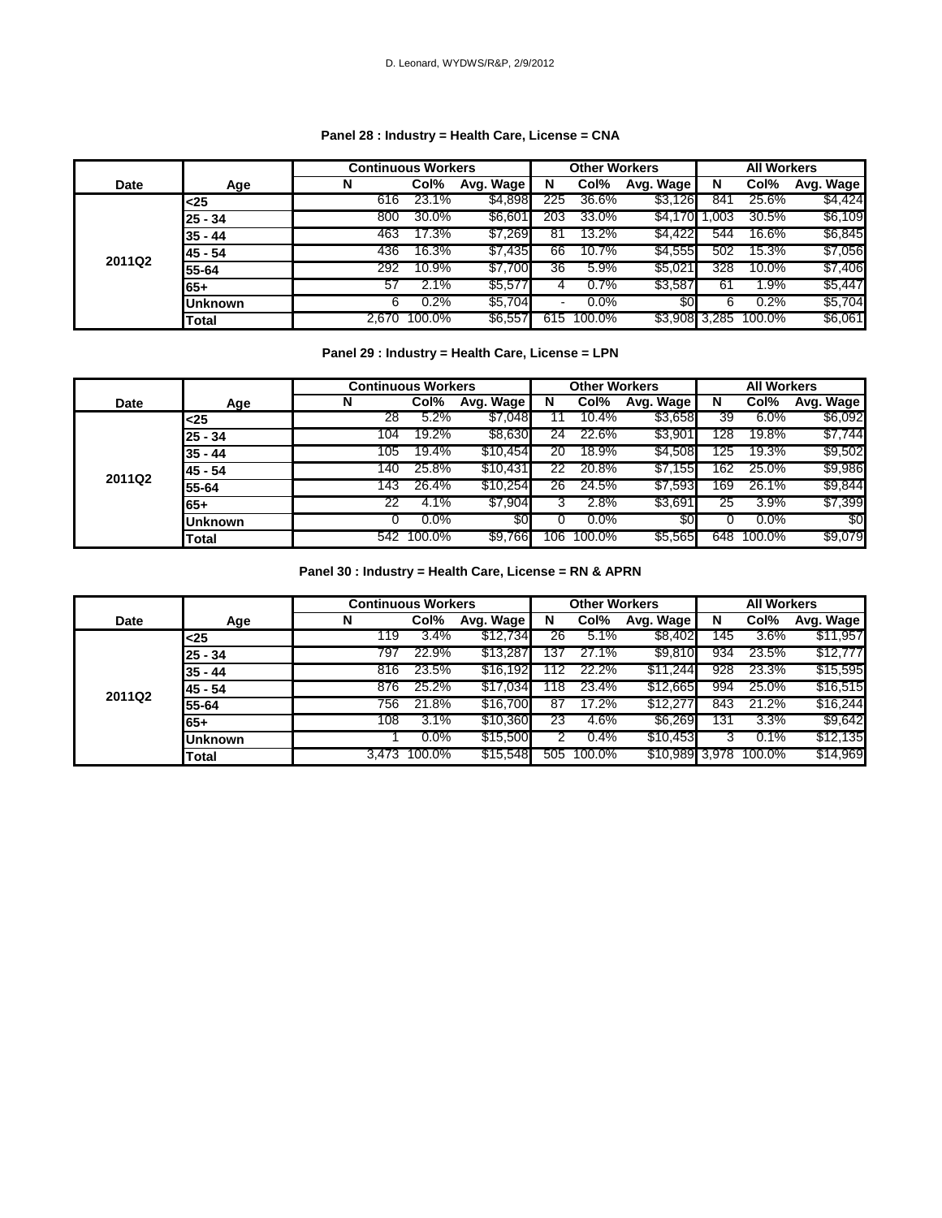D. Leonard, WYDWS/R&P, 2/9/2012

### Panel 28 : Industry = Health Care, License = CNA

| Date | Age | Continuous Workers | | | Other Workers | | | All Workers | | |
|---|---|---|---|---|---|---|---|---|---|---|
| | | N | Col% | Avg. Wage | N | Col% | Avg. Wage | N | Col% | Avg. Wage |
| 2011Q2 | <25 | 616 | 23.1% | $4,898 | 225 | 36.6% | $3,126 | 841 | 25.6% | $4,424 |
| | 25 - 34 | 800 | 30.0% | $6,601 | 203 | 33.0% | $4,170 | 1,003 | 30.5% | $6,109 |
| | 35 - 44 | 463 | 17.3% | $7,269 | 81 | 13.2% | $4,422 | 544 | 16.6% | $6,845 |
| | 45 - 54 | 436 | 16.3% | $7,435 | 66 | 10.7% | $4,555 | 502 | 15.3% | $7,056 |
| | 55-64 | 292 | 10.9% | $7,700 | 36 | 5.9% | $5,021 | 328 | 10.0% | $7,406 |
| | 65+ | 57 | 2.1% | $5,577 | 4 | 0.7% | $3,587 | 61 | 1.9% | $5,447 |
| | Unknown | 6 | 0.2% | $5,704 | - | 0.0% | $0 | 6 | 0.2% | $5,704 |
| | Total | 2,670 | 100.0% | $6,557 | 615 | 100.0% | $3,908 | 3,285 | 100.0% | $6,061 |

### Panel 29 : Industry = Health Care, License = LPN

| Date | Age | Continuous Workers | | | Other Workers | | | All Workers | | |
|---|---|---|---|---|---|---|---|---|---|---|
| | | N | Col% | Avg. Wage | N | Col% | Avg. Wage | N | Col% | Avg. Wage |
| 2011Q2 | <25 | 28 | 5.2% | $7,048 | 11 | 10.4% | $3,658 | 39 | 6.0% | $6,092 |
| | 25 - 34 | 104 | 19.2% | $8,630 | 24 | 22.6% | $3,901 | 128 | 19.8% | $7,744 |
| | 35 - 44 | 105 | 19.4% | $10,454 | 20 | 18.9% | $4,508 | 125 | 19.3% | $9,502 |
| | 45 - 54 | 140 | 25.8% | $10,431 | 22 | 20.8% | $7,155 | 162 | 25.0% | $9,986 |
| | 55-64 | 143 | 26.4% | $10,254 | 26 | 24.5% | $7,593 | 169 | 26.1% | $9,844 |
| | 65+ | 22 | 4.1% | $7,904 | 3 | 2.8% | $3,691 | 25 | 3.9% | $7,399 |
| | Unknown | 0 | 0.0% | $0 | 0 | 0.0% | $0 | 0 | 0.0% | $0 |
| | Total | 542 | 100.0% | $9,766 | 106 | 100.0% | $5,565 | 648 | 100.0% | $9,079 |

### Panel 30 : Industry = Health Care, License = RN & APRN

| Date | Age | Continuous Workers | | | Other Workers | | | All Workers | | |
|---|---|---|---|---|---|---|---|---|---|---|
| | | N | Col% | Avg. Wage | N | Col% | Avg. Wage | N | Col% | Avg. Wage |
| 2011Q2 | <25 | 119 | 3.4% | $12,734 | 26 | 5.1% | $8,402 | 145 | 3.6% | $11,957 |
| | 25 - 34 | 797 | 22.9% | $13,287 | 137 | 27.1% | $9,810 | 934 | 23.5% | $12,777 |
| | 35 - 44 | 816 | 23.5% | $16,192 | 112 | 22.2% | $11,244 | 928 | 23.3% | $15,595 |
| | 45 - 54 | 876 | 25.2% | $17,034 | 118 | 23.4% | $12,665 | 994 | 25.0% | $16,515 |
| | 55-64 | 756 | 21.8% | $16,700 | 87 | 17.2% | $12,277 | 843 | 21.2% | $16,244 |
| | 65+ | 108 | 3.1% | $10,360 | 23 | 4.6% | $6,269 | 131 | 3.3% | $9,642 |
| | Unknown | 1 | 0.0% | $15,500 | 2 | 0.4% | $10,453 | 3 | 0.1% | $12,135 |
| | Total | 3,473 | 100.0% | $15,548 | 505 | 100.0% | $10,989 | 3,978 | 100.0% | $14,969 |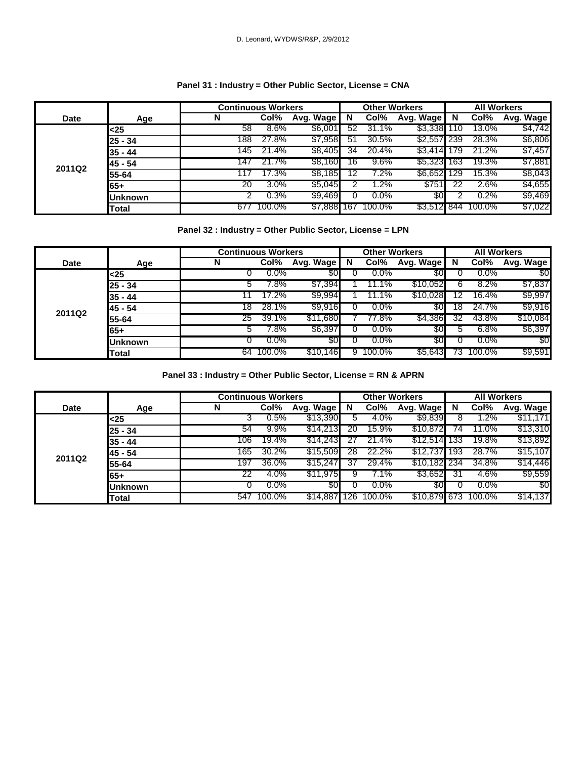### Panel 31 : Industry = Other Public Sector, License = CNA

| Date | Age | Continuous Workers | | | Other Workers | | | All Workers | | |
|---|---|---|---|---|---|---|---|---|---|---|
| | | N | Col% | Avg. Wage | N | Col% | Avg. Wage | N | Col% | Avg. Wage |
| 2011Q2 | <25 | 58 | 8.6% | $6,001 | 52 | 31.1% | $3,338 | 110 | 13.0% | $4,742 |
| | 25 - 34 | 188 | 27.8% | $7,958 | 51 | 30.5% | $2,557 | 239 | 28.3% | $6,806 |
| | 35 - 44 | 145 | 21.4% | $8,405 | 34 | 20.4% | $3,414 | 179 | 21.2% | $7,457 |
| | 45 - 54 | 147 | 21.7% | $8,160 | 16 | 9.6% | $5,323 | 163 | 19.3% | $7,881 |
| | 55-64 | 117 | 17.3% | $8,185 | 12 | 7.2% | $6,652 | 129 | 15.3% | $8,043 |
| | 65+ | 20 | 3.0% | $5,045 | 2 | 1.2% | $751 | 22 | 2.6% | $4,655 |
| | Unknown | 2 | 0.3% | $9,469 | 0 | 0.0% | $0 | 2 | 0.2% | $9,469 |
| | Total | 677 | 100.0% | $7,888 | 167 | 100.0% | $3,512 | 844 | 100.0% | $7,022 |

### Panel 32 : Industry = Other Public Sector, License = LPN

| Date | Age | Continuous Workers | | | Other Workers | | | All Workers | | |
|---|---|---|---|---|---|---|---|---|---|---|
| | | N | Col% | Avg. Wage | N | Col% | Avg. Wage | N | Col% | Avg. Wage |
| 2011Q2 | <25 | 0 | 0.0% | $0 | 0 | 0.0% | $0 | 0 | 0.0% | $0 |
| | 25 - 34 | 5 | 7.8% | $7,394 | 1 | 11.1% | $10,052 | 6 | 8.2% | $7,837 |
| | 35 - 44 | 11 | 17.2% | $9,994 | 1 | 11.1% | $10,028 | 12 | 16.4% | $9,997 |
| | 45 - 54 | 18 | 28.1% | $9,916 | 0 | 0.0% | $0 | 18 | 24.7% | $9,916 |
| | 55-64 | 25 | 39.1% | $11,680 | 7 | 77.8% | $4,386 | 32 | 43.8% | $10,084 |
| | 65+ | 5 | 7.8% | $6,397 | 0 | 0.0% | $0 | 5 | 6.8% | $6,397 |
| | Unknown | 0 | 0.0% | $0 | 0 | 0.0% | $0 | 0 | 0.0% | $0 |
| | Total | 64 | 100.0% | $10,146 | 9 | 100.0% | $5,643 | 73 | 100.0% | $9,591 |

### Panel 33 : Industry = Other Public Sector, License = RN & APRN

| Date | Age | Continuous Workers | | | Other Workers | | | All Workers | | |
|---|---|---|---|---|---|---|---|---|---|---|
| | | N | Col% | Avg. Wage | N | Col% | Avg. Wage | N | Col% | Avg. Wage |
| 2011Q2 | <25 | 3 | 0.5% | $13,390 | 5 | 4.0% | $9,839 | 8 | 1.2% | $11,171 |
| | 25 - 34 | 54 | 9.9% | $14,213 | 20 | 15.9% | $10,872 | 74 | 11.0% | $13,310 |
| | 35 - 44 | 106 | 19.4% | $14,243 | 27 | 21.4% | $12,514 | 133 | 19.8% | $13,892 |
| | 45 - 54 | 165 | 30.2% | $15,509 | 28 | 22.2% | $12,737 | 193 | 28.7% | $15,107 |
| | 55-64 | 197 | 36.0% | $15,247 | 37 | 29.4% | $10,182 | 234 | 34.8% | $14,446 |
| | 65+ | 22 | 4.0% | $11,975 | 9 | 7.1% | $3,652 | 31 | 4.6% | $9,559 |
| | Unknown | 0 | 0.0% | $0 | 0 | 0.0% | $0 | 0 | 0.0% | $0 |
| | Total | 547 | 100.0% | $14,887 | 126 | 100.0% | $10,879 | 673 | 100.0% | $14,137 |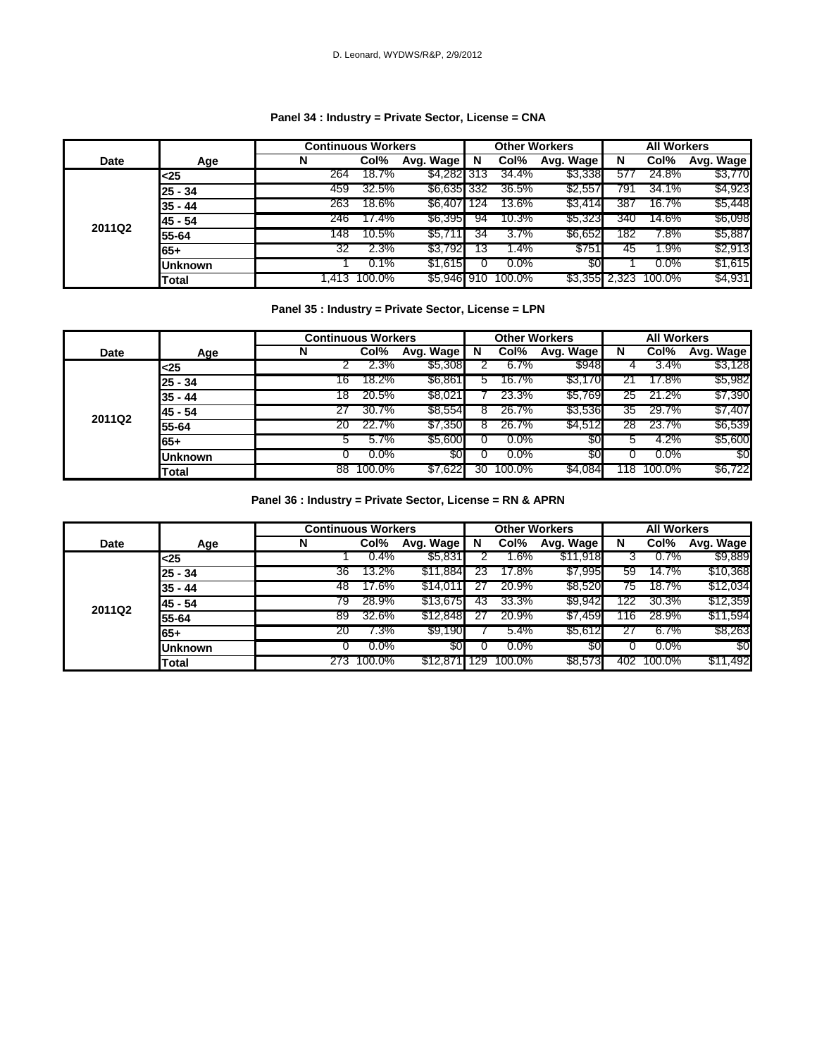### Panel 34 : Industry = Private Sector, License = CNA

| Date | Age | Continuous Workers | | | Other Workers | | | All Workers | | |
|---|---|---|---|---|---|---|---|---|---|---|
| | | N | Col% | Avg. Wage | N | Col% | Avg. Wage | N | Col% | Avg. Wage |
| 2011Q2 | <25 | 264 | 18.7% | $4,282 | 313 | 34.4% | $3,338 | 577 | 24.8% | $3,770 |
| | 25 - 34 | 459 | 32.5% | $6,635 | 332 | 36.5% | $2,557 | 791 | 34.1% | $4,923 |
| | 35 - 44 | 263 | 18.6% | $6,407 | 124 | 13.6% | $3,414 | 387 | 16.7% | $5,448 |
| | 45 - 54 | 246 | 17.4% | $6,395 | 94 | 10.3% | $5,323 | 340 | 14.6% | $6,098 |
| | 55-64 | 148 | 10.5% | $5,711 | 34 | 3.7% | $6,652 | 182 | 7.8% | $5,887 |
| | 65+ | 32 | 2.3% | $3,792 | 13 | 1.4% | $751 | 45 | 1.9% | $2,913 |
| | Unknown | 1 | 0.1% | $1,615 | 0 | 0.0% | $0 | 1 | 0.0% | $1,615 |
| | Total | 1,413 | 100.0% | $5,946 | 910 | 100.0% | $3,355 | 2,323 | 100.0% | $4,931 |

### Panel 35 : Industry = Private Sector, License = LPN

| Date | Age | Continuous Workers | | | Other Workers | | | All Workers | | |
|---|---|---|---|---|---|---|---|---|---|---|
| | | N | Col% | Avg. Wage | N | Col% | Avg. Wage | N | Col% | Avg. Wage |
| 2011Q2 | <25 | 2 | 2.3% | $5,308 | 2 | 6.7% | $948 | 4 | 3.4% | $3,128 |
| | 25 - 34 | 16 | 18.2% | $6,861 | 5 | 16.7% | $3,170 | 21 | 17.8% | $5,982 |
| | 35 - 44 | 18 | 20.5% | $8,021 | 7 | 23.3% | $5,769 | 25 | 21.2% | $7,390 |
| | 45 - 54 | 27 | 30.7% | $8,554 | 8 | 26.7% | $3,536 | 35 | 29.7% | $7,407 |
| | 55-64 | 20 | 22.7% | $7,350 | 8 | 26.7% | $4,512 | 28 | 23.7% | $6,539 |
| | 65+ | 5 | 5.7% | $5,600 | 0 | 0.0% | $0 | 5 | 4.2% | $5,600 |
| | Unknown | 0 | 0.0% | $0 | 0 | 0.0% | $0 | 0 | 0.0% | $0 |
| | Total | 88 | 100.0% | $7,622 | 30 | 100.0% | $4,084 | 118 | 100.0% | $6,722 |

### Panel 36 : Industry = Private Sector, License = RN & APRN

| Date | Age | Continuous Workers | | | Other Workers | | | All Workers | | |
|---|---|---|---|---|---|---|---|---|---|---|
| | | N | Col% | Avg. Wage | N | Col% | Avg. Wage | N | Col% | Avg. Wage |
| 2011Q2 | <25 | 1 | 0.4% | $5,831 | 2 | 1.6% | $11,918 | 3 | 0.7% | $9,889 |
| | 25 - 34 | 36 | 13.2% | $11,884 | 23 | 17.8% | $7,995 | 59 | 14.7% | $10,368 |
| | 35 - 44 | 48 | 17.6% | $14,011 | 27 | 20.9% | $8,520 | 75 | 18.7% | $12,034 |
| | 45 - 54 | 79 | 28.9% | $13,675 | 43 | 33.3% | $9,942 | 122 | 30.3% | $12,359 |
| | 55-64 | 89 | 32.6% | $12,848 | 27 | 20.9% | $7,459 | 116 | 28.9% | $11,594 |
| | 65+ | 20 | 7.3% | $9,190 | 7 | 5.4% | $5,612 | 27 | 6.7% | $8,263 |
| | Unknown | 0 | 0.0% | $0 | 0 | 0.0% | $0 | 0 | 0.0% | $0 |
| | Total | 273 | 100.0% | $12,871 | 129 | 100.0% | $8,573 | 402 | 100.0% | $11,492 |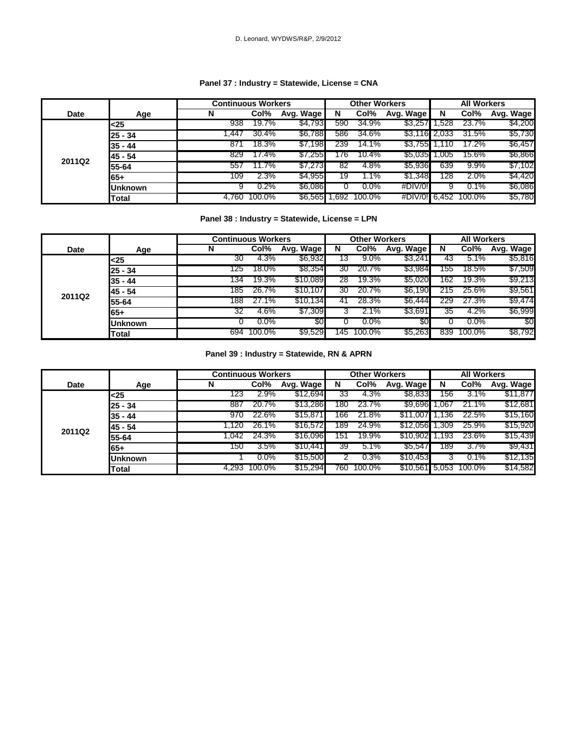D. Leonard, WYDWS/R&P, 2/9/2012

### Panel 37 : Industry = Statewide, License = CNA

| Date | Age | Continuous Workers | | | Other Workers | | | All Workers | | |
|---|---|---|---|---|---|---|---|---|---|---|
| | | N | Col% | Avg. Wage | N | Col% | Avg. Wage | N | Col% | Avg. Wage |
| 2011Q2 | <25 | 938 | 19.7% | $4,793 | 590 | 34.9% | $3,257 | 1,528 | 23.7% | $4,200 |
| | 25 - 34 | 1,447 | 30.4% | $6,788 | 586 | 34.6% | $3,116 | 2,033 | 31.5% | $5,730 |
| | 35 - 44 | 871 | 18.3% | $7,198 | 239 | 14.1% | $3,755 | 1,110 | 17.2% | $6,457 |
| | 45 - 54 | 829 | 17.4% | $7,255 | 176 | 10.4% | $5,035 | 1,005 | 15.6% | $6,866 |
| | 55-64 | 557 | 11.7% | $7,273 | 82 | 4.8% | $5,936 | 639 | 9.9% | $7,102 |
| | 65+ | 109 | 2.3% | $4,955 | 19 | 1.1% | $1,348 | 128 | 2.0% | $4,420 |
| | Unknown | 9 | 0.2% | $6,086 | 0 | 0.0% | #DIV/0! | 9 | 0.1% | $6,086 |
| | Total | 4,760 | 100.0% | $6,565 | 1,692 | 100.0% | #DIV/0! | 6,452 | 100.0% | $5,780 |

### Panel 38 : Industry = Statewide, License = LPN

| Date | Age | Continuous Workers | | | Other Workers | | | All Workers | | |
|---|---|---|---|---|---|---|---|---|---|---|
| | | N | Col% | Avg. Wage | N | Col% | Avg. Wage | N | Col% | Avg. Wage |
| 2011Q2 | <25 | 30 | 4.3% | $6,932 | 13 | 9.0% | $3,241 | 43 | 5.1% | $5,816 |
| | 25 - 34 | 125 | 18.0% | $8,354 | 30 | 20.7% | $3,984 | 155 | 18.5% | $7,509 |
| | 35 - 44 | 134 | 19.3% | $10,089 | 28 | 19.3% | $5,020 | 162 | 19.3% | $9,213 |
| | 45 - 54 | 185 | 26.7% | $10,107 | 30 | 20.7% | $6,190 | 215 | 25.6% | $9,561 |
| | 55-64 | 188 | 27.1% | $10,134 | 41 | 28.3% | $6,444 | 229 | 27.3% | $9,474 |
| | 65+ | 32 | 4.6% | $7,309 | 3 | 2.1% | $3,691 | 35 | 4.2% | $6,999 |
| | Unknown | 0 | 0.0% | $0 | 0 | 0.0% | $0 | 0 | 0.0% | $0 |
| | Total | 694 | 100.0% | $9,529 | 145 | 100.0% | $5,263 | 839 | 100.0% | $8,792 |

### Panel 39 : Industry = Statewide, RN & APRN

| Date | Age | Continuous Workers | | | Other Workers | | | All Workers | | |
|---|---|---|---|---|---|---|---|---|---|---|
| | | N | Col% | Avg. Wage | N | Col% | Avg. Wage | N | Col% | Avg. Wage |
| 2011Q2 | <25 | 123 | 2.9% | $12,694 | 33 | 4.3% | $8,833 | 156 | 3.1% | $11,877 |
| | 25 - 34 | 887 | 20.7% | $13,286 | 180 | 23.7% | $9,696 | 1,067 | 21.1% | $12,681 |
| | 35 - 44 | 970 | 22.6% | $15,871 | 166 | 21.8% | $11,007 | 1,136 | 22.5% | $15,160 |
| | 45 - 54 | 1,120 | 26.1% | $16,572 | 189 | 24.9% | $12,056 | 1,309 | 25.9% | $15,920 |
| | 55-64 | 1,042 | 24.3% | $16,096 | 151 | 19.9% | $10,902 | 1,193 | 23.6% | $15,439 |
| | 65+ | 150 | 3.5% | $10,441 | 39 | 5.1% | $5,547 | 189 | 3.7% | $9,431 |
| | Unknown | 1 | 0.0% | $15,500 | 2 | 0.3% | $10,453 | 3 | 0.1% | $12,135 |
| | Total | 4,293 | 100.0% | $15,294 | 760 | 100.0% | $10,561 | 5,053 | 100.0% | $14,582 |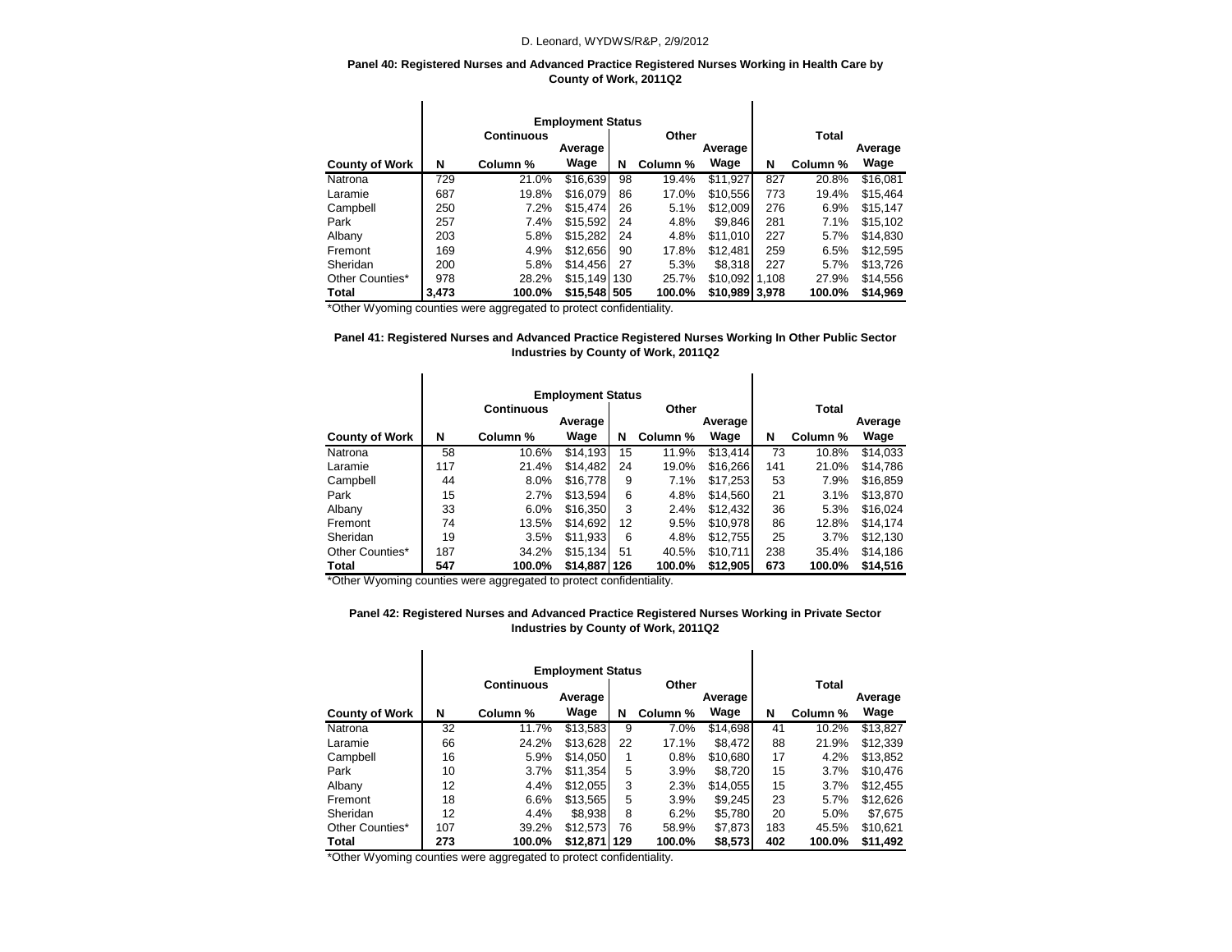D. Leonard, WYDWS/R&P, 2/9/2012

**Panel 40: Registered Nurses and Advanced Practice Registered Nurses Working in Health Care by County of Work, 2011Q2**

| | Employment Status | | | | | | | | |
|---|---|---|---|---|---|---|---|---|---|
| | Continuous | | | Other | | | Total | | |
| County of Work | N | Column % | Average Wage | N | Column % | Average Wage | N | Column % | Average Wage |
| Natrona | 729 | 21.0% | $16,639 | 98 | 19.4% | $11,927 | 827 | 20.8% | $16,081 |
| Laramie | 687 | 19.8% | $16,079 | 86 | 17.0% | $10,556 | 773 | 19.4% | $15,464 |
| Campbell | 250 | 7.2% | $15,474 | 26 | 5.1% | $12,009 | 276 | 6.9% | $15,147 |
| Park | 257 | 7.4% | $15,592 | 24 | 4.8% | $9,846 | 281 | 7.1% | $15,102 |
| Albany | 203 | 5.8% | $15,282 | 24 | 4.8% | $11,010 | 227 | 5.7% | $14,830 |
| Fremont | 169 | 4.9% | $12,656 | 90 | 17.8% | $12,481 | 259 | 6.5% | $12,595 |
| Sheridan | 200 | 5.8% | $14,456 | 27 | 5.3% | $8,318 | 227 | 5.7% | $13,726 |
| Other Counties* | 978 | 28.2% | $15,149 | 130 | 25.7% | $10,092 | 1,108 | 27.9% | $14,556 |
| **Total** | **3,473** | **100.0%** | **$15,548** | **505** | **100.0%** | **$10,989** | **3,978** | **100.0%** | **$14,969** |

*Other Wyoming counties were aggregated to protect confidentiality.

**Panel 41: Registered Nurses and Advanced Practice Registered Nurses Working In Other Public Sector Industries by County of Work, 2011Q2**

| | Employment Status | | | | | | | | |
|---|---|---|---|---|---|---|---|---|---|
| | Continuous | | | Other | | | Total | | |
| County of Work | N | Column % | Average Wage | N | Column % | Average Wage | N | Column % | Average Wage |
| Natrona | 58 | 10.6% | $14,193 | 15 | 11.9% | $13,414 | 73 | 10.8% | $14,033 |
| Laramie | 117 | 21.4% | $14,482 | 24 | 19.0% | $16,266 | 141 | 21.0% | $14,786 |
| Campbell | 44 | 8.0% | $16,778 | 9 | 7.1% | $17,253 | 53 | 7.9% | $16,859 |
| Park | 15 | 2.7% | $13,594 | 6 | 4.8% | $14,560 | 21 | 3.1% | $13,870 |
| Albany | 33 | 6.0% | $16,350 | 3 | 2.4% | $12,432 | 36 | 5.3% | $16,024 |
| Fremont | 74 | 13.5% | $14,692 | 12 | 9.5% | $10,978 | 86 | 12.8% | $14,174 |
| Sheridan | 19 | 3.5% | $11,933 | 6 | 4.8% | $12,755 | 25 | 3.7% | $12,130 |
| Other Counties* | 187 | 34.2% | $15,134 | 51 | 40.5% | $10,711 | 238 | 35.4% | $14,186 |
| **Total** | **547** | **100.0%** | **$14,887** | **126** | **100.0%** | **$12,905** | **673** | **100.0%** | **$14,516** |

*Other Wyoming counties were aggregated to protect confidentiality.

**Panel 42: Registered Nurses and Advanced Practice Registered Nurses Working in Private Sector Industries by County of Work, 2011Q2**

| | Employment Status | | | | | | | | |
|---|---|---|---|---|---|---|---|---|---|
| | Continuous | | | Other | | | Total | | |
| County of Work | N | Column % | Average Wage | N | Column % | Average Wage | N | Column % | Average Wage |
| Natrona | 32 | 11.7% | $13,583 | 9 | 7.0% | $14,698 | 41 | 10.2% | $13,827 |
| Laramie | 66 | 24.2% | $13,628 | 22 | 17.1% | $8,472 | 88 | 21.9% | $12,339 |
| Campbell | 16 | 5.9% | $14,050 | 1 | 0.8% | $10,680 | 17 | 4.2% | $13,852 |
| Park | 10 | 3.7% | $11,354 | 5 | 3.9% | $8,720 | 15 | 3.7% | $10,476 |
| Albany | 12 | 4.4% | $12,055 | 3 | 2.3% | $14,055 | 15 | 3.7% | $12,455 |
| Fremont | 18 | 6.6% | $13,565 | 5 | 3.9% | $9,245 | 23 | 5.7% | $12,626 |
| Sheridan | 12 | 4.4% | $8,938 | 8 | 6.2% | $5,780 | 20 | 5.0% | $7,675 |
| Other Counties* | 107 | 39.2% | $12,573 | 76 | 58.9% | $7,873 | 183 | 45.5% | $10,621 |
| **Total** | **273** | **100.0%** | **$12,871** | **129** | **100.0%** | **$8,573** | **402** | **100.0%** | **$11,492** |

*Other Wyoming counties were aggregated to protect confidentiality.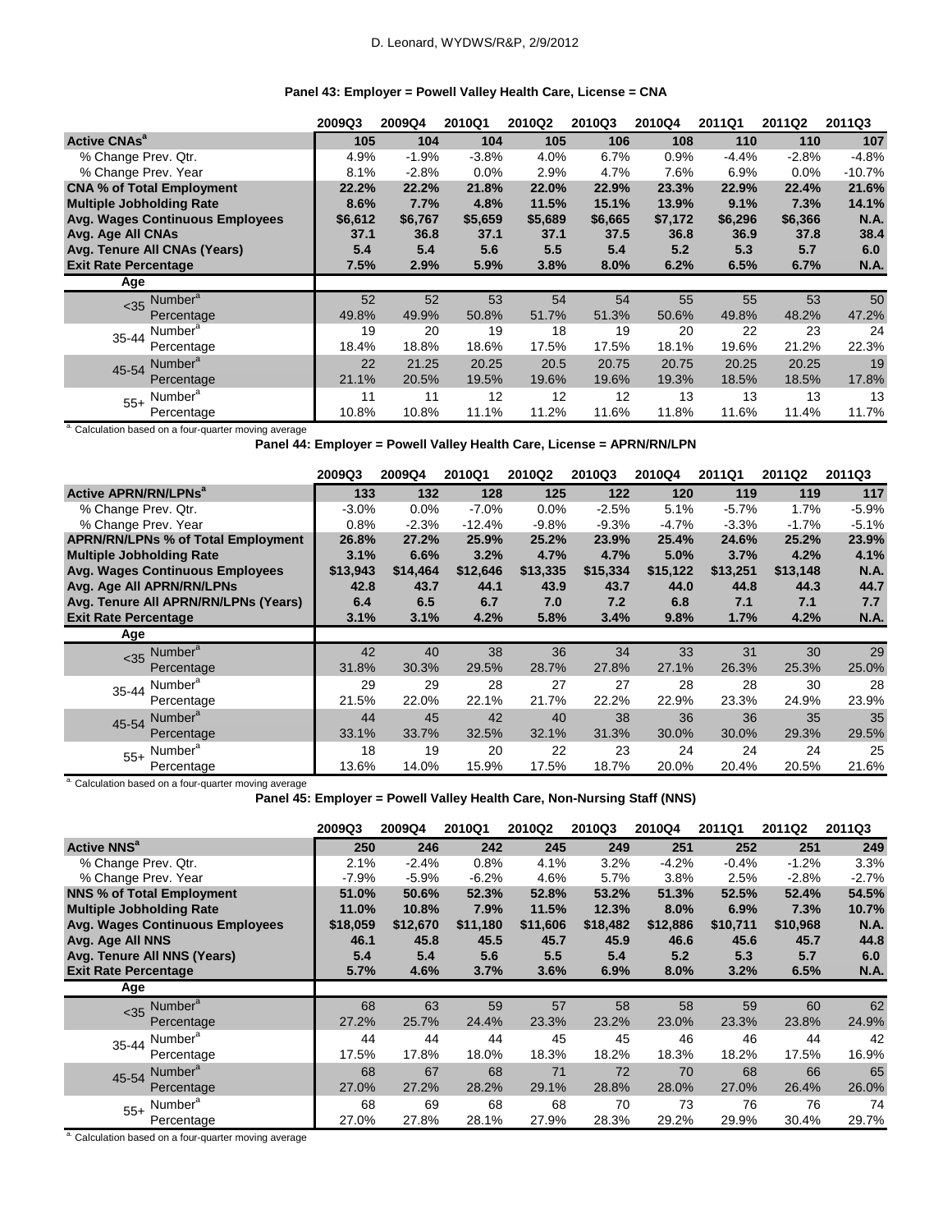D. Leonard, WYDWS/R&P, 2/9/2012

**Panel 43: Employer = Powell Valley Health Care, License = CNA**

| | 2009Q3 | 2009Q4 | 2010Q1 | 2010Q2 | 2010Q3 | 2010Q4 | 2011Q1 | 2011Q2 | 2011Q3 |
|---|---|---|---|---|---|---|---|---|---|
| **Active CNAs[a]** | **105** | **104** | **104** | **105** | **106** | **108** | **110** | **110** | **107** |
| % Change Prev. Qtr. | 4.9% | -1.9% | -3.8% | 4.0% | 6.7% | 0.9% | -4.4% | -2.8% | -4.8% |
| % Change Prev. Year | 8.1% | -2.8% | 0.0% | 2.9% | 4.7% | 7.6% | 6.9% | 0.0% | -10.7% |
| **CNA % of Total Employment** | **22.2%** | **22.2%** | **21.8%** | **22.0%** | **22.9%** | **23.3%** | **22.9%** | **22.4%** | **21.6%** |
| **Multiple Jobholding Rate** | **8.6%** | **7.7%** | **4.8%** | **11.5%** | **15.1%** | **13.9%** | **9.1%** | **7.3%** | **14.1%** |
| **Avg. Wages Continuous Employees** | **$6,612** | **$6,767** | **$5,659** | **$5,689** | **$6,665** | **$7,172** | **$6,296** | **$6,366** | **N.A.** |
| **Avg. Age All CNAs** | **37.1** | **36.8** | **37.1** | **37.1** | **37.5** | **36.8** | **36.9** | **37.8** | **38.4** |
| **Avg. Tenure All CNAs (Years)** | **5.4** | **5.4** | **5.6** | **5.5** | **5.4** | **5.2** | **5.3** | **5.7** | **6.0** |
| **Exit Rate Percentage** | **7.5%** | **2.9%** | **5.9%** | **3.8%** | **8.0%** | **6.2%** | **6.5%** | **6.7%** | **N.A.** |
| **Age** | | | | | | | | | |
| <35 Number[a] | 52 | 52 | 53 | 54 | 54 | 55 | 55 | 53 | 50 |
| <35 Percentage | 49.8% | 49.9% | 50.8% | 51.7% | 51.3% | 50.6% | 49.8% | 48.2% | 47.2% |
| 35-44 Number[a] | 19 | 20 | 19 | 18 | 19 | 20 | 22 | 23 | 24 |
| 35-44 Percentage | 18.4% | 18.8% | 18.6% | 17.5% | 17.5% | 18.1% | 19.6% | 21.2% | 22.3% |
| 45-54 Number[a] | 22 | 21.25 | 20.25 | 20.5 | 20.75 | 20.75 | 20.25 | 20.25 | 19 |
| 45-54 Percentage | 21.1% | 20.5% | 19.5% | 19.6% | 19.6% | 19.3% | 18.5% | 18.5% | 17.8% |
| 55+ Number[a] | 11 | 11 | 12 | 12 | 12 | 13 | 13 | 13 | 13 |
| 55+ Percentage | 10.8% | 10.8% | 11.1% | 11.2% | 11.6% | 11.8% | 11.6% | 11.4% | 11.7% |

[a] Calculation based on a four-quarter moving average

**Panel 44: Employer = Powell Valley Health Care, License = APRN/RN/LPN**

| | 2009Q3 | 2009Q4 | 2010Q1 | 2010Q2 | 2010Q3 | 2010Q4 | 2011Q1 | 2011Q2 | 2011Q3 |
|---|---|---|---|---|---|---|---|---|---|
| **Active APRN/RN/LPNs[a]** | **133** | **132** | **128** | **125** | **122** | **120** | **119** | **119** | **117** |
| % Change Prev. Qtr. | -3.0% | 0.0% | -7.0% | 0.0% | -2.5% | 5.1% | -5.7% | 1.7% | -5.9% |
| % Change Prev. Year | 0.8% | -2.3% | -12.4% | -9.8% | -9.3% | -4.7% | -3.3% | -1.7% | -5.1% |
| **APRN/RN/LPNs % of Total Employment** | **26.8%** | **27.2%** | **25.9%** | **25.2%** | **23.9%** | **25.4%** | **24.6%** | **25.2%** | **23.9%** |
| **Multiple Jobholding Rate** | **3.1%** | **6.6%** | **3.2%** | **4.7%** | **4.7%** | **5.0%** | **3.7%** | **4.2%** | **4.1%** |
| **Avg. Wages Continuous Employees** | **$13,943** | **$14,464** | **$12,646** | **$13,335** | **$15,334** | **$15,122** | **$13,251** | **$13,148** | **N.A.** |
| **Avg. Age All APRN/RN/LPNs** | **42.8** | **43.7** | **44.1** | **43.9** | **43.7** | **44.0** | **44.8** | **44.3** | **44.7** |
| **Avg. Tenure All APRN/RN/LPNs (Years)** | **6.4** | **6.5** | **6.7** | **7.0** | **7.2** | **6.8** | **7.1** | **7.1** | **7.7** |
| **Exit Rate Percentage** | **3.1%** | **3.1%** | **4.2%** | **5.8%** | **3.4%** | **9.8%** | **1.7%** | **4.2%** | **N.A.** |
| **Age** | | | | | | | | | |
| <35 Number[a] | 42 | 40 | 38 | 36 | 34 | 33 | 31 | 30 | 29 |
| <35 Percentage | 31.8% | 30.3% | 29.5% | 28.7% | 27.8% | 27.1% | 26.3% | 25.3% | 25.0% |
| 35-44 Number[a] | 29 | 29 | 28 | 27 | 27 | 28 | 28 | 30 | 28 |
| 35-44 Percentage | 21.5% | 22.0% | 22.1% | 21.7% | 22.2% | 22.9% | 23.3% | 24.9% | 23.9% |
| 45-54 Number[a] | 44 | 45 | 42 | 40 | 38 | 36 | 36 | 35 | 35 |
| 45-54 Percentage | 33.1% | 33.7% | 32.5% | 32.1% | 31.3% | 30.0% | 30.0% | 29.3% | 29.5% |
| 55+ Number[a] | 18 | 19 | 20 | 22 | 23 | 24 | 24 | 24 | 25 |
| 55+ Percentage | 13.6% | 14.0% | 15.9% | 17.5% | 18.7% | 20.0% | 20.4% | 20.5% | 21.6% |

[a] Calculation based on a four-quarter moving average

**Panel 45: Employer = Powell Valley Health Care, Non-Nursing Staff (NNS)**

| | 2009Q3 | 2009Q4 | 2010Q1 | 2010Q2 | 2010Q3 | 2010Q4 | 2011Q1 | 2011Q2 | 2011Q3 |
|---|---|---|---|---|---|---|---|---|---|
| **Active NNS[a]** | **250** | **246** | **242** | **245** | **249** | **251** | **252** | **251** | **249** |
| % Change Prev. Qtr. | 2.1% | -2.4% | 0.8% | 4.1% | 3.2% | -4.2% | -0.4% | -1.2% | 3.3% |
| % Change Prev. Year | -7.9% | -5.9% | -6.2% | 4.6% | 5.7% | 3.8% | 2.5% | -2.8% | -2.7% |
| **NNS % of Total Employment** | **51.0%** | **50.6%** | **52.3%** | **52.8%** | **53.2%** | **51.3%** | **52.5%** | **52.4%** | **54.5%** |
| **Multiple Jobholding Rate** | **11.0%** | **10.8%** | **7.9%** | **11.5%** | **12.3%** | **8.0%** | **6.9%** | **7.3%** | **10.7%** |
| **Avg. Wages Continuous Employees** | **$18,059** | **$12,670** | **$11,180** | **$11,606** | **$18,482** | **$12,886** | **$10,711** | **$10,968** | **N.A.** |
| **Avg. Age All NNS** | **46.1** | **45.8** | **45.5** | **45.7** | **45.9** | **46.6** | **45.6** | **45.7** | **44.8** |
| **Avg. Tenure All NNS (Years)** | **5.4** | **5.4** | **5.6** | **5.5** | **5.4** | **5.2** | **5.3** | **5.7** | **6.0** |
| **Exit Rate Percentage** | **5.7%** | **4.6%** | **3.7%** | **3.6%** | **6.9%** | **8.0%** | **3.2%** | **6.5%** | **N.A.** |
| **Age** | | | | | | | | | |
| <35 Number[a] | 68 | 63 | 59 | 57 | 58 | 58 | 59 | 60 | 62 |
| <35 Percentage | 27.2% | 25.7% | 24.4% | 23.3% | 23.2% | 23.0% | 23.3% | 23.8% | 24.9% |
| 35-44 Number[a] | 44 | 44 | 44 | 45 | 45 | 46 | 46 | 44 | 42 |
| 35-44 Percentage | 17.5% | 17.8% | 18.0% | 18.3% | 18.2% | 18.3% | 18.2% | 17.5% | 16.9% |
| 45-54 Number[a] | 68 | 67 | 68 | 71 | 72 | 70 | 68 | 66 | 65 |
| 45-54 Percentage | 27.0% | 27.2% | 28.2% | 29.1% | 28.8% | 28.0% | 27.0% | 26.4% | 26.0% |
| 55+ Number[a] | 68 | 69 | 68 | 68 | 70 | 73 | 76 | 76 | 74 |
| 55+ Percentage | 27.0% | 27.8% | 28.1% | 27.9% | 28.3% | 29.2% | 29.9% | 30.4% | 29.7% |

[a] Calculation based on a four-quarter moving average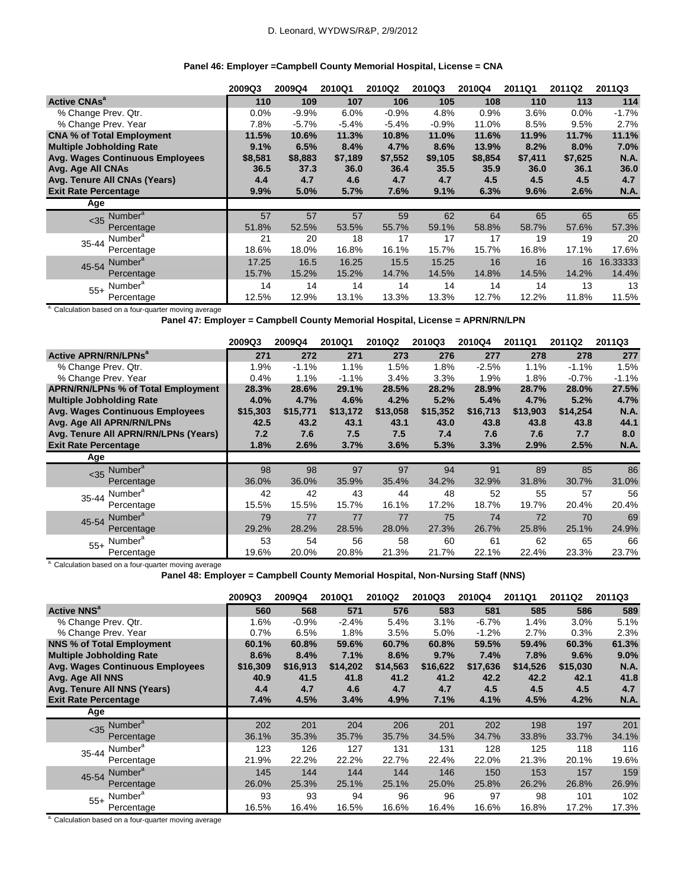D. Leonard, WYDWS/R&P, 2/9/2012

**Panel 46: Employer =Campbell County Memorial Hospital, License = CNA**

| | | 2009Q3 | 2009Q4 | 2010Q1 | 2010Q2 | 2010Q3 | 2010Q4 | 2011Q1 | 2011Q2 | 2011Q3 |
|---|---|---|---|---|---|---|---|---|---|---|
| **Active CNAs[a]** | | **110** | **109** | **107** | **106** | **105** | **108** | **110** | **113** | **114** |
| % Change Prev. Qtr. | | 0.0% | -9.9% | 6.0% | -0.9% | 4.8% | 0.9% | 3.6% | 0.0% | -1.7% |
| % Change Prev. Year | | 7.8% | -5.7% | -5.4% | -5.4% | -0.9% | 11.0% | 8.5% | 9.5% | 2.7% |
| **CNA % of Total Employment** | | **11.5%** | **10.6%** | **11.3%** | **10.8%** | **11.0%** | **11.6%** | **11.9%** | **11.7%** | **11.1%** |
| **Multiple Jobholding Rate** | | **9.1%** | **6.5%** | **8.4%** | **4.7%** | **8.6%** | **13.9%** | **8.2%** | **8.0%** | **7.0%** |
| **Avg. Wages Continuous Employees** | | **$8,581** | **$8,883** | **$7,189** | **$7,552** | **$9,105** | **$8,854** | **$7,411** | **$7,625** | **N.A.** |
| **Avg. Age All CNAs** | | **36.5** | **37.3** | **36.0** | **36.4** | **35.5** | **35.9** | **36.0** | **36.1** | **36.0** |
| **Avg. Tenure All CNAs (Years)** | | **4.4** | **4.7** | **4.6** | **4.7** | **4.7** | **4.5** | **4.5** | **4.5** | **4.7** |
| **Exit Rate Percentage** | | **9.9%** | **5.0%** | **5.7%** | **7.6%** | **9.1%** | **6.3%** | **9.6%** | **2.6%** | **N.A.** |
| **Age** | | | | | | | | | | |
| <35 | Number[a] | 57 | 57 | 57 | 59 | 62 | 64 | 65 | 65 | 65 |
| | Percentage | 51.8% | 52.5% | 53.5% | 55.7% | 59.1% | 58.8% | 58.7% | 57.6% | 57.3% |
| 35-44 | Number[a] | 21 | 20 | 18 | 17 | 17 | 17 | 19 | 19 | 20 |
| | Percentage | 18.6% | 18.0% | 16.8% | 16.1% | 15.7% | 15.7% | 16.8% | 17.1% | 17.6% |
| 45-54 | Number[a] | 17.25 | 16.5 | 16.25 | 15.5 | 15.25 | 16 | 16 | 16 | 16.33333 |
| | Percentage | 15.7% | 15.2% | 15.2% | 14.7% | 14.5% | 14.8% | 14.5% | 14.2% | 14.4% |
| 55+ | Number[a] | 14 | 14 | 14 | 14 | 14 | 14 | 14 | 13 | 13 |
| | Percentage | 12.5% | 12.9% | 13.1% | 13.3% | 13.3% | 12.7% | 12.2% | 11.8% | 11.5% |

[a] Calculation based on a four-quarter moving average

**Panel 47: Employer = Campbell County Memorial Hospital, License = APRN/RN/LPN**

| | | 2009Q3 | 2009Q4 | 2010Q1 | 2010Q2 | 2010Q3 | 2010Q4 | 2011Q1 | 2011Q2 | 2011Q3 |
|---|---|---|---|---|---|---|---|---|---|---|
| **Active APRN/RN/LPNs[a]** | | **271** | **272** | **271** | **273** | **276** | **277** | **278** | **278** | **277** |
| % Change Prev. Qtr. | | 1.9% | -1.1% | 1.1% | 1.5% | 1.8% | -2.5% | 1.1% | -1.1% | 1.5% |
| % Change Prev. Year | | 0.4% | 1.1% | -1.1% | 3.4% | 3.3% | 1.9% | 1.8% | -0.7% | -1.1% |
| **APRN/RN/LPNs % of Total Employment** | | **28.3%** | **28.6%** | **29.1%** | **28.5%** | **28.2%** | **28.9%** | **28.7%** | **28.0%** | **27.5%** |
| **Multiple Jobholding Rate** | | **4.0%** | **4.7%** | **4.6%** | **4.2%** | **5.2%** | **5.4%** | **4.7%** | **5.2%** | **4.7%** |
| **Avg. Wages Continuous Employees** | | **$15,303** | **$15,771** | **$13,172** | **$13,058** | **$15,352** | **$16,713** | **$13,903** | **$14,254** | **N.A.** |
| **Avg. Age All APRN/RN/LPNs** | | **42.5** | **43.2** | **43.1** | **43.1** | **43.0** | **43.8** | **43.8** | **43.8** | **44.1** |
| **Avg. Tenure All APRN/RN/LPNs (Years)** | | **7.2** | **7.6** | **7.5** | **7.5** | **7.4** | **7.6** | **7.6** | **7.7** | **8.0** |
| **Exit Rate Percentage** | | **1.8%** | **2.6%** | **3.7%** | **3.6%** | **5.3%** | **3.3%** | **2.9%** | **2.5%** | **N.A.** |
| **Age** | | | | | | | | | | |
| <35 | Number[a] | 98 | 98 | 97 | 97 | 94 | 91 | 89 | 85 | 86 |
| | Percentage | 36.0% | 36.0% | 35.9% | 35.4% | 34.2% | 32.9% | 31.8% | 30.7% | 31.0% |
| 35-44 | Number[a] | 42 | 42 | 43 | 44 | 48 | 52 | 55 | 57 | 56 |
| | Percentage | 15.5% | 15.5% | 15.7% | 16.1% | 17.2% | 18.7% | 19.7% | 20.4% | 20.4% |
| 45-54 | Number[a] | 79 | 77 | 77 | 77 | 75 | 74 | 72 | 70 | 69 |
| | Percentage | 29.2% | 28.2% | 28.5% | 28.0% | 27.3% | 26.7% | 25.8% | 25.1% | 24.9% |
| 55+ | Number[a] | 53 | 54 | 56 | 58 | 60 | 61 | 62 | 65 | 66 |
| | Percentage | 19.6% | 20.0% | 20.8% | 21.3% | 21.7% | 22.1% | 22.4% | 23.3% | 23.7% |

[a] Calculation based on a four-quarter moving average

**Panel 48: Employer = Campbell County Memorial Hospital, Non-Nursing Staff (NNS)**

| | | 2009Q3 | 2009Q4 | 2010Q1 | 2010Q2 | 2010Q3 | 2010Q4 | 2011Q1 | 2011Q2 | 2011Q3 |
|---|---|---|---|---|---|---|---|---|---|---|
| **Active NNS[a]** | | **560** | **568** | **571** | **576** | **583** | **581** | **585** | **586** | **589** |
| % Change Prev. Qtr. | | 1.6% | -0.9% | -2.4% | 5.4% | 3.1% | -6.7% | 1.4% | 3.0% | 5.1% |
| % Change Prev. Year | | 0.7% | 6.5% | 1.8% | 3.5% | 5.0% | -1.2% | 2.7% | 0.3% | 2.3% |
| **NNS % of Total Employment** | | **60.1%** | **60.8%** | **59.6%** | **60.7%** | **60.8%** | **59.5%** | **59.4%** | **60.3%** | **61.3%** |
| **Multiple Jobholding Rate** | | **8.6%** | **8.4%** | **7.1%** | **8.6%** | **9.7%** | **7.4%** | **7.8%** | **9.6%** | **9.0%** |
| **Avg. Wages Continuous Employees** | | **$16,309** | **$16,913** | **$14,202** | **$14,563** | **$16,622** | **$17,636** | **$14,526** | **$15,030** | **N.A.** |
| **Avg. Age All NNS** | | **40.9** | **41.5** | **41.8** | **41.2** | **41.2** | **42.2** | **42.2** | **42.1** | **41.8** |
| **Avg. Tenure All NNS (Years)** | | **4.4** | **4.7** | **4.6** | **4.7** | **4.7** | **4.5** | **4.5** | **4.5** | **4.7** |
| **Exit Rate Percentage** | | **7.4%** | **4.5%** | **3.4%** | **4.9%** | **7.1%** | **4.1%** | **4.5%** | **4.2%** | **N.A.** |
| **Age** | | | | | | | | | | |
| <35 | Number[a] | 202 | 201 | 204 | 206 | 201 | 202 | 198 | 197 | 201 |
| | Percentage | 36.1% | 35.3% | 35.7% | 35.7% | 34.5% | 34.7% | 33.8% | 33.7% | 34.1% |
| 35-44 | Number[a] | 123 | 126 | 127 | 131 | 131 | 128 | 125 | 118 | 116 |
| | Percentage | 21.9% | 22.2% | 22.2% | 22.7% | 22.4% | 22.0% | 21.3% | 20.1% | 19.6% |
| 45-54 | Number[a] | 145 | 144 | 144 | 144 | 146 | 150 | 153 | 157 | 159 |
| | Percentage | 26.0% | 25.3% | 25.1% | 25.1% | 25.0% | 25.8% | 26.2% | 26.8% | 26.9% |
| 55+ | Number[a] | 93 | 93 | 94 | 96 | 96 | 97 | 98 | 101 | 102 |
| | Percentage | 16.5% | 16.4% | 16.5% | 16.6% | 16.4% | 16.6% | 16.8% | 17.2% | 17.3% |

[a] Calculation based on a four-quarter moving average